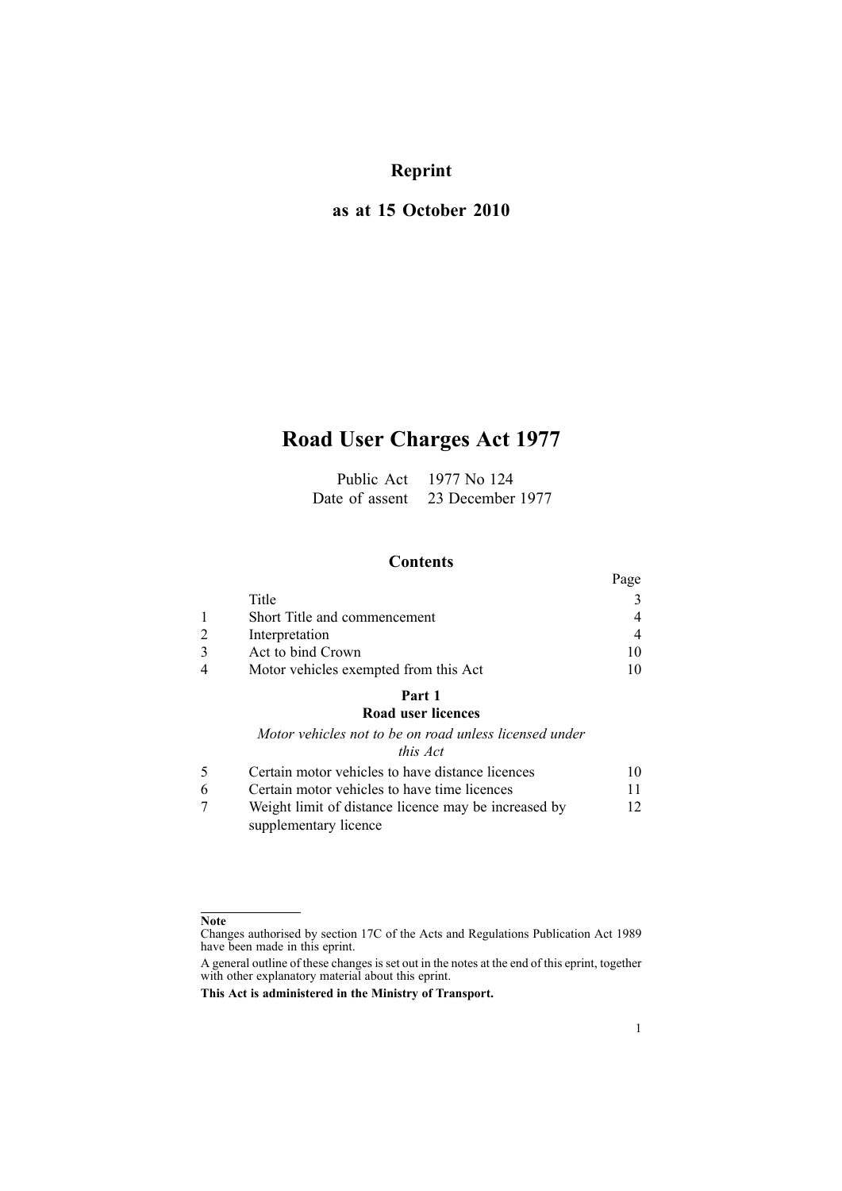**Reprint**

**as at 15 October 2010**

# Road User Charges Act 1977

Public Act 1977 No 124
Date of assent 23 December 1977

## Contents

| | | Page |
|---|---|---|
| | Title | 3 |
| 1 | Short Title and commencement | 4 |
| 2 | Interpretation | 4 |
| 3 | Act to bind Crown | 10 |
| 4 | Motor vehicles exempted from this Act | 10 |
| | **Part 1** **Road user licences** | |
| | *Motor vehicles not to be on road unless licensed under this Act* | |
| 5 | Certain motor vehicles to have distance licences | 10 |
| 6 | Certain motor vehicles to have time licences | 11 |
| 7 | Weight limit of distance licence may be increased by supplementary licence | 12 |

**Note**

Changes authorised by section 17C of the Acts and Regulations Publication Act 1989 have been made in this eprint.

A general outline of these changes is set out in the notes at the end of this eprint, together with other explanatory material about this eprint.

**This Act is administered in the Ministry of Transport.**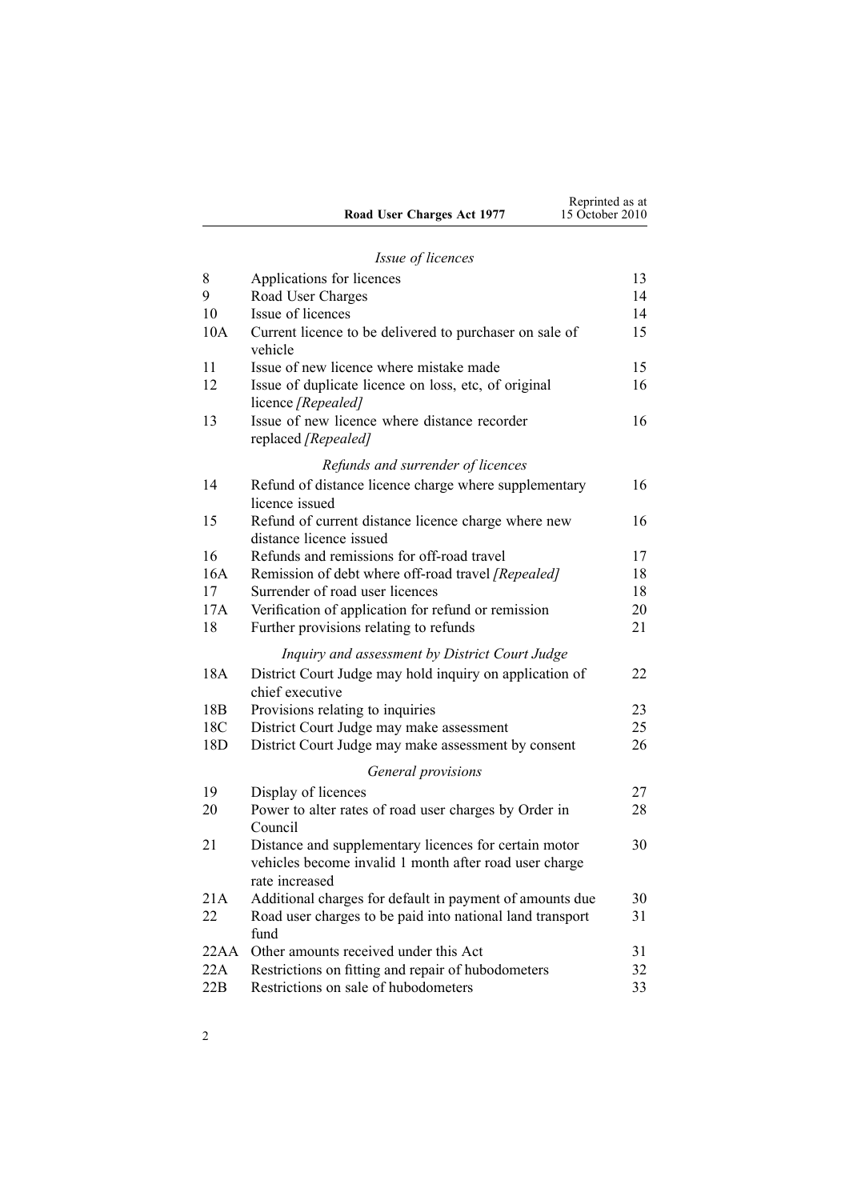*Issue of licences*

| | | |
|---|---|---|
| 8 | Applications for licences | 13 |
| 9 | Road User Charges | 14 |
| 10 | Issue of licences | 14 |
| 10A | Current licence to be delivered to purchaser on sale of vehicle | 15 |
| 11 | Issue of new licence where mistake made | 15 |
| 12 | Issue of duplicate licence on loss, etc, of original licence *[Repealed]* | 16 |
| 13 | Issue of new licence where distance recorder replaced *[Repealed]* | 16 |

*Refunds and surrender of licences*

| | | |
|---|---|---|
| 14 | Refund of distance licence charge where supplementary licence issued | 16 |
| 15 | Refund of current distance licence charge where new distance licence issued | 16 |
| 16 | Refunds and remissions for off-road travel | 17 |
| 16A | Remission of debt where off-road travel *[Repealed]* | 18 |
| 17 | Surrender of road user licences | 18 |
| 17A | Verification of application for refund or remission | 20 |
| 18 | Further provisions relating to refunds | 21 |

*Inquiry and assessment by District Court Judge*

| | | |
|---|---|---|
| 18A | District Court Judge may hold inquiry on application of chief executive | 22 |
| 18B | Provisions relating to inquiries | 23 |
| 18C | District Court Judge may make assessment | 25 |
| 18D | District Court Judge may make assessment by consent | 26 |

*General provisions*

| | | |
|---|---|---|
| 19 | Display of licences | 27 |
| 20 | Power to alter rates of road user charges by Order in Council | 28 |
| 21 | Distance and supplementary licences for certain motor vehicles become invalid 1 month after road user charge rate increased | 30 |
| 21A | Additional charges for default in payment of amounts due | 30 |
| 22 | Road user charges to be paid into national land transport fund | 31 |
| 22AA | Other amounts received under this Act | 31 |
| 22A | Restrictions on fitting and repair of hubodometers | 32 |
| 22B | Restrictions on sale of hubodometers | 33 |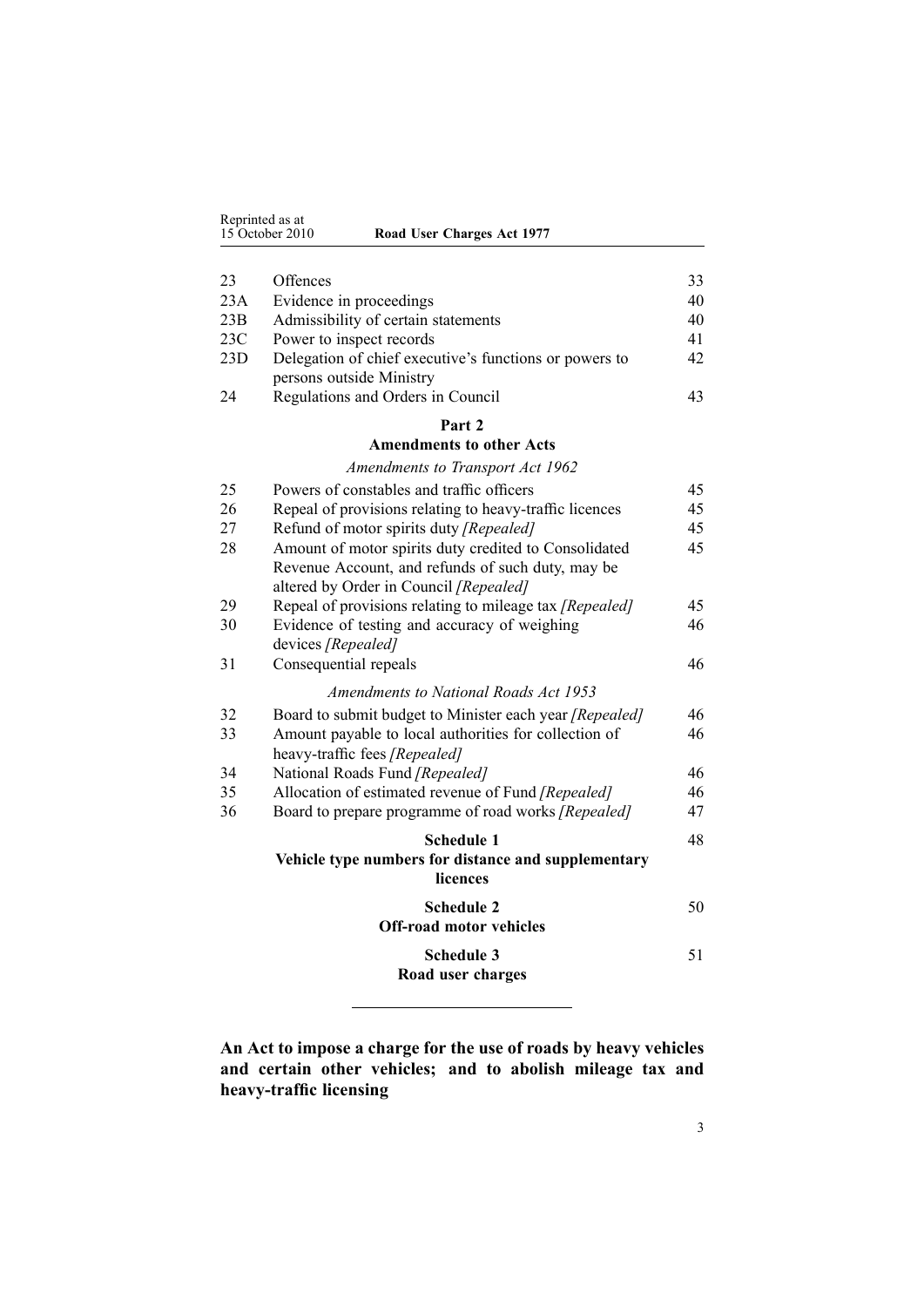| | | |
|---|---|---|
| 23 | Offences | 33 |
| 23A | Evidence in proceedings | 40 |
| 23B | Admissibility of certain statements | 40 |
| 23C | Power to inspect records | 41 |
| 23D | Delegation of chief executive's functions or powers to persons outside Ministry | 42 |
| 24 | Regulations and Orders in Council | 43 |

**Part 2**
**Amendments to other Acts**

*Amendments to Transport Act 1962*

| | | |
|---|---|---|
| 25 | Powers of constables and traffic officers | 45 |
| 26 | Repeal of provisions relating to heavy-traffic licences | 45 |
| 27 | Refund of motor spirits duty *[Repealed]* | 45 |
| 28 | Amount of motor spirits duty credited to Consolidated Revenue Account, and refunds of such duty, may be altered by Order in Council *[Repealed]* | 45 |
| 29 | Repeal of provisions relating to mileage tax *[Repealed]* | 45 |
| 30 | Evidence of testing and accuracy of weighing devices *[Repealed]* | 46 |
| 31 | Consequential repeals | 46 |

*Amendments to National Roads Act 1953*

| | | |
|---|---|---|
| 32 | Board to submit budget to Minister each year *[Repealed]* | 46 |
| 33 | Amount payable to local authorities for collection of heavy-traffic fees *[Repealed]* | 46 |
| 34 | National Roads Fund *[Repealed]* | 46 |
| 35 | Allocation of estimated revenue of Fund *[Repealed]* | 46 |
| 36 | Board to prepare programme of road works *[Repealed]* | 47 |

**Schedule 1** — 48
**Vehicle type numbers for distance and supplementary licences**

**Schedule 2** — 50
**Off-road motor vehicles**

**Schedule 3** — 51
**Road user charges**

---

**An Act to impose a charge for the use of roads by heavy vehicles and certain other vehicles; and to abolish mileage tax and heavy-traffic licensing**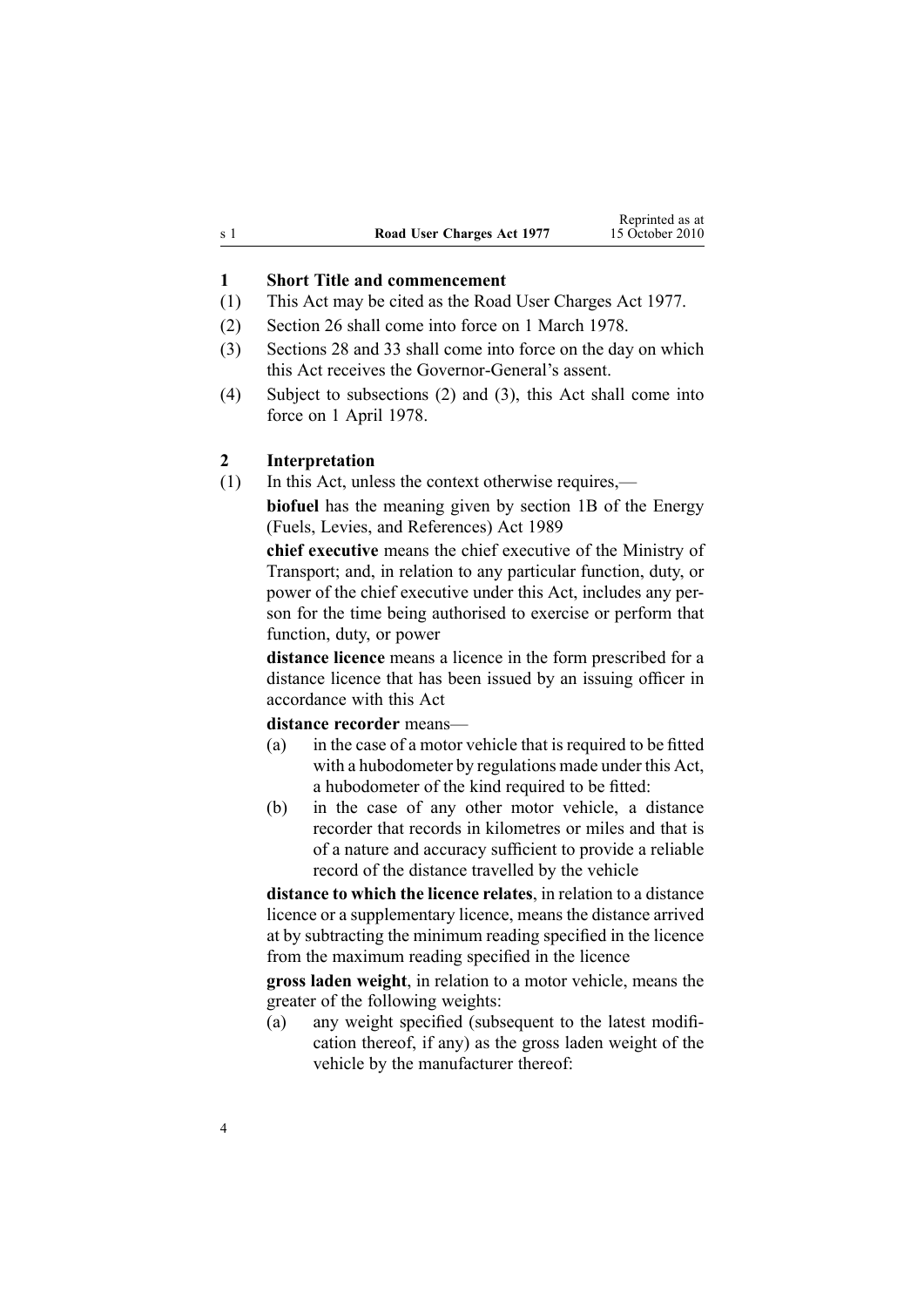## 1 Short Title and commencement

(1) This Act may be cited as the Road User Charges Act 1977.

(2) Section 26 shall come into force on 1 March 1978.

(3) Sections 28 and 33 shall come into force on the day on which this Act receives the Governor-General's assent.

(4) Subject to subsections (2) and (3), this Act shall come into force on 1 April 1978.

## 2 Interpretation

(1) In this Act, unless the context otherwise requires,—

**biofuel** has the meaning given by section 1B of the Energy (Fuels, Levies, and References) Act 1989

**chief executive** means the chief executive of the Ministry of Transport; and, in relation to any particular function, duty, or power of the chief executive under this Act, includes any person for the time being authorised to exercise or perform that function, duty, or power

**distance licence** means a licence in the form prescribed for a distance licence that has been issued by an issuing officer in accordance with this Act

**distance recorder** means—

- (a) in the case of a motor vehicle that is required to be fitted with a hubodometer by regulations made under this Act, a hubodometer of the kind required to be fitted:
- (b) in the case of any other motor vehicle, a distance recorder that records in kilometres or miles and that is of a nature and accuracy sufficient to provide a reliable record of the distance travelled by the vehicle

**distance to which the licence relates**, in relation to a distance licence or a supplementary licence, means the distance arrived at by subtracting the minimum reading specified in the licence from the maximum reading specified in the licence

**gross laden weight**, in relation to a motor vehicle, means the greater of the following weights:

- (a) any weight specified (subsequent to the latest modification thereof, if any) as the gross laden weight of the vehicle by the manufacturer thereof: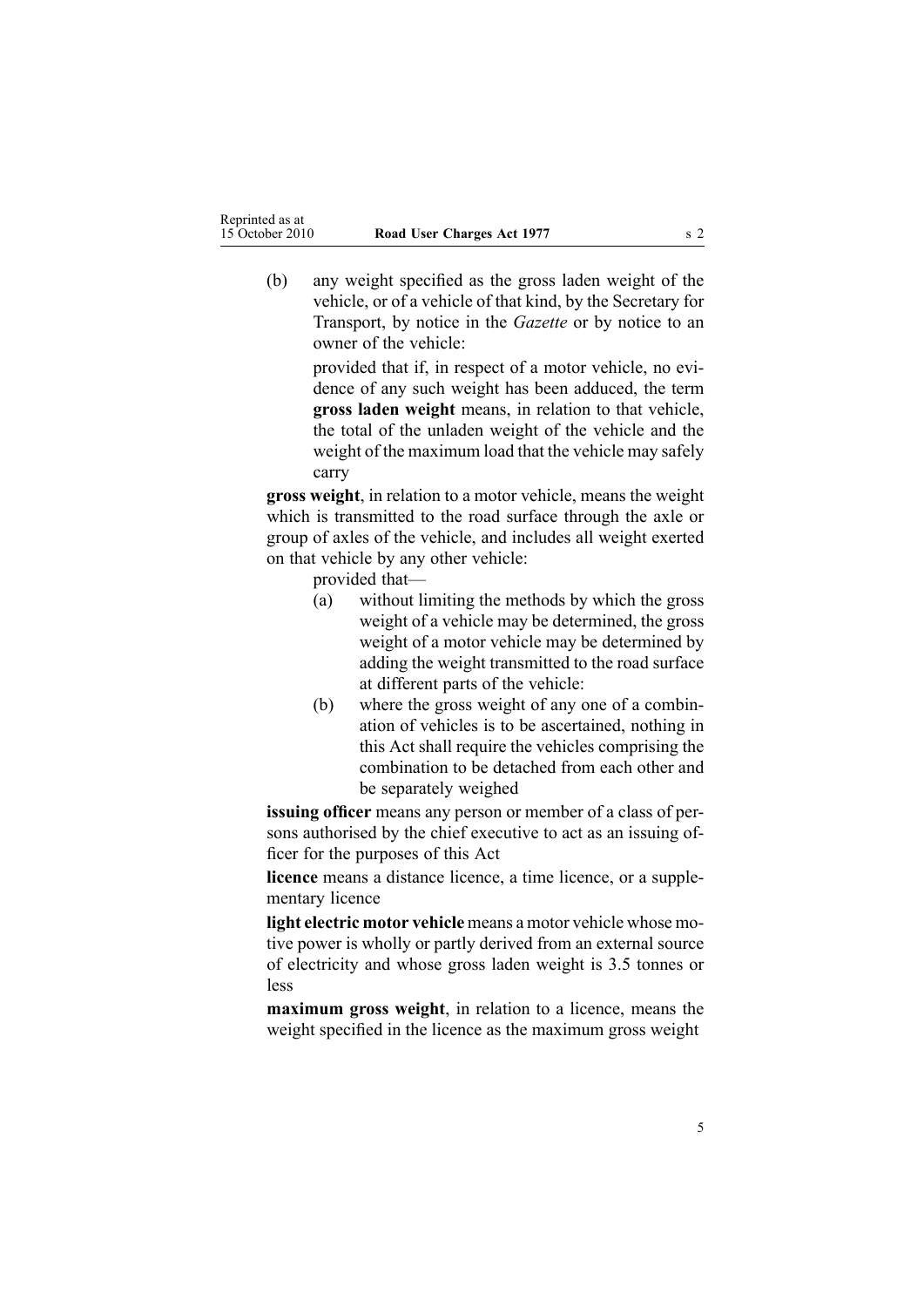(b) any weight specified as the gross laden weight of the vehicle, or of a vehicle of that kind, by the Secretary for Transport, by notice in the *Gazette* or by notice to an owner of the vehicle:

provided that if, in respect of a motor vehicle, no evidence of any such weight has been adduced, the term **gross laden weight** means, in relation to that vehicle, the total of the unladen weight of the vehicle and the weight of the maximum load that the vehicle may safely carry

**gross weight**, in relation to a motor vehicle, means the weight which is transmitted to the road surface through the axle or group of axles of the vehicle, and includes all weight exerted on that vehicle by any other vehicle:

provided that—

(a) without limiting the methods by which the gross weight of a vehicle may be determined, the gross weight of a motor vehicle may be determined by adding the weight transmitted to the road surface at different parts of the vehicle:

(b) where the gross weight of any one of a combination of vehicles is to be ascertained, nothing in this Act shall require the vehicles comprising the combination to be detached from each other and be separately weighed

**issuing officer** means any person or member of a class of persons authorised by the chief executive to act as an issuing officer for the purposes of this Act

**licence** means a distance licence, a time licence, or a supplementary licence

**light electric motor vehicle** means a motor vehicle whose motive power is wholly or partly derived from an external source of electricity and whose gross laden weight is 3.5 tonnes or less

**maximum gross weight**, in relation to a licence, means the weight specified in the licence as the maximum gross weight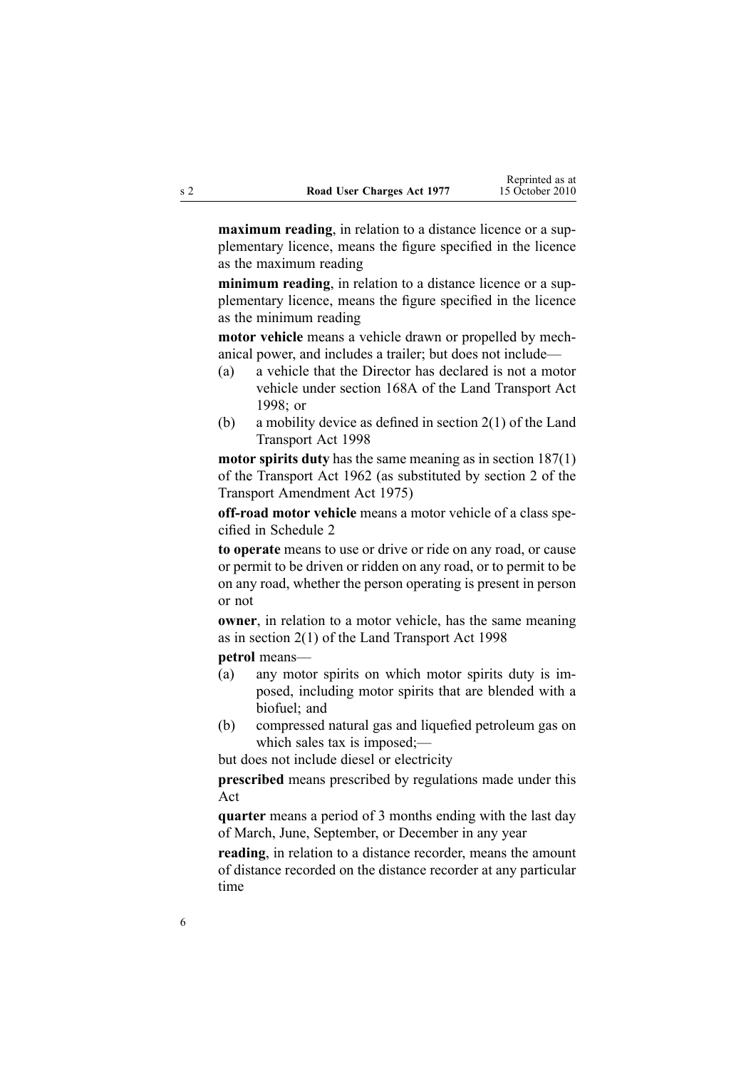**maximum reading**, in relation to a distance licence or a supplementary licence, means the figure specified in the licence as the maximum reading

**minimum reading**, in relation to a distance licence or a supplementary licence, means the figure specified in the licence as the minimum reading

**motor vehicle** means a vehicle drawn or propelled by mechanical power, and includes a trailer; but does not include—

- (a) a vehicle that the Director has declared is not a motor vehicle under section 168A of the Land Transport Act 1998; or
- (b) a mobility device as defined in section 2(1) of the Land Transport Act 1998

**motor spirits duty** has the same meaning as in section 187(1) of the Transport Act 1962 (as substituted by section 2 of the Transport Amendment Act 1975)

**off-road motor vehicle** means a motor vehicle of a class specified in Schedule 2

**to operate** means to use or drive or ride on any road, or cause or permit to be driven or ridden on any road, or to permit to be on any road, whether the person operating is present in person or not

**owner**, in relation to a motor vehicle, has the same meaning as in section 2(1) of the Land Transport Act 1998

**petrol** means—

- (a) any motor spirits on which motor spirits duty is imposed, including motor spirits that are blended with a biofuel; and
- (b) compressed natural gas and liquefied petroleum gas on which sales tax is imposed;—

but does not include diesel or electricity

**prescribed** means prescribed by regulations made under this Act

**quarter** means a period of 3 months ending with the last day of March, June, September, or December in any year

**reading**, in relation to a distance recorder, means the amount of distance recorded on the distance recorder at any particular time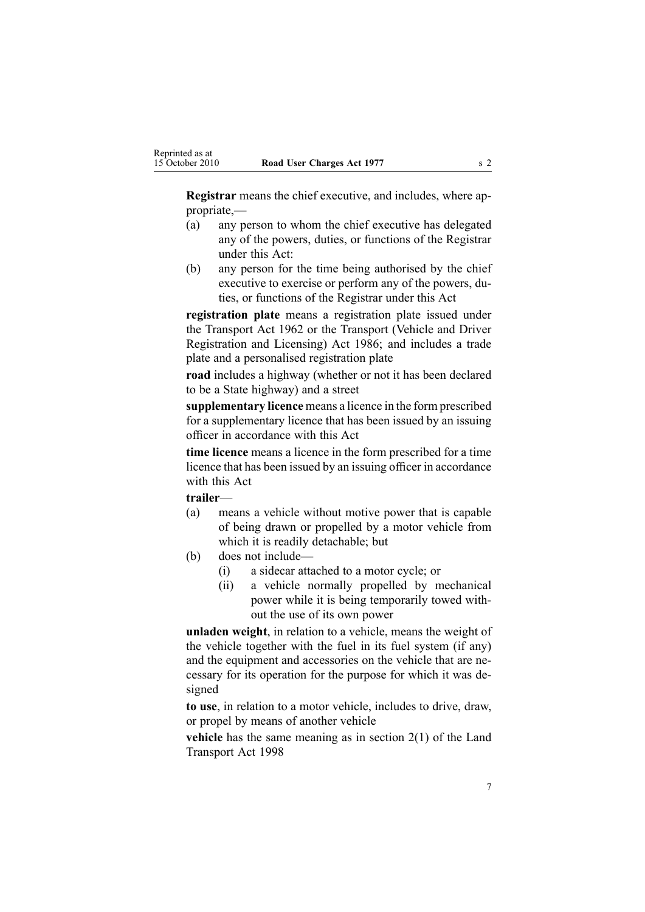**Registrar** means the chief executive, and includes, where appropriate,—

- (a) any person to whom the chief executive has delegated any of the powers, duties, or functions of the Registrar under this Act:
- (b) any person for the time being authorised by the chief executive to exercise or perform any of the powers, duties, or functions of the Registrar under this Act

**registration plate** means a registration plate issued under the Transport Act 1962 or the Transport (Vehicle and Driver Registration and Licensing) Act 1986; and includes a trade plate and a personalised registration plate

**road** includes a highway (whether or not it has been declared to be a State highway) and a street

**supplementary licence** means a licence in the form prescribed for a supplementary licence that has been issued by an issuing officer in accordance with this Act

**time licence** means a licence in the form prescribed for a time licence that has been issued by an issuing officer in accordance with this Act

**trailer**—

- (a) means a vehicle without motive power that is capable of being drawn or propelled by a motor vehicle from which it is readily detachable; but
- (b) does not include—
  - (i) a sidecar attached to a motor cycle; or
  - (ii) a vehicle normally propelled by mechanical power while it is being temporarily towed without the use of its own power

**unladen weight**, in relation to a vehicle, means the weight of the vehicle together with the fuel in its fuel system (if any) and the equipment and accessories on the vehicle that are necessary for its operation for the purpose for which it was designed

**to use**, in relation to a motor vehicle, includes to drive, draw, or propel by means of another vehicle

**vehicle** has the same meaning as in section 2(1) of the Land Transport Act 1998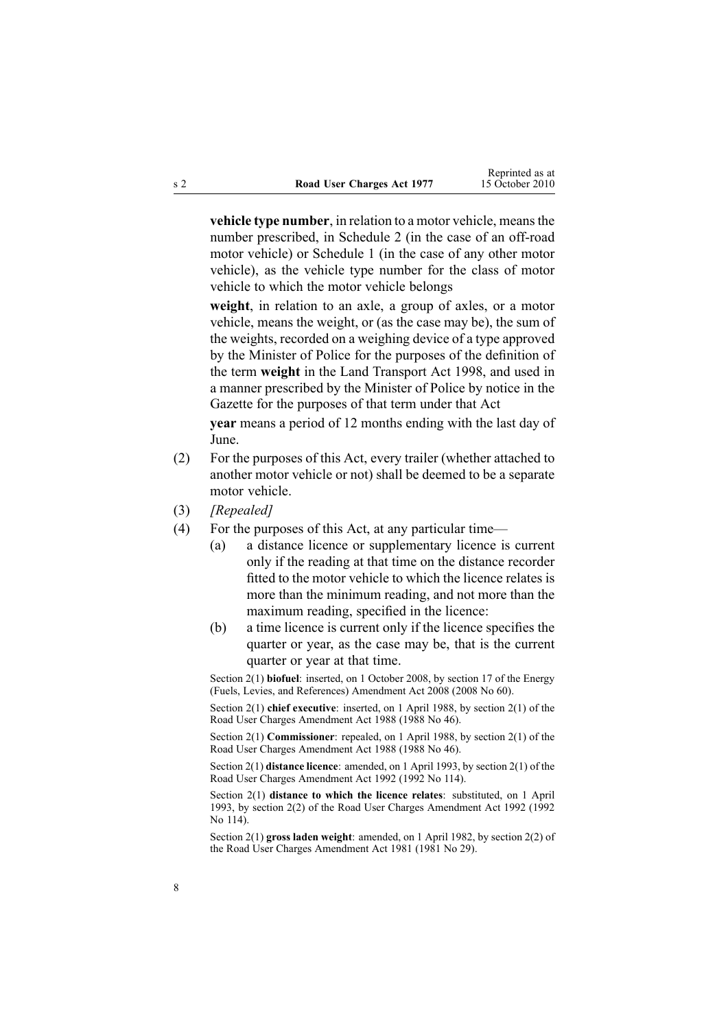**vehicle type number**, in relation to a motor vehicle, means the number prescribed, in Schedule 2 (in the case of an off-road motor vehicle) or Schedule 1 (in the case of any other motor vehicle), as the vehicle type number for the class of motor vehicle to which the motor vehicle belongs

**weight**, in relation to an axle, a group of axles, or a motor vehicle, means the weight, or (as the case may be), the sum of the weights, recorded on a weighing device of a type approved by the Minister of Police for the purposes of the definition of the term **weight** in the Land Transport Act 1998, and used in a manner prescribed by the Minister of Police by notice in the Gazette for the purposes of that term under that Act

**year** means a period of 12 months ending with the last day of June.

(2) For the purposes of this Act, every trailer (whether attached to another motor vehicle or not) shall be deemed to be a separate motor vehicle.

(3) *[Repealed]*

(4) For the purposes of this Act, at any particular time—

- (a) a distance licence or supplementary licence is current only if the reading at that time on the distance recorder fitted to the motor vehicle to which the licence relates is more than the minimum reading, and not more than the maximum reading, specified in the licence:
- (b) a time licence is current only if the licence specifies the quarter or year, as the case may be, that is the current quarter or year at that time.

Section 2(1) **biofuel**: inserted, on 1 October 2008, by section 17 of the Energy (Fuels, Levies, and References) Amendment Act 2008 (2008 No 60).

Section 2(1) **chief executive**: inserted, on 1 April 1988, by section 2(1) of the Road User Charges Amendment Act 1988 (1988 No 46).

Section 2(1) **Commissioner**: repealed, on 1 April 1988, by section 2(1) of the Road User Charges Amendment Act 1988 (1988 No 46).

Section 2(1) **distance licence**: amended, on 1 April 1993, by section 2(1) of the Road User Charges Amendment Act 1992 (1992 No 114).

Section 2(1) **distance to which the licence relates**: substituted, on 1 April 1993, by section 2(2) of the Road User Charges Amendment Act 1992 (1992 No 114).

Section 2(1) **gross laden weight**: amended, on 1 April 1982, by section 2(2) of the Road User Charges Amendment Act 1981 (1981 No 29).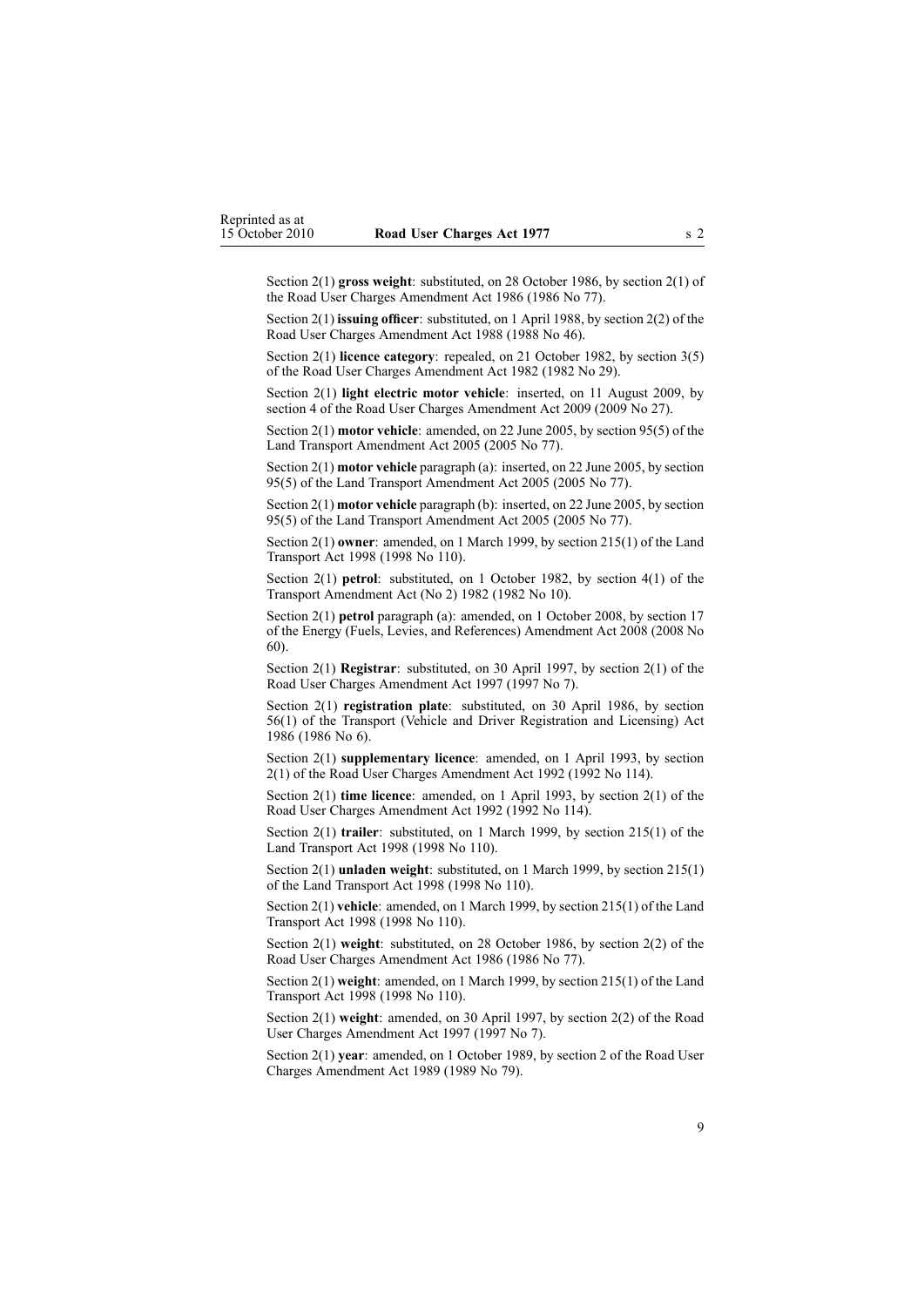Section 2(1) **gross weight**: substituted, on 28 October 1986, by section 2(1) of the Road User Charges Amendment Act 1986 (1986 No 77).

Section 2(1) **issuing officer**: substituted, on 1 April 1988, by section 2(2) of the Road User Charges Amendment Act 1988 (1988 No 46).

Section 2(1) **licence category**: repealed, on 21 October 1982, by section 3(5) of the Road User Charges Amendment Act 1982 (1982 No 29).

Section 2(1) **light electric motor vehicle**: inserted, on 11 August 2009, by section 4 of the Road User Charges Amendment Act 2009 (2009 No 27).

Section 2(1) **motor vehicle**: amended, on 22 June 2005, by section 95(5) of the Land Transport Amendment Act 2005 (2005 No 77).

Section 2(1) **motor vehicle** paragraph (a): inserted, on 22 June 2005, by section 95(5) of the Land Transport Amendment Act 2005 (2005 No 77).

Section 2(1) **motor vehicle** paragraph (b): inserted, on 22 June 2005, by section 95(5) of the Land Transport Amendment Act 2005 (2005 No 77).

Section 2(1) **owner**: amended, on 1 March 1999, by section 215(1) of the Land Transport Act 1998 (1998 No 110).

Section 2(1) **petrol**: substituted, on 1 October 1982, by section 4(1) of the Transport Amendment Act (No 2) 1982 (1982 No 10).

Section 2(1) **petrol** paragraph (a): amended, on 1 October 2008, by section 17 of the Energy (Fuels, Levies, and References) Amendment Act 2008 (2008 No 60).

Section 2(1) **Registrar**: substituted, on 30 April 1997, by section 2(1) of the Road User Charges Amendment Act 1997 (1997 No 7).

Section 2(1) **registration plate**: substituted, on 30 April 1986, by section 56(1) of the Transport (Vehicle and Driver Registration and Licensing) Act 1986 (1986 No 6).

Section 2(1) **supplementary licence**: amended, on 1 April 1993, by section 2(1) of the Road User Charges Amendment Act 1992 (1992 No 114).

Section 2(1) **time licence**: amended, on 1 April 1993, by section 2(1) of the Road User Charges Amendment Act 1992 (1992 No 114).

Section 2(1) **trailer**: substituted, on 1 March 1999, by section 215(1) of the Land Transport Act 1998 (1998 No 110).

Section 2(1) **unladen weight**: substituted, on 1 March 1999, by section 215(1) of the Land Transport Act 1998 (1998 No 110).

Section 2(1) **vehicle**: amended, on 1 March 1999, by section 215(1) of the Land Transport Act 1998 (1998 No 110).

Section 2(1) **weight**: substituted, on 28 October 1986, by section 2(2) of the Road User Charges Amendment Act 1986 (1986 No 77).

Section 2(1) **weight**: amended, on 1 March 1999, by section 215(1) of the Land Transport Act 1998 (1998 No 110).

Section 2(1) **weight**: amended, on 30 April 1997, by section 2(2) of the Road User Charges Amendment Act 1997 (1997 No 7).

Section 2(1) **year**: amended, on 1 October 1989, by section 2 of the Road User Charges Amendment Act 1989 (1989 No 79).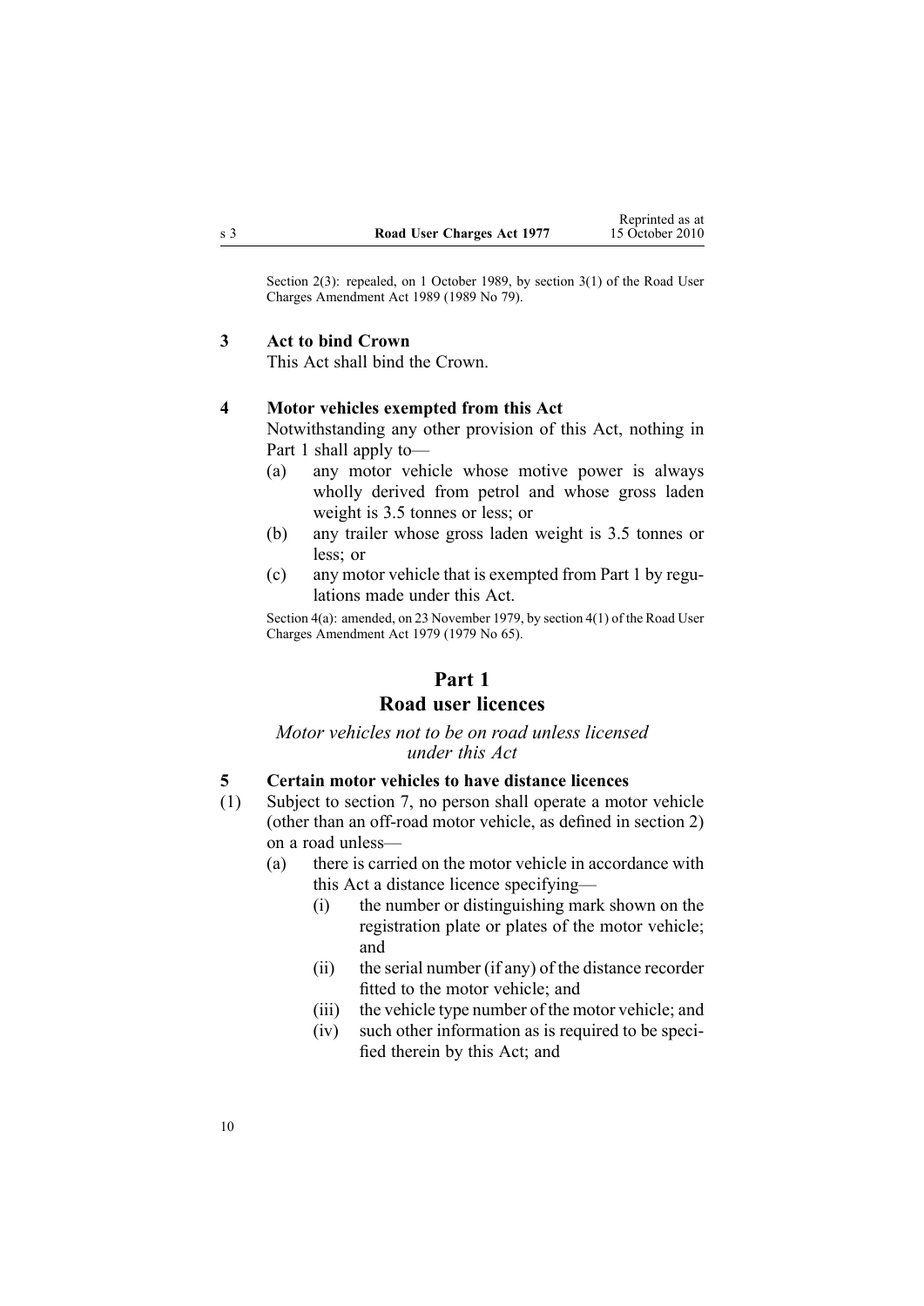Section 2(3): repealed, on 1 October 1989, by section 3(1) of the Road User Charges Amendment Act 1989 (1989 No 79).

**3 Act to bind Crown**

This Act shall bind the Crown.

**4 Motor vehicles exempted from this Act**

Notwithstanding any other provision of this Act, nothing in Part 1 shall apply to—

(a) any motor vehicle whose motive power is always wholly derived from petrol and whose gross laden weight is 3.5 tonnes or less; or

(b) any trailer whose gross laden weight is 3.5 tonnes or less; or

(c) any motor vehicle that is exempted from Part 1 by regulations made under this Act.

Section 4(a): amended, on 23 November 1979, by section 4(1) of the Road User Charges Amendment Act 1979 (1979 No 65).

# Part 1
# Road user licences

*Motor vehicles not to be on road unless licensed under this Act*

**5 Certain motor vehicles to have distance licences**

(1) Subject to section 7, no person shall operate a motor vehicle (other than an off-road motor vehicle, as defined in section 2) on a road unless—

(a) there is carried on the motor vehicle in accordance with this Act a distance licence specifying—

(i) the number or distinguishing mark shown on the registration plate or plates of the motor vehicle; and

(ii) the serial number (if any) of the distance recorder fitted to the motor vehicle; and

(iii) the vehicle type number of the motor vehicle; and

(iv) such other information as is required to be specified therein by this Act; and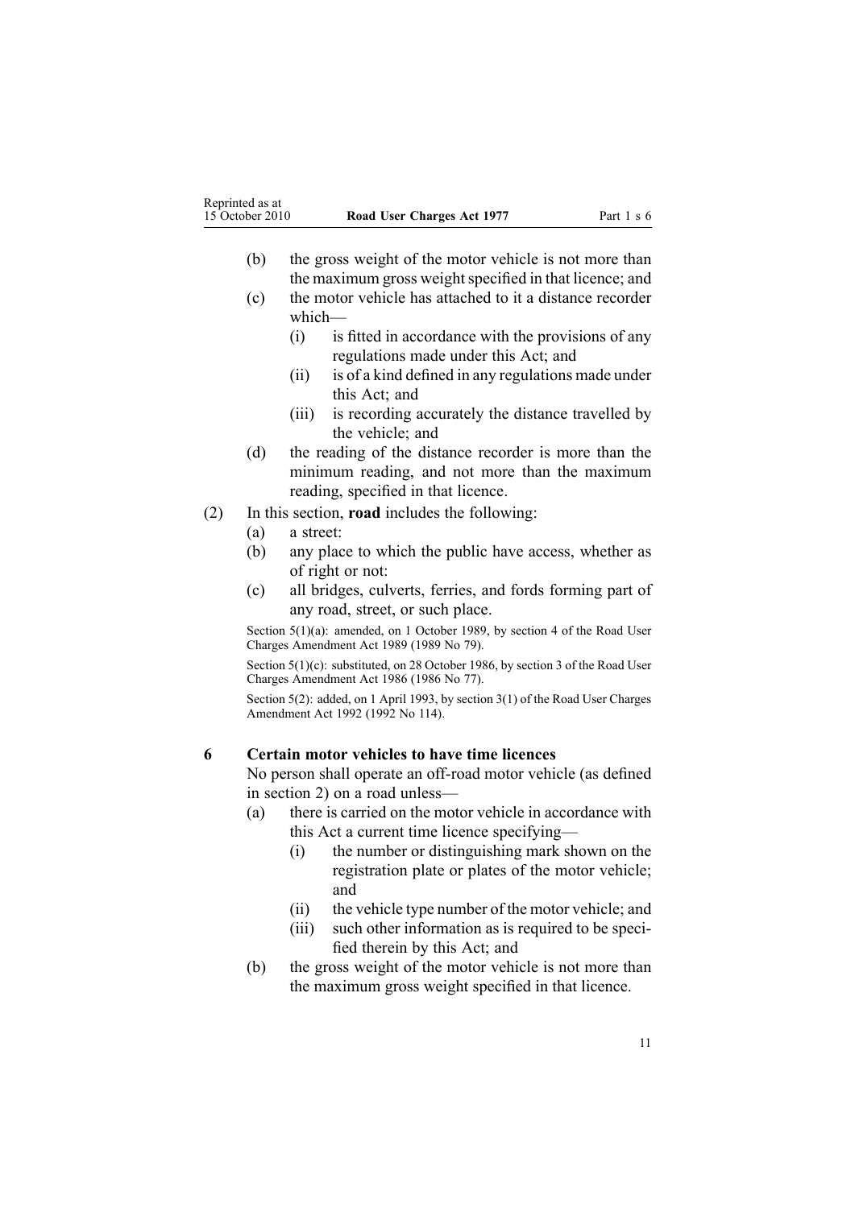(b) the gross weight of the motor vehicle is not more than the maximum gross weight specified in that licence; and

(c) the motor vehicle has attached to it a distance recorder which—

  (i) is fitted in accordance with the provisions of any regulations made under this Act; and

  (ii) is of a kind defined in any regulations made under this Act; and

  (iii) is recording accurately the distance travelled by the vehicle; and

(d) the reading of the distance recorder is more than the minimum reading, and not more than the maximum reading, specified in that licence.

(2) In this section, **road** includes the following:

(a) a street:

(b) any place to which the public have access, whether as of right or not:

(c) all bridges, culverts, ferries, and fords forming part of any road, street, or such place.

Section 5(1)(a): amended, on 1 October 1989, by section 4 of the Road User Charges Amendment Act 1989 (1989 No 79).

Section 5(1)(c): substituted, on 28 October 1986, by section 3 of the Road User Charges Amendment Act 1986 (1986 No 77).

Section 5(2): added, on 1 April 1993, by section 3(1) of the Road User Charges Amendment Act 1992 (1992 No 114).

### 6 Certain motor vehicles to have time licences

No person shall operate an off-road motor vehicle (as defined in section 2) on a road unless—

(a) there is carried on the motor vehicle in accordance with this Act a current time licence specifying—

  (i) the number or distinguishing mark shown on the registration plate or plates of the motor vehicle; and

  (ii) the vehicle type number of the motor vehicle; and

  (iii) such other information as is required to be specified therein by this Act; and

(b) the gross weight of the motor vehicle is not more than the maximum gross weight specified in that licence.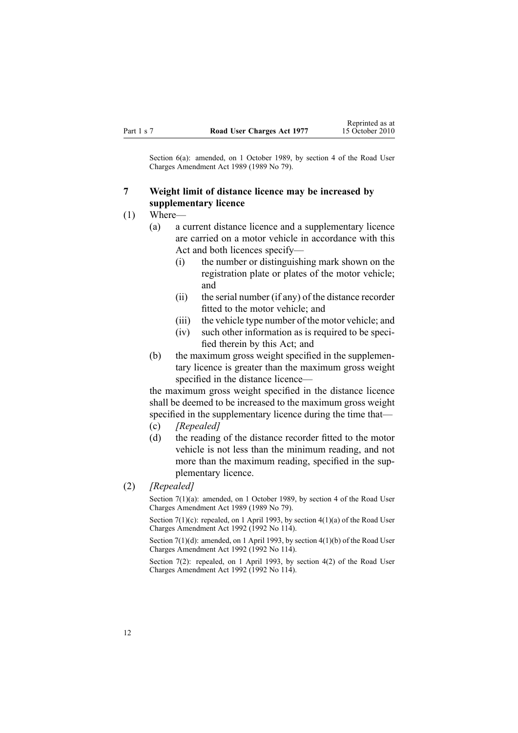Section 6(a): amended, on 1 October 1989, by section 4 of the Road User Charges Amendment Act 1989 (1989 No 79).

## 7 Weight limit of distance licence may be increased by supplementary licence

(1) Where—

  (a) a current distance licence and a supplementary licence are carried on a motor vehicle in accordance with this Act and both licences specify—

    (i) the number or distinguishing mark shown on the registration plate or plates of the motor vehicle; and

    (ii) the serial number (if any) of the distance recorder fitted to the motor vehicle; and

    (iii) the vehicle type number of the motor vehicle; and

    (iv) such other information as is required to be specified therein by this Act; and

  (b) the maximum gross weight specified in the supplementary licence is greater than the maximum gross weight specified in the distance licence—

  the maximum gross weight specified in the distance licence shall be deemed to be increased to the maximum gross weight specified in the supplementary licence during the time that—

  (c) *[Repealed]*

  (d) the reading of the distance recorder fitted to the motor vehicle is not less than the minimum reading, and not more than the maximum reading, specified in the supplementary licence.

(2) *[Repealed]*

Section 7(1)(a): amended, on 1 October 1989, by section 4 of the Road User Charges Amendment Act 1989 (1989 No 79).

Section 7(1)(c): repealed, on 1 April 1993, by section 4(1)(a) of the Road User Charges Amendment Act 1992 (1992 No 114).

Section 7(1)(d): amended, on 1 April 1993, by section 4(1)(b) of the Road User Charges Amendment Act 1992 (1992 No 114).

Section 7(2): repealed, on 1 April 1993, by section 4(2) of the Road User Charges Amendment Act 1992 (1992 No 114).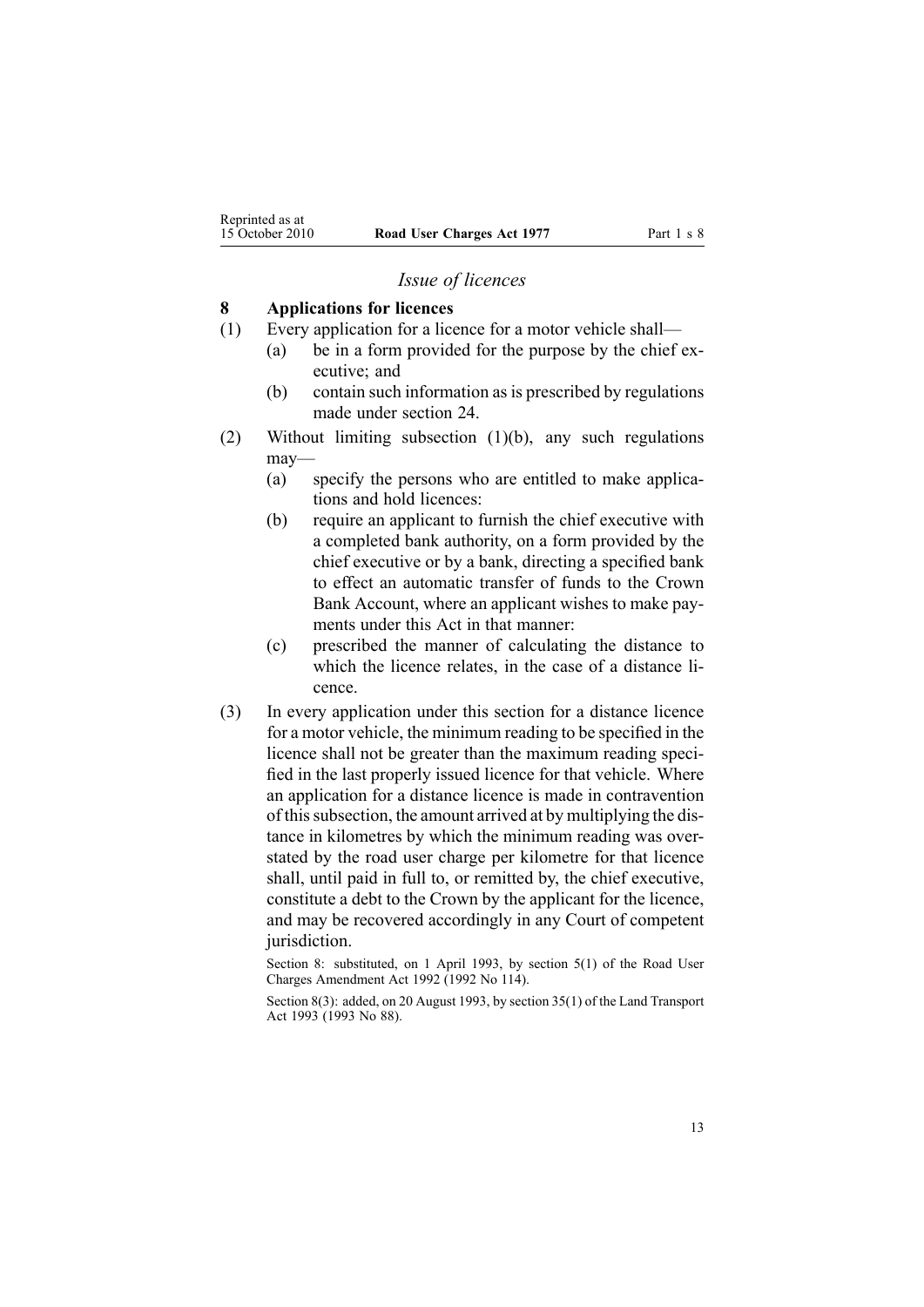*Issue of licences*

## 8 Applications for licences

(1) Every application for a licence for a motor vehicle shall—

(a) be in a form provided for the purpose by the chief executive; and

(b) contain such information as is prescribed by regulations made under section 24.

(2) Without limiting subsection (1)(b), any such regulations may—

(a) specify the persons who are entitled to make applications and hold licences:

(b) require an applicant to furnish the chief executive with a completed bank authority, on a form provided by the chief executive or by a bank, directing a specified bank to effect an automatic transfer of funds to the Crown Bank Account, where an applicant wishes to make payments under this Act in that manner:

(c) prescribed the manner of calculating the distance to which the licence relates, in the case of a distance licence.

(3) In every application under this section for a distance licence for a motor vehicle, the minimum reading to be specified in the licence shall not be greater than the maximum reading specified in the last properly issued licence for that vehicle. Where an application for a distance licence is made in contravention of this subsection, the amount arrived at by multiplying the distance in kilometres by which the minimum reading was overstated by the road user charge per kilometre for that licence shall, until paid in full to, or remitted by, the chief executive, constitute a debt to the Crown by the applicant for the licence, and may be recovered accordingly in any Court of competent jurisdiction.

Section 8: substituted, on 1 April 1993, by section 5(1) of the Road User Charges Amendment Act 1992 (1992 No 114).

Section 8(3): added, on 20 August 1993, by section 35(1) of the Land Transport Act 1993 (1993 No 88).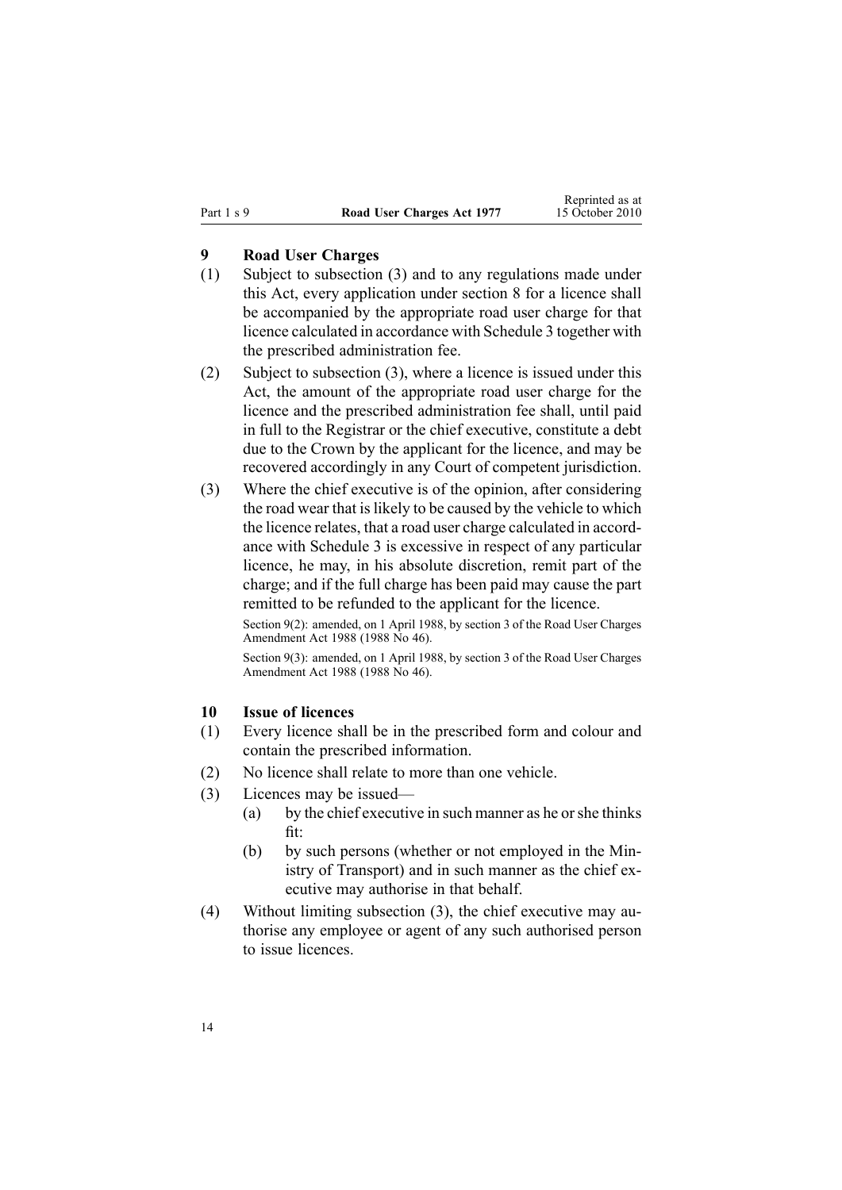## 9 Road User Charges

(1) Subject to subsection (3) and to any regulations made under this Act, every application under section 8 for a licence shall be accompanied by the appropriate road user charge for that licence calculated in accordance with Schedule 3 together with the prescribed administration fee.

(2) Subject to subsection (3), where a licence is issued under this Act, the amount of the appropriate road user charge for the licence and the prescribed administration fee shall, until paid in full to the Registrar or the chief executive, constitute a debt due to the Crown by the applicant for the licence, and may be recovered accordingly in any Court of competent jurisdiction.

(3) Where the chief executive is of the opinion, after considering the road wear that is likely to be caused by the vehicle to which the licence relates, that a road user charge calculated in accordance with Schedule 3 is excessive in respect of any particular licence, he may, in his absolute discretion, remit part of the charge; and if the full charge has been paid may cause the part remitted to be refunded to the applicant for the licence.

Section 9(2): amended, on 1 April 1988, by section 3 of the Road User Charges Amendment Act 1988 (1988 No 46).

Section 9(3): amended, on 1 April 1988, by section 3 of the Road User Charges Amendment Act 1988 (1988 No 46).

## 10 Issue of licences

(1) Every licence shall be in the prescribed form and colour and contain the prescribed information.

(2) No licence shall relate to more than one vehicle.

(3) Licences may be issued—

  (a) by the chief executive in such manner as he or she thinks fit:

  (b) by such persons (whether or not employed in the Ministry of Transport) and in such manner as the chief executive may authorise in that behalf.

(4) Without limiting subsection (3), the chief executive may authorise any employee or agent of any such authorised person to issue licences.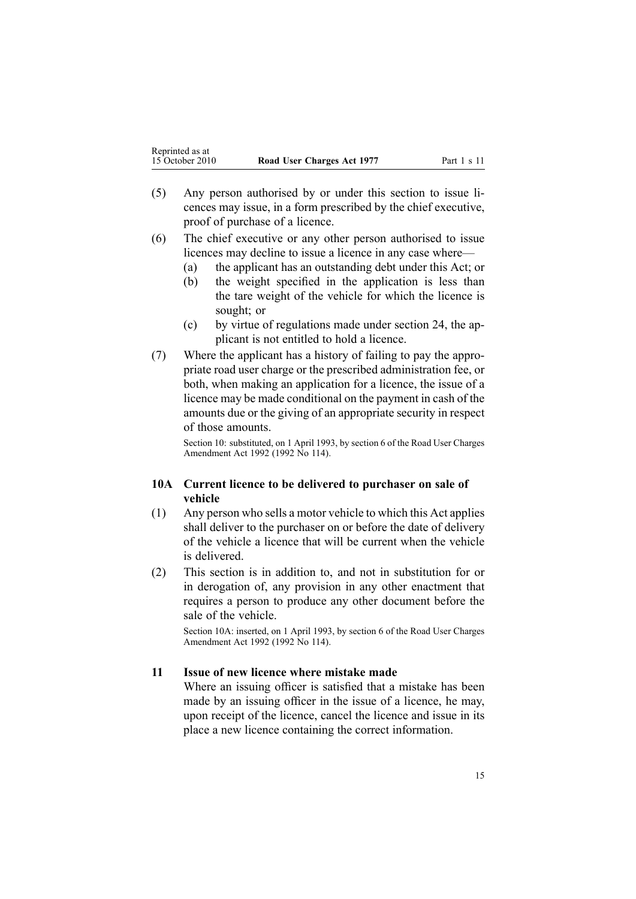(5) Any person authorised by or under this section to issue licences may issue, in a form prescribed by the chief executive, proof of purchase of a licence.

(6) The chief executive or any other person authorised to issue licences may decline to issue a licence in any case where—

(a) the applicant has an outstanding debt under this Act; or

(b) the weight specified in the application is less than the tare weight of the vehicle for which the licence is sought; or

(c) by virtue of regulations made under section 24, the applicant is not entitled to hold a licence.

(7) Where the applicant has a history of failing to pay the appropriate road user charge or the prescribed administration fee, or both, when making an application for a licence, the issue of a licence may be made conditional on the payment in cash of the amounts due or the giving of an appropriate security in respect of those amounts.

Section 10: substituted, on 1 April 1993, by section 6 of the Road User Charges Amendment Act 1992 (1992 No 114).

### 10A Current licence to be delivered to purchaser on sale of vehicle

(1) Any person who sells a motor vehicle to which this Act applies shall deliver to the purchaser on or before the date of delivery of the vehicle a licence that will be current when the vehicle is delivered.

(2) This section is in addition to, and not in substitution for or in derogation of, any provision in any other enactment that requires a person to produce any other document before the sale of the vehicle.

Section 10A: inserted, on 1 April 1993, by section 6 of the Road User Charges Amendment Act 1992 (1992 No 114).

### 11 Issue of new licence where mistake made

Where an issuing officer is satisfied that a mistake has been made by an issuing officer in the issue of a licence, he may, upon receipt of the licence, cancel the licence and issue in its place a new licence containing the correct information.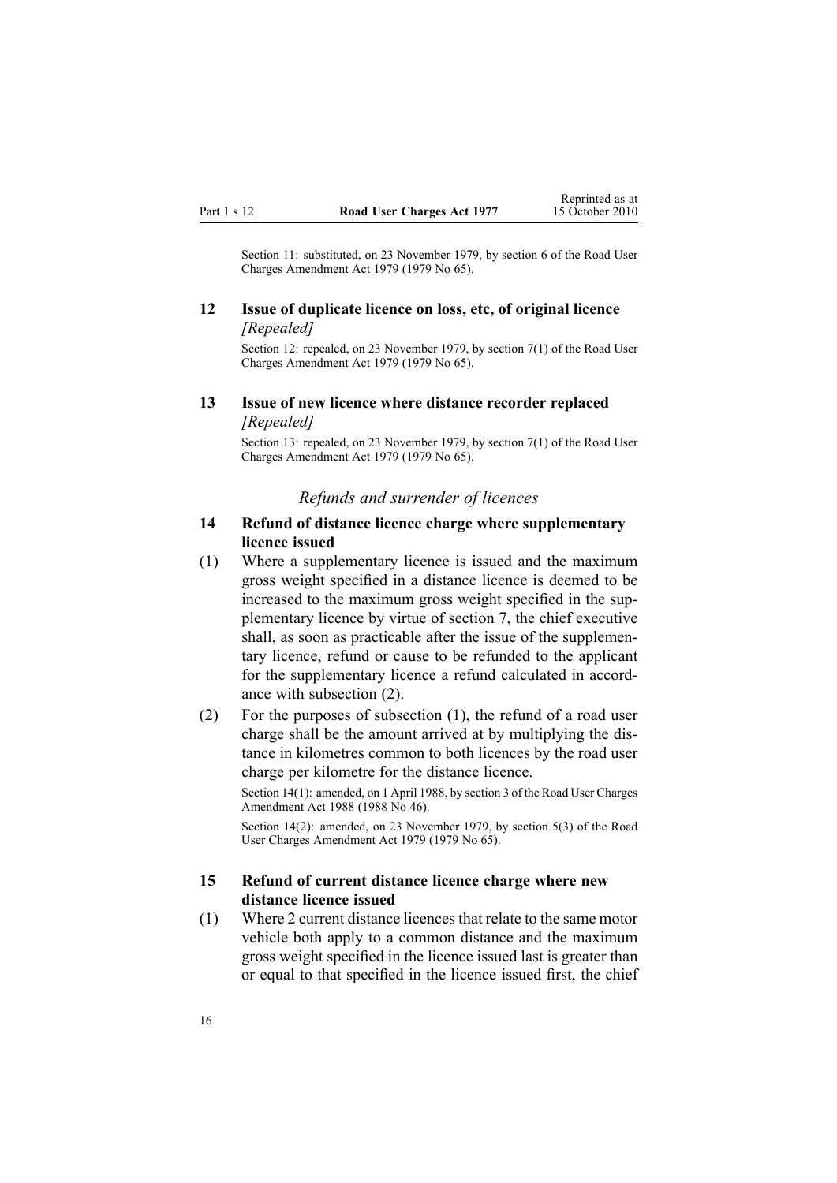Section 11: substituted, on 23 November 1979, by section 6 of the Road User Charges Amendment Act 1979 (1979 No 65).

### 12 Issue of duplicate licence on loss, etc, of original licence

*[Repealed]*

Section 12: repealed, on 23 November 1979, by section 7(1) of the Road User Charges Amendment Act 1979 (1979 No 65).

### 13 Issue of new licence where distance recorder replaced

*[Repealed]*

Section 13: repealed, on 23 November 1979, by section 7(1) of the Road User Charges Amendment Act 1979 (1979 No 65).

## *Refunds and surrender of licences*

### 14 Refund of distance licence charge where supplementary licence issued

(1) Where a supplementary licence is issued and the maximum gross weight specified in a distance licence is deemed to be increased to the maximum gross weight specified in the supplementary licence by virtue of section 7, the chief executive shall, as soon as practicable after the issue of the supplementary licence, refund or cause to be refunded to the applicant for the supplementary licence a refund calculated in accordance with subsection (2).

(2) For the purposes of subsection (1), the refund of a road user charge shall be the amount arrived at by multiplying the distance in kilometres common to both licences by the road user charge per kilometre for the distance licence.

Section 14(1): amended, on 1 April 1988, by section 3 of the Road User Charges Amendment Act 1988 (1988 No 46).

Section 14(2): amended, on 23 November 1979, by section 5(3) of the Road User Charges Amendment Act 1979 (1979 No 65).

### 15 Refund of current distance licence charge where new distance licence issued

(1) Where 2 current distance licences that relate to the same motor vehicle both apply to a common distance and the maximum gross weight specified in the licence issued last is greater than or equal to that specified in the licence issued first, the chief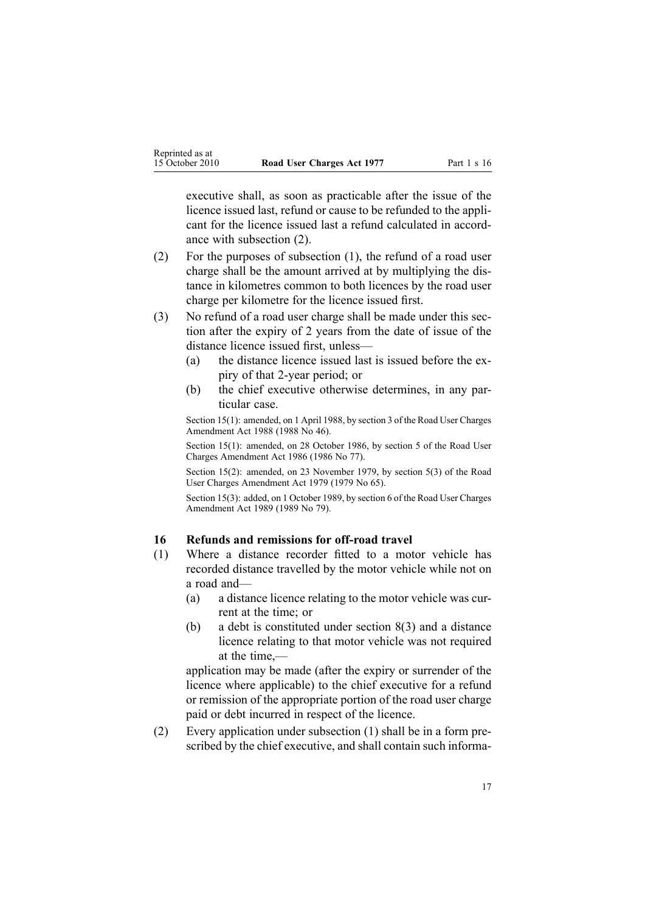executive shall, as soon as practicable after the issue of the licence issued last, refund or cause to be refunded to the applicant for the licence issued last a refund calculated in accordance with subsection (2).

(2) For the purposes of subsection (1), the refund of a road user charge shall be the amount arrived at by multiplying the distance in kilometres common to both licences by the road user charge per kilometre for the licence issued first.

(3) No refund of a road user charge shall be made under this section after the expiry of 2 years from the date of issue of the distance licence issued first, unless—

(a) the distance licence issued last is issued before the expiry of that 2-year period; or

(b) the chief executive otherwise determines, in any particular case.

Section 15(1): amended, on 1 April 1988, by section 3 of the Road User Charges Amendment Act 1988 (1988 No 46).

Section 15(1): amended, on 28 October 1986, by section 5 of the Road User Charges Amendment Act 1986 (1986 No 77).

Section 15(2): amended, on 23 November 1979, by section 5(3) of the Road User Charges Amendment Act 1979 (1979 No 65).

Section 15(3): added, on 1 October 1989, by section 6 of the Road User Charges Amendment Act 1989 (1989 No 79).

## 16 Refunds and remissions for off-road travel

(1) Where a distance recorder fitted to a motor vehicle has recorded distance travelled by the motor vehicle while not on a road and—

(a) a distance licence relating to the motor vehicle was current at the time; or

(b) a debt is constituted under section 8(3) and a distance licence relating to that motor vehicle was not required at the time,—

application may be made (after the expiry or surrender of the licence where applicable) to the chief executive for a refund or remission of the appropriate portion of the road user charge paid or debt incurred in respect of the licence.

(2) Every application under subsection (1) shall be in a form prescribed by the chief executive, and shall contain such informa-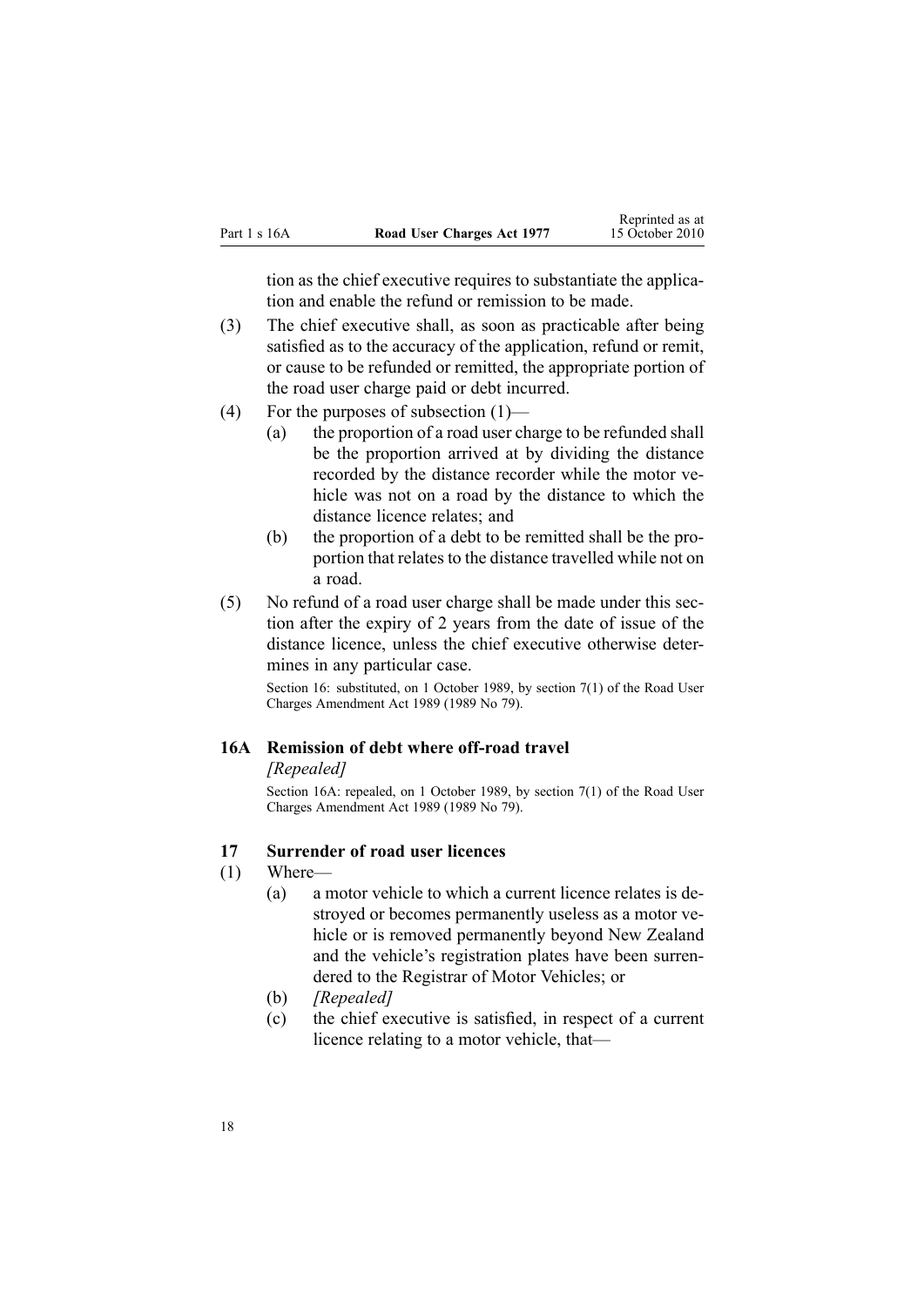tion as the chief executive requires to substantiate the application and enable the refund or remission to be made.

(3) The chief executive shall, as soon as practicable after being satisfied as to the accuracy of the application, refund or remit, or cause to be refunded or remitted, the appropriate portion of the road user charge paid or debt incurred.

(4) For the purposes of subsection (1)—

- (a) the proportion of a road user charge to be refunded shall be the proportion arrived at by dividing the distance recorded by the distance recorder while the motor vehicle was not on a road by the distance to which the distance licence relates; and
- (b) the proportion of a debt to be remitted shall be the proportion that relates to the distance travelled while not on a road.

(5) No refund of a road user charge shall be made under this section after the expiry of 2 years from the date of issue of the distance licence, unless the chief executive otherwise determines in any particular case.

Section 16: substituted, on 1 October 1989, by section 7(1) of the Road User Charges Amendment Act 1989 (1989 No 79).

### 16A Remission of debt where off-road travel

*[Repealed]*

Section 16A: repealed, on 1 October 1989, by section 7(1) of the Road User Charges Amendment Act 1989 (1989 No 79).

### 17 Surrender of road user licences

(1) Where—

- (a) a motor vehicle to which a current licence relates is destroyed or becomes permanently useless as a motor vehicle or is removed permanently beyond New Zealand and the vehicle's registration plates have been surrendered to the Registrar of Motor Vehicles; or
- (b) *[Repealed]*
- (c) the chief executive is satisfied, in respect of a current licence relating to a motor vehicle, that—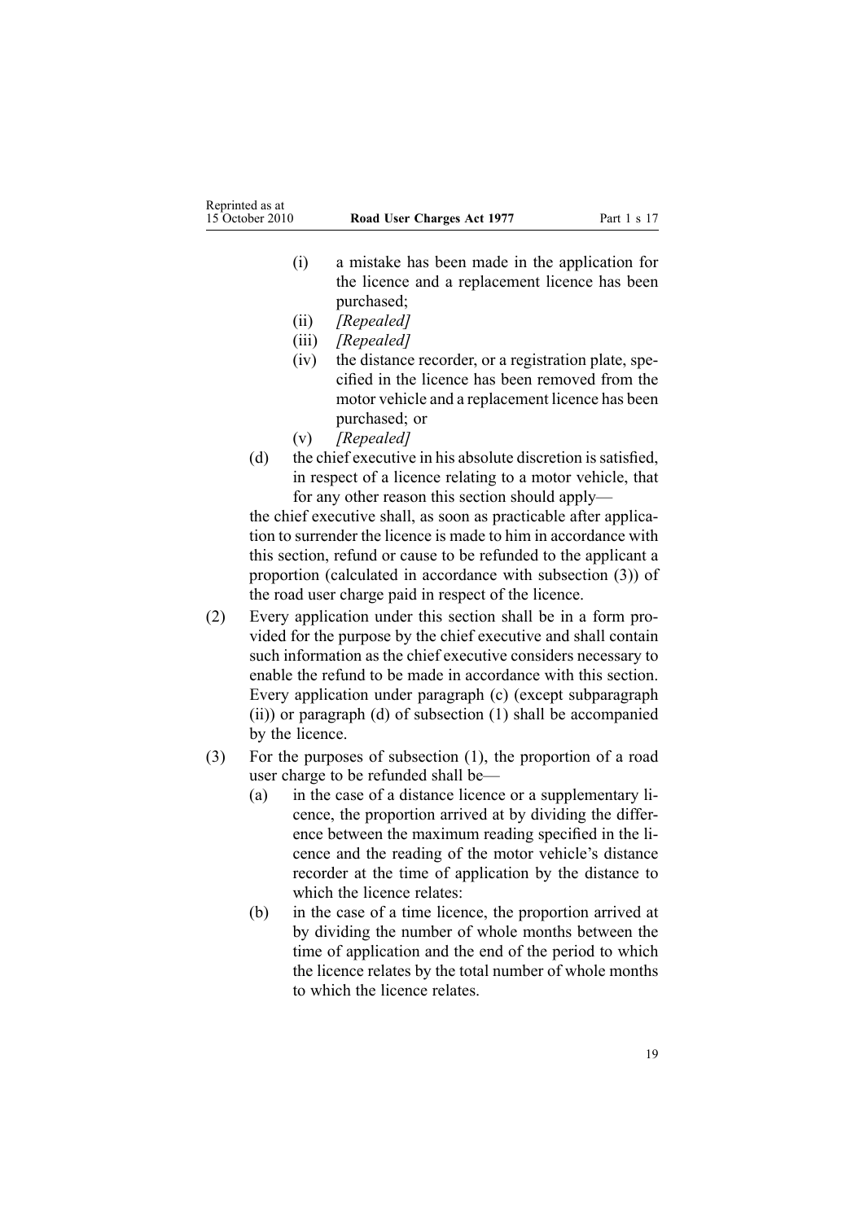(i) a mistake has been made in the application for the licence and a replacement licence has been purchased;

(ii) *[Repealed]*

(iii) *[Repealed]*

(iv) the distance recorder, or a registration plate, specified in the licence has been removed from the motor vehicle and a replacement licence has been purchased; or

(v) *[Repealed]*

(d) the chief executive in his absolute discretion is satisfied, in respect of a licence relating to a motor vehicle, that for any other reason this section should apply—

the chief executive shall, as soon as practicable after application to surrender the licence is made to him in accordance with this section, refund or cause to be refunded to the applicant a proportion (calculated in accordance with subsection (3)) of the road user charge paid in respect of the licence.

(2) Every application under this section shall be in a form provided for the purpose by the chief executive and shall contain such information as the chief executive considers necessary to enable the refund to be made in accordance with this section. Every application under paragraph (c) (except subparagraph (ii)) or paragraph (d) of subsection (1) shall be accompanied by the licence.

(3) For the purposes of subsection (1), the proportion of a road user charge to be refunded shall be—

(a) in the case of a distance licence or a supplementary licence, the proportion arrived at by dividing the difference between the maximum reading specified in the licence and the reading of the motor vehicle's distance recorder at the time of application by the distance to which the licence relates:

(b) in the case of a time licence, the proportion arrived at by dividing the number of whole months between the time of application and the end of the period to which the licence relates by the total number of whole months to which the licence relates.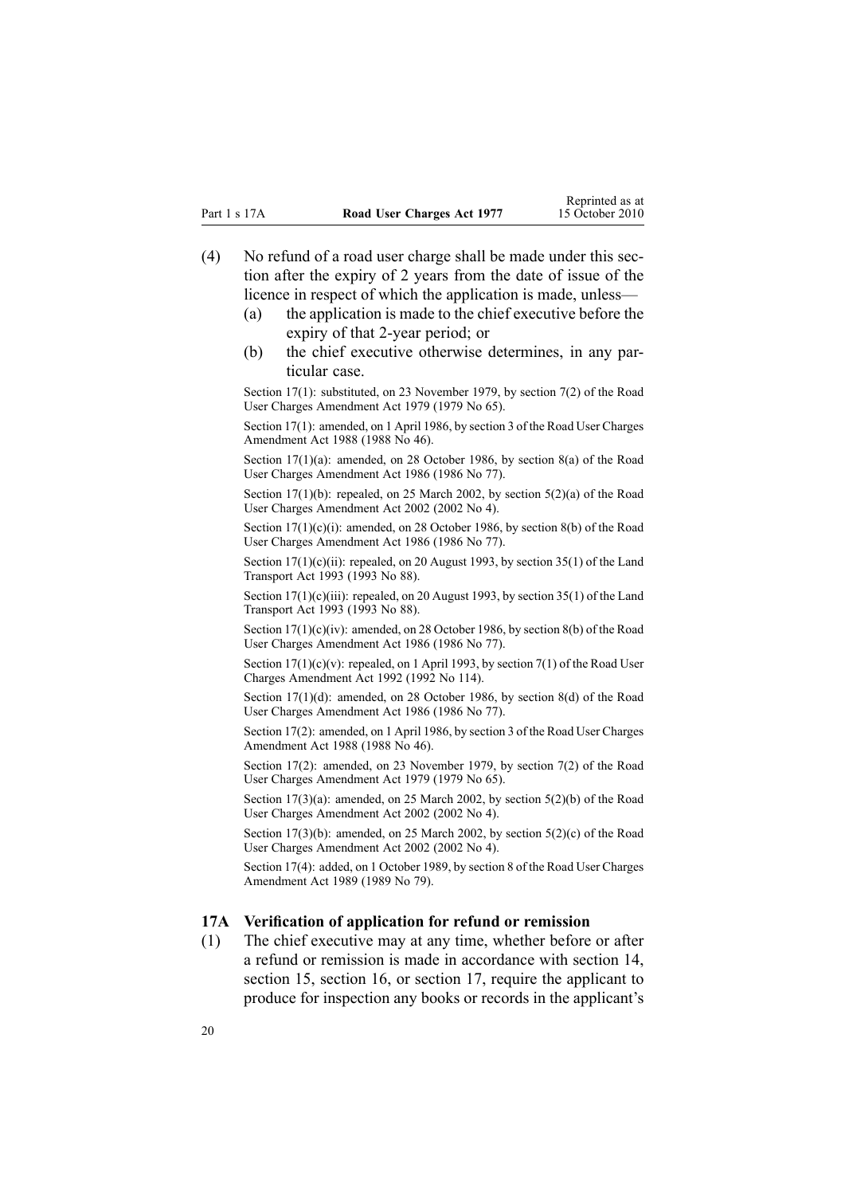(4) No refund of a road user charge shall be made under this section after the expiry of 2 years from the date of issue of the licence in respect of which the application is made, unless—

(a) the application is made to the chief executive before the expiry of that 2-year period; or

(b) the chief executive otherwise determines, in any particular case.

Section 17(1): substituted, on 23 November 1979, by section 7(2) of the Road User Charges Amendment Act 1979 (1979 No 65).

Section 17(1): amended, on 1 April 1986, by section 3 of the Road User Charges Amendment Act 1988 (1988 No 46).

Section 17(1)(a): amended, on 28 October 1986, by section 8(a) of the Road User Charges Amendment Act 1986 (1986 No 77).

Section 17(1)(b): repealed, on 25 March 2002, by section 5(2)(a) of the Road User Charges Amendment Act 2002 (2002 No 4).

Section 17(1)(c)(i): amended, on 28 October 1986, by section 8(b) of the Road User Charges Amendment Act 1986 (1986 No 77).

Section 17(1)(c)(ii): repealed, on 20 August 1993, by section 35(1) of the Land Transport Act 1993 (1993 No 88).

Section 17(1)(c)(iii): repealed, on 20 August 1993, by section 35(1) of the Land Transport Act 1993 (1993 No 88).

Section 17(1)(c)(iv): amended, on 28 October 1986, by section 8(b) of the Road User Charges Amendment Act 1986 (1986 No 77).

Section 17(1)(c)(v): repealed, on 1 April 1993, by section 7(1) of the Road User Charges Amendment Act 1992 (1992 No 114).

Section 17(1)(d): amended, on 28 October 1986, by section 8(d) of the Road User Charges Amendment Act 1986 (1986 No 77).

Section 17(2): amended, on 1 April 1986, by section 3 of the Road User Charges Amendment Act 1988 (1988 No 46).

Section 17(2): amended, on 23 November 1979, by section 7(2) of the Road User Charges Amendment Act 1979 (1979 No 65).

Section 17(3)(a): amended, on 25 March 2002, by section 5(2)(b) of the Road User Charges Amendment Act 2002 (2002 No 4).

Section 17(3)(b): amended, on 25 March 2002, by section 5(2)(c) of the Road User Charges Amendment Act 2002 (2002 No 4).

Section 17(4): added, on 1 October 1989, by section 8 of the Road User Charges Amendment Act 1989 (1989 No 79).

### 17A Verification of application for refund or remission

(1) The chief executive may at any time, whether before or after a refund or remission is made in accordance with section 14, section 15, section 16, or section 17, require the applicant to produce for inspection any books or records in the applicant's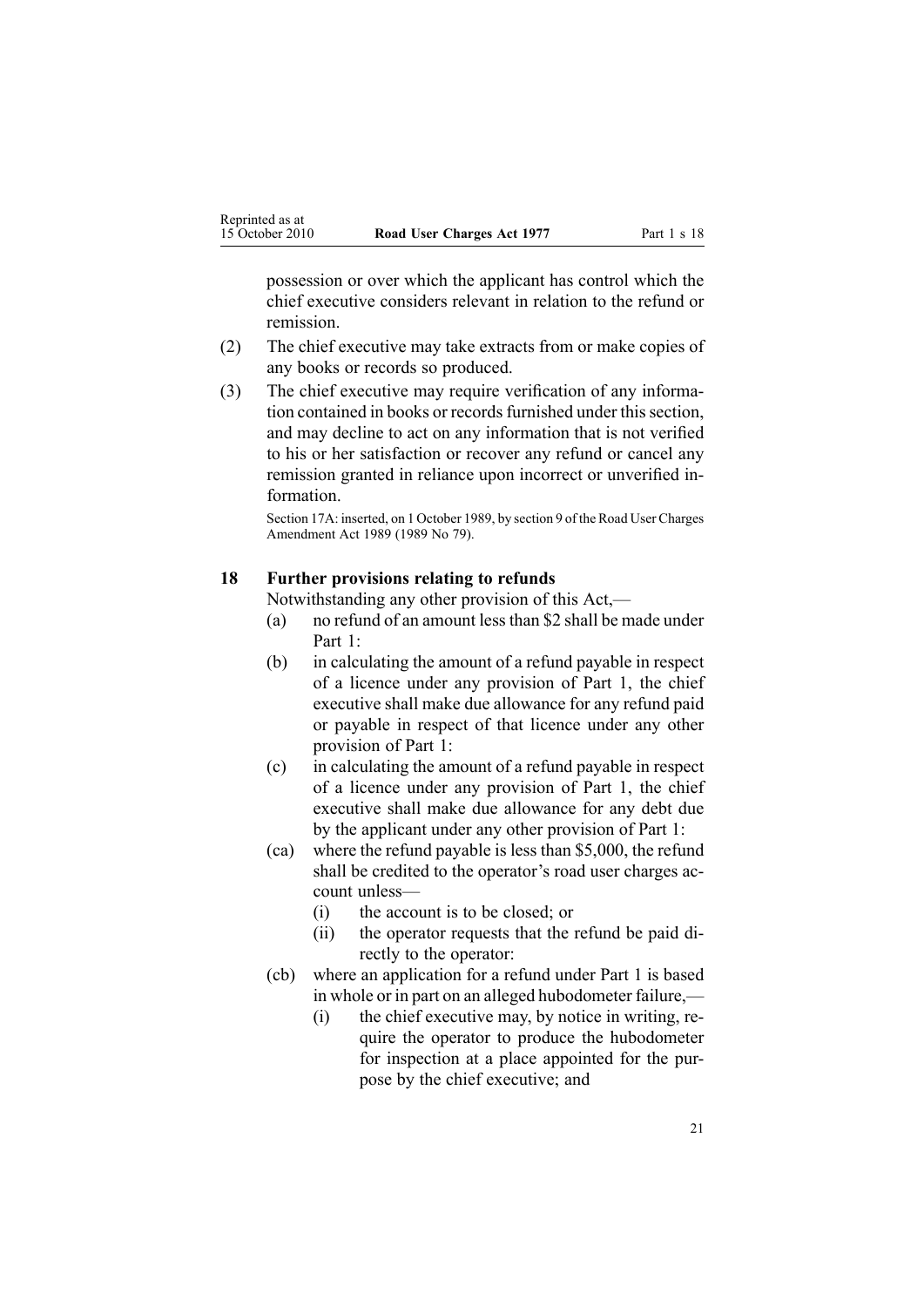possession or over which the applicant has control which the chief executive considers relevant in relation to the refund or remission.

(2) The chief executive may take extracts from or make copies of any books or records so produced.

(3) The chief executive may require verification of any information contained in books or records furnished under this section, and may decline to act on any information that is not verified to his or her satisfaction or recover any refund or cancel any remission granted in reliance upon incorrect or unverified information.

Section 17A: inserted, on 1 October 1989, by section 9 of the Road User Charges Amendment Act 1989 (1989 No 79).

## 18 Further provisions relating to refunds

Notwithstanding any other provision of this Act,—

(a) no refund of an amount less than $2 shall be made under Part 1:

(b) in calculating the amount of a refund payable in respect of a licence under any provision of Part 1, the chief executive shall make due allowance for any refund paid or payable in respect of that licence under any other provision of Part 1:

(c) in calculating the amount of a refund payable in respect of a licence under any provision of Part 1, the chief executive shall make due allowance for any debt due by the applicant under any other provision of Part 1:

(ca) where the refund payable is less than $5,000, the refund shall be credited to the operator's road user charges account unless—

  (i) the account is to be closed; or

  (ii) the operator requests that the refund be paid directly to the operator:

(cb) where an application for a refund under Part 1 is based in whole or in part on an alleged hubodometer failure,—

  (i) the chief executive may, by notice in writing, require the operator to produce the hubodometer for inspection at a place appointed for the purpose by the chief executive; and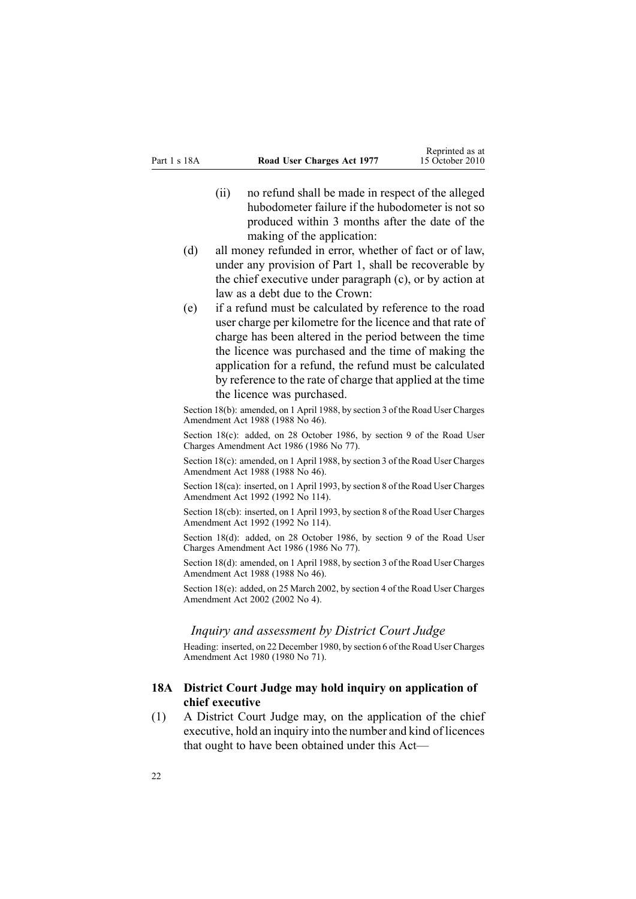(ii) no refund shall be made in respect of the alleged hubodometer failure if the hubodometer is not so produced within 3 months after the date of the making of the application:

(d) all money refunded in error, whether of fact or of law, under any provision of Part 1, shall be recoverable by the chief executive under paragraph (c), or by action at law as a debt due to the Crown:

(e) if a refund must be calculated by reference to the road user charge per kilometre for the licence and that rate of charge has been altered in the period between the time the licence was purchased and the time of making the application for a refund, the refund must be calculated by reference to the rate of charge that applied at the time the licence was purchased.

Section 18(b): amended, on 1 April 1988, by section 3 of the Road User Charges Amendment Act 1988 (1988 No 46).

Section 18(c): added, on 28 October 1986, by section 9 of the Road User Charges Amendment Act 1986 (1986 No 77).

Section 18(c): amended, on 1 April 1988, by section 3 of the Road User Charges Amendment Act 1988 (1988 No 46).

Section 18(ca): inserted, on 1 April 1993, by section 8 of the Road User Charges Amendment Act 1992 (1992 No 114).

Section 18(cb): inserted, on 1 April 1993, by section 8 of the Road User Charges Amendment Act 1992 (1992 No 114).

Section 18(d): added, on 28 October 1986, by section 9 of the Road User Charges Amendment Act 1986 (1986 No 77).

Section 18(d): amended, on 1 April 1988, by section 3 of the Road User Charges Amendment Act 1988 (1988 No 46).

Section 18(e): added, on 25 March 2002, by section 4 of the Road User Charges Amendment Act 2002 (2002 No 4).

*Inquiry and assessment by District Court Judge*

Heading: inserted, on 22 December 1980, by section 6 of the Road User Charges Amendment Act 1980 (1980 No 71).

### 18A District Court Judge may hold inquiry on application of chief executive

(1) A District Court Judge may, on the application of the chief executive, hold an inquiry into the number and kind of licences that ought to have been obtained under this Act—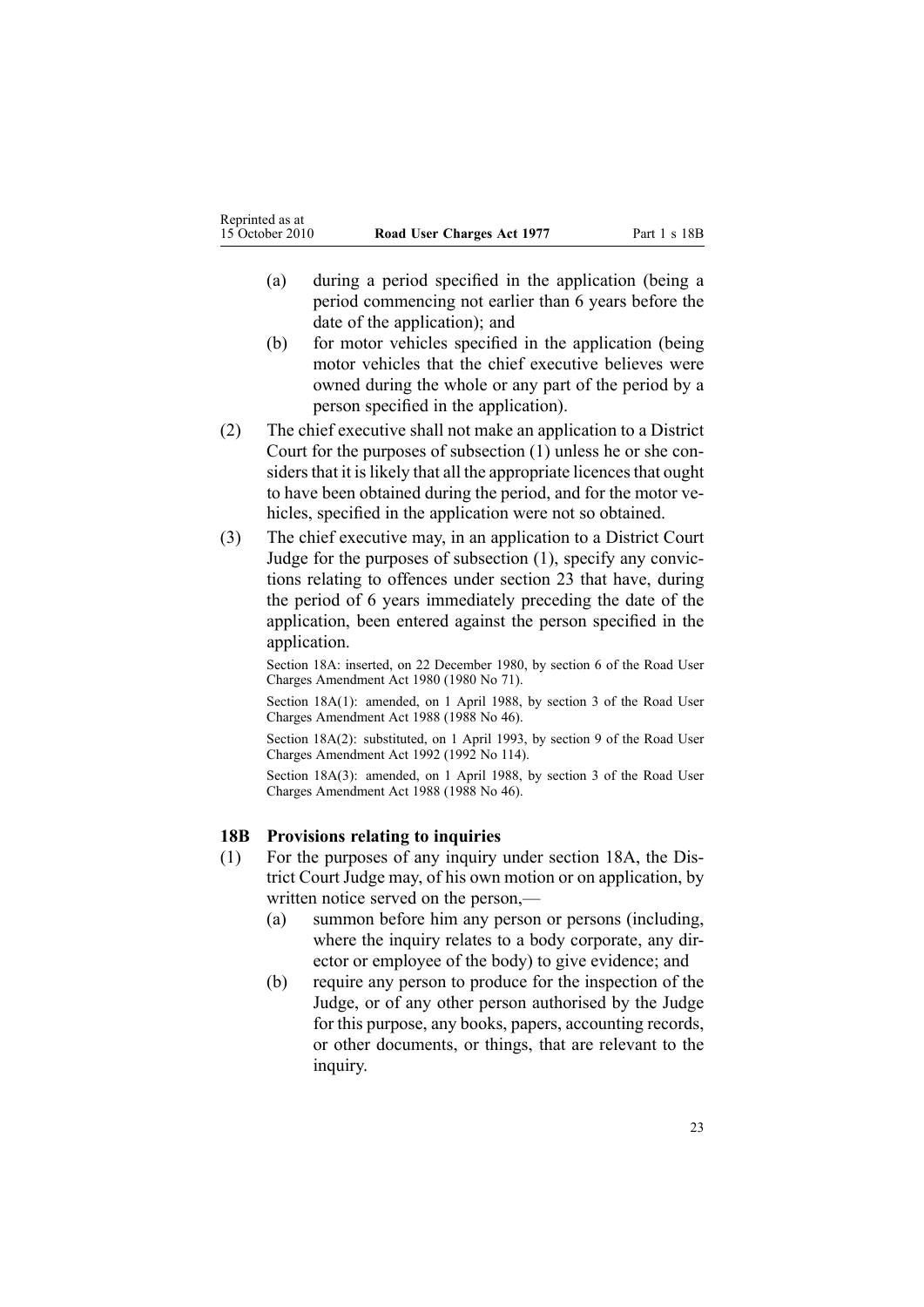(a) during a period specified in the application (being a period commencing not earlier than 6 years before the date of the application); and

(b) for motor vehicles specified in the application (being motor vehicles that the chief executive believes were owned during the whole or any part of the period by a person specified in the application).

(2) The chief executive shall not make an application to a District Court for the purposes of subsection (1) unless he or she considers that it is likely that all the appropriate licences that ought to have been obtained during the period, and for the motor vehicles, specified in the application were not so obtained.

(3) The chief executive may, in an application to a District Court Judge for the purposes of subsection (1), specify any convictions relating to offences under section 23 that have, during the period of 6 years immediately preceding the date of the application, been entered against the person specified in the application.

Section 18A: inserted, on 22 December 1980, by section 6 of the Road User Charges Amendment Act 1980 (1980 No 71).

Section 18A(1): amended, on 1 April 1988, by section 3 of the Road User Charges Amendment Act 1988 (1988 No 46).

Section 18A(2): substituted, on 1 April 1993, by section 9 of the Road User Charges Amendment Act 1992 (1992 No 114).

Section 18A(3): amended, on 1 April 1988, by section 3 of the Road User Charges Amendment Act 1988 (1988 No 46).

### 18B Provisions relating to inquiries

(1) For the purposes of any inquiry under section 18A, the District Court Judge may, of his own motion or on application, by written notice served on the person,—

(a) summon before him any person or persons (including, where the inquiry relates to a body corporate, any director or employee of the body) to give evidence; and

(b) require any person to produce for the inspection of the Judge, or of any other person authorised by the Judge for this purpose, any books, papers, accounting records, or other documents, or things, that are relevant to the inquiry.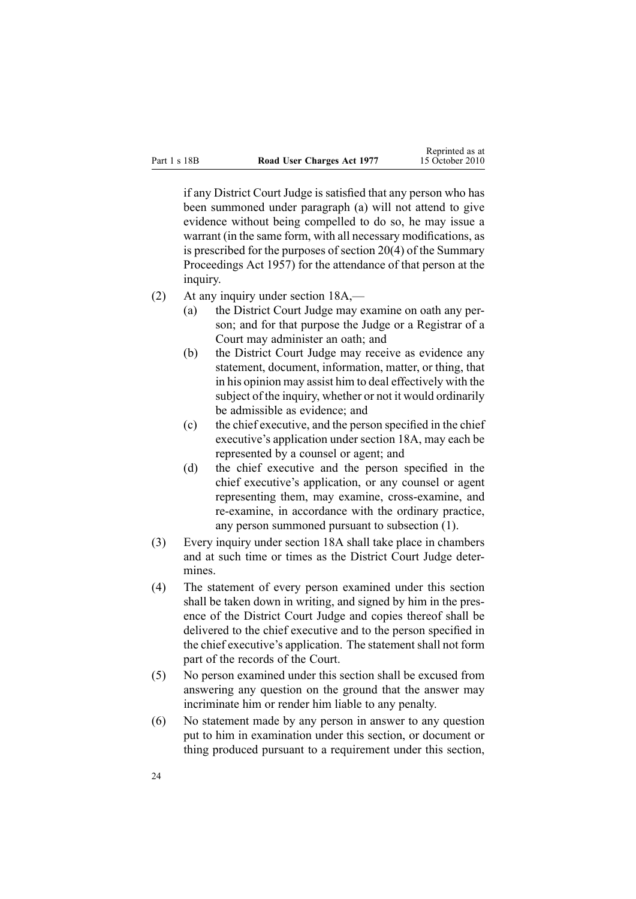if any District Court Judge is satisfied that any person who has been summoned under paragraph (a) will not attend to give evidence without being compelled to do so, he may issue a warrant (in the same form, with all necessary modifications, as is prescribed for the purposes of section 20(4) of the Summary Proceedings Act 1957) for the attendance of that person at the inquiry.

(2) At any inquiry under section 18A,—

   (a) the District Court Judge may examine on oath any person; and for that purpose the Judge or a Registrar of a Court may administer an oath; and

   (b) the District Court Judge may receive as evidence any statement, document, information, matter, or thing, that in his opinion may assist him to deal effectively with the subject of the inquiry, whether or not it would ordinarily be admissible as evidence; and

   (c) the chief executive, and the person specified in the chief executive's application under section 18A, may each be represented by a counsel or agent; and

   (d) the chief executive and the person specified in the chief executive's application, or any counsel or agent representing them, may examine, cross-examine, and re-examine, in accordance with the ordinary practice, any person summoned pursuant to subsection (1).

(3) Every inquiry under section 18A shall take place in chambers and at such time or times as the District Court Judge determines.

(4) The statement of every person examined under this section shall be taken down in writing, and signed by him in the presence of the District Court Judge and copies thereof shall be delivered to the chief executive and to the person specified in the chief executive's application. The statement shall not form part of the records of the Court.

(5) No person examined under this section shall be excused from answering any question on the ground that the answer may incriminate him or render him liable to any penalty.

(6) No statement made by any person in answer to any question put to him in examination under this section, or document or thing produced pursuant to a requirement under this section,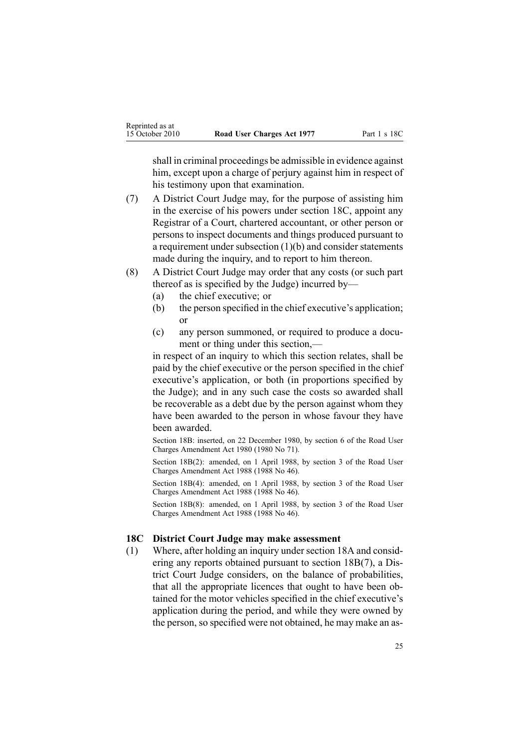shall in criminal proceedings be admissible in evidence against him, except upon a charge of perjury against him in respect of his testimony upon that examination.

(7) A District Court Judge may, for the purpose of assisting him in the exercise of his powers under section 18C, appoint any Registrar of a Court, chartered accountant, or other person or persons to inspect documents and things produced pursuant to a requirement under subsection (1)(b) and consider statements made during the inquiry, and to report to him thereon.

(8) A District Court Judge may order that any costs (or such part thereof as is specified by the Judge) incurred by—

- (a) the chief executive; or
- (b) the person specified in the chief executive's application; or
- (c) any person summoned, or required to produce a document or thing under this section,—

in respect of an inquiry to which this section relates, shall be paid by the chief executive or the person specified in the chief executive's application, or both (in proportions specified by the Judge); and in any such case the costs so awarded shall be recoverable as a debt due by the person against whom they have been awarded to the person in whose favour they have been awarded.

Section 18B: inserted, on 22 December 1980, by section 6 of the Road User Charges Amendment Act 1980 (1980 No 71).

Section 18B(2): amended, on 1 April 1988, by section 3 of the Road User Charges Amendment Act 1988 (1988 No 46).

Section 18B(4): amended, on 1 April 1988, by section 3 of the Road User Charges Amendment Act 1988 (1988 No 46).

Section 18B(8): amended, on 1 April 1988, by section 3 of the Road User Charges Amendment Act 1988 (1988 No 46).

### 18C District Court Judge may make assessment

(1) Where, after holding an inquiry under section 18A and considering any reports obtained pursuant to section 18B(7), a District Court Judge considers, on the balance of probabilities, that all the appropriate licences that ought to have been obtained for the motor vehicles specified in the chief executive's application during the period, and while they were owned by the person, so specified were not obtained, he may make an as-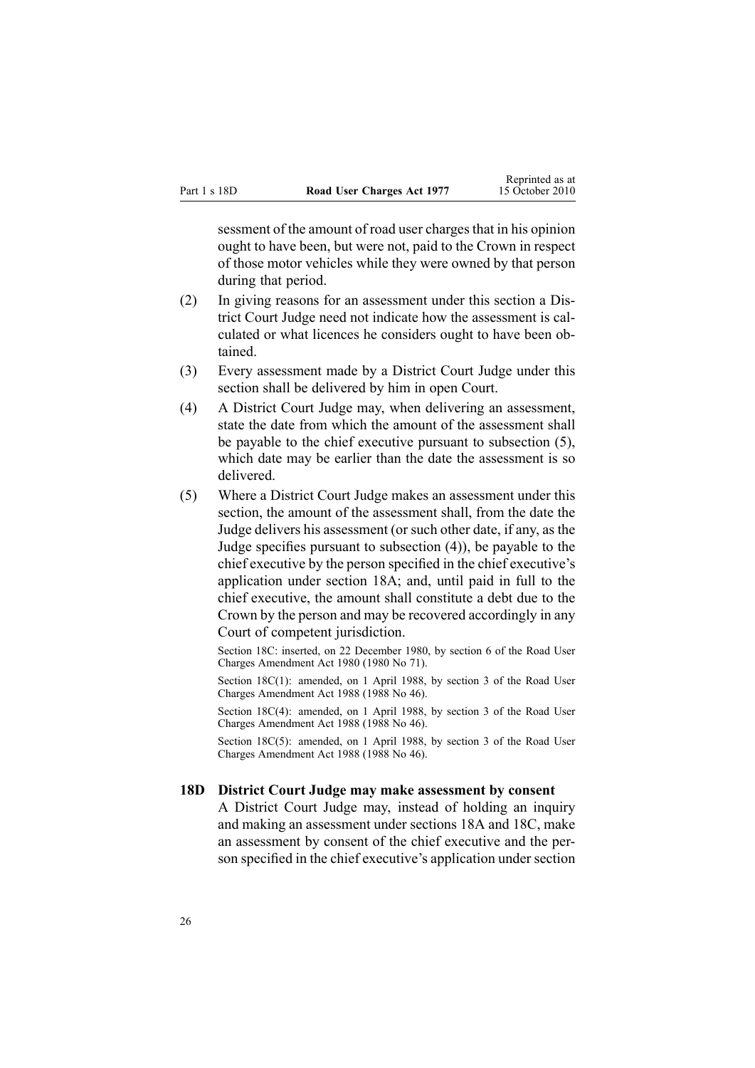sessment of the amount of road user charges that in his opinion ought to have been, but were not, paid to the Crown in respect of those motor vehicles while they were owned by that person during that period.

(2) In giving reasons for an assessment under this section a District Court Judge need not indicate how the assessment is calculated or what licences he considers ought to have been obtained.

(3) Every assessment made by a District Court Judge under this section shall be delivered by him in open Court.

(4) A District Court Judge may, when delivering an assessment, state the date from which the amount of the assessment shall be payable to the chief executive pursuant to subsection (5), which date may be earlier than the date the assessment is so delivered.

(5) Where a District Court Judge makes an assessment under this section, the amount of the assessment shall, from the date the Judge delivers his assessment (or such other date, if any, as the Judge specifies pursuant to subsection (4)), be payable to the chief executive by the person specified in the chief executive's application under section 18A; and, until paid in full to the chief executive, the amount shall constitute a debt due to the Crown by the person and may be recovered accordingly in any Court of competent jurisdiction.

Section 18C: inserted, on 22 December 1980, by section 6 of the Road User Charges Amendment Act 1980 (1980 No 71).

Section 18C(1): amended, on 1 April 1988, by section 3 of the Road User Charges Amendment Act 1988 (1988 No 46).

Section 18C(4): amended, on 1 April 1988, by section 3 of the Road User Charges Amendment Act 1988 (1988 No 46).

Section 18C(5): amended, on 1 April 1988, by section 3 of the Road User Charges Amendment Act 1988 (1988 No 46).

### 18D District Court Judge may make assessment by consent

A District Court Judge may, instead of holding an inquiry and making an assessment under sections 18A and 18C, make an assessment by consent of the chief executive and the person specified in the chief executive's application under section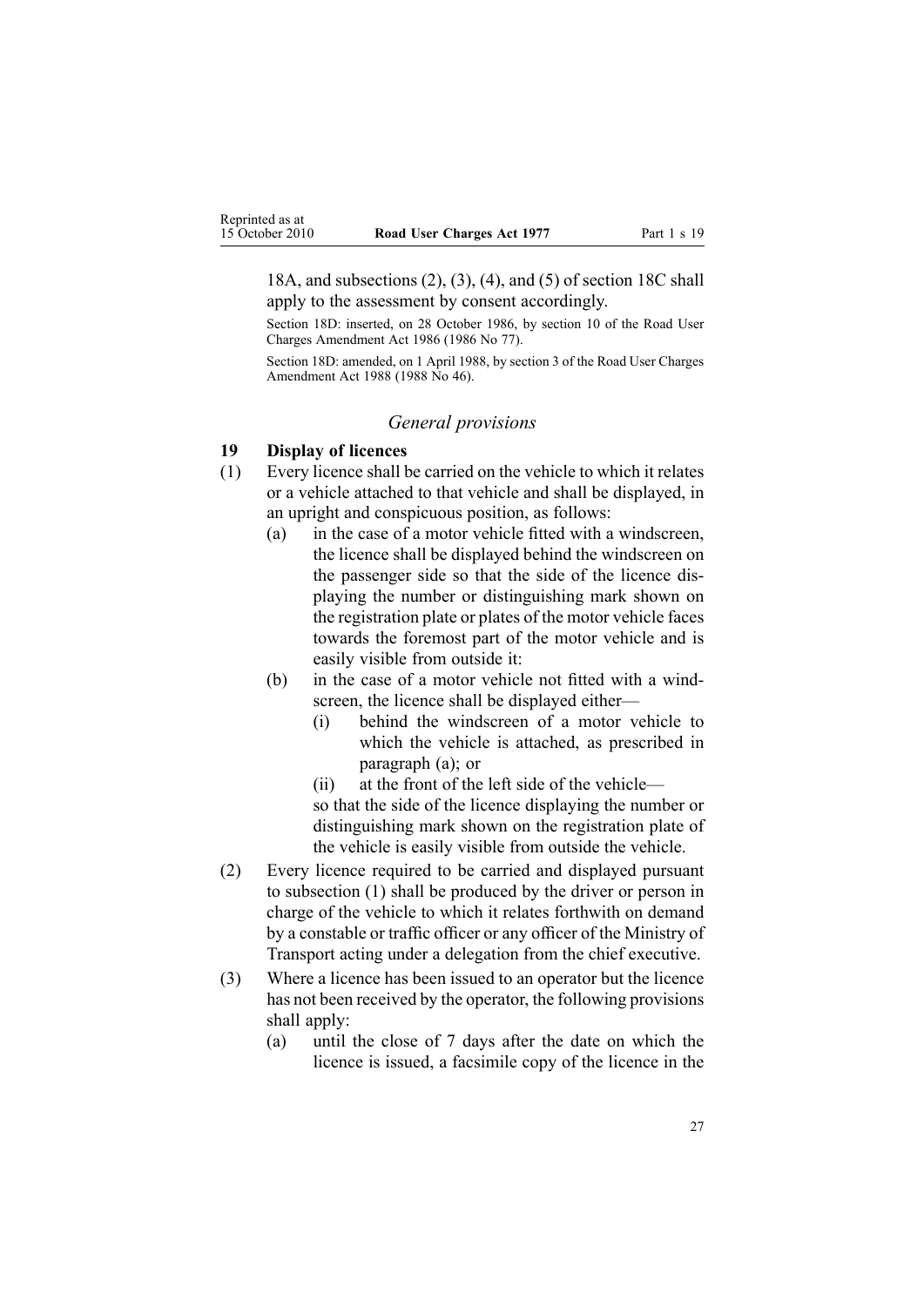18A, and subsections (2), (3), (4), and (5) of section 18C shall apply to the assessment by consent accordingly.

Section 18D: inserted, on 28 October 1986, by section 10 of the Road User Charges Amendment Act 1986 (1986 No 77).

Section 18D: amended, on 1 April 1988, by section 3 of the Road User Charges Amendment Act 1988 (1988 No 46).

### *General provisions*

**19 Display of licences**

(1) Every licence shall be carried on the vehicle to which it relates or a vehicle attached to that vehicle and shall be displayed, in an upright and conspicuous position, as follows:

   (a) in the case of a motor vehicle fitted with a windscreen, the licence shall be displayed behind the windscreen on the passenger side so that the side of the licence displaying the number or distinguishing mark shown on the registration plate or plates of the motor vehicle faces towards the foremost part of the motor vehicle and is easily visible from outside it:

   (b) in the case of a motor vehicle not fitted with a windscreen, the licence shall be displayed either—

      (i) behind the windscreen of a motor vehicle to which the vehicle is attached, as prescribed in paragraph (a); or

      (ii) at the front of the left side of the vehicle—

   so that the side of the licence displaying the number or distinguishing mark shown on the registration plate of the vehicle is easily visible from outside the vehicle.

(2) Every licence required to be carried and displayed pursuant to subsection (1) shall be produced by the driver or person in charge of the vehicle to which it relates forthwith on demand by a constable or traffic officer or any officer of the Ministry of Transport acting under a delegation from the chief executive.

(3) Where a licence has been issued to an operator but the licence has not been received by the operator, the following provisions shall apply:

   (a) until the close of 7 days after the date on which the licence is issued, a facsimile copy of the licence in the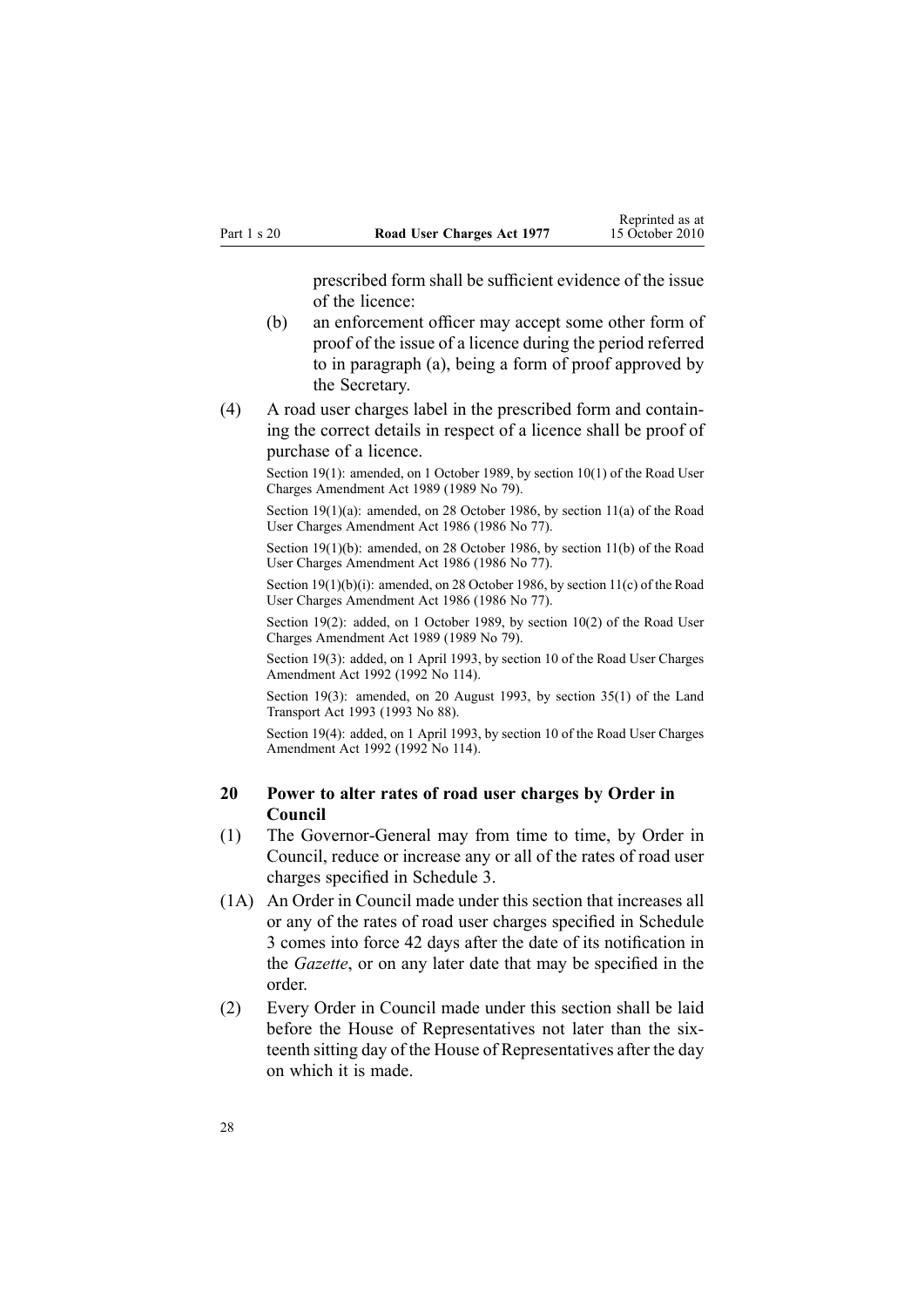prescribed form shall be sufficient evidence of the issue of the licence:

(b) an enforcement officer may accept some other form of proof of the issue of a licence during the period referred to in paragraph (a), being a form of proof approved by the Secretary.

(4) A road user charges label in the prescribed form and containing the correct details in respect of a licence shall be proof of purchase of a licence.

Section 19(1): amended, on 1 October 1989, by section 10(1) of the Road User Charges Amendment Act 1989 (1989 No 79).

Section 19(1)(a): amended, on 28 October 1986, by section 11(a) of the Road User Charges Amendment Act 1986 (1986 No 77).

Section 19(1)(b): amended, on 28 October 1986, by section 11(b) of the Road User Charges Amendment Act 1986 (1986 No 77).

Section 19(1)(b)(i): amended, on 28 October 1986, by section 11(c) of the Road User Charges Amendment Act 1986 (1986 No 77).

Section 19(2): added, on 1 October 1989, by section 10(2) of the Road User Charges Amendment Act 1989 (1989 No 79).

Section 19(3): added, on 1 April 1993, by section 10 of the Road User Charges Amendment Act 1992 (1992 No 114).

Section 19(3): amended, on 20 August 1993, by section 35(1) of the Land Transport Act 1993 (1993 No 88).

Section 19(4): added, on 1 April 1993, by section 10 of the Road User Charges Amendment Act 1992 (1992 No 114).

## 20 Power to alter rates of road user charges by Order in Council

(1) The Governor-General may from time to time, by Order in Council, reduce or increase any or all of the rates of road user charges specified in Schedule 3.

(1A) An Order in Council made under this section that increases all or any of the rates of road user charges specified in Schedule 3 comes into force 42 days after the date of its notification in the *Gazette*, or on any later date that may be specified in the order.

(2) Every Order in Council made under this section shall be laid before the House of Representatives not later than the sixteenth sitting day of the House of Representatives after the day on which it is made.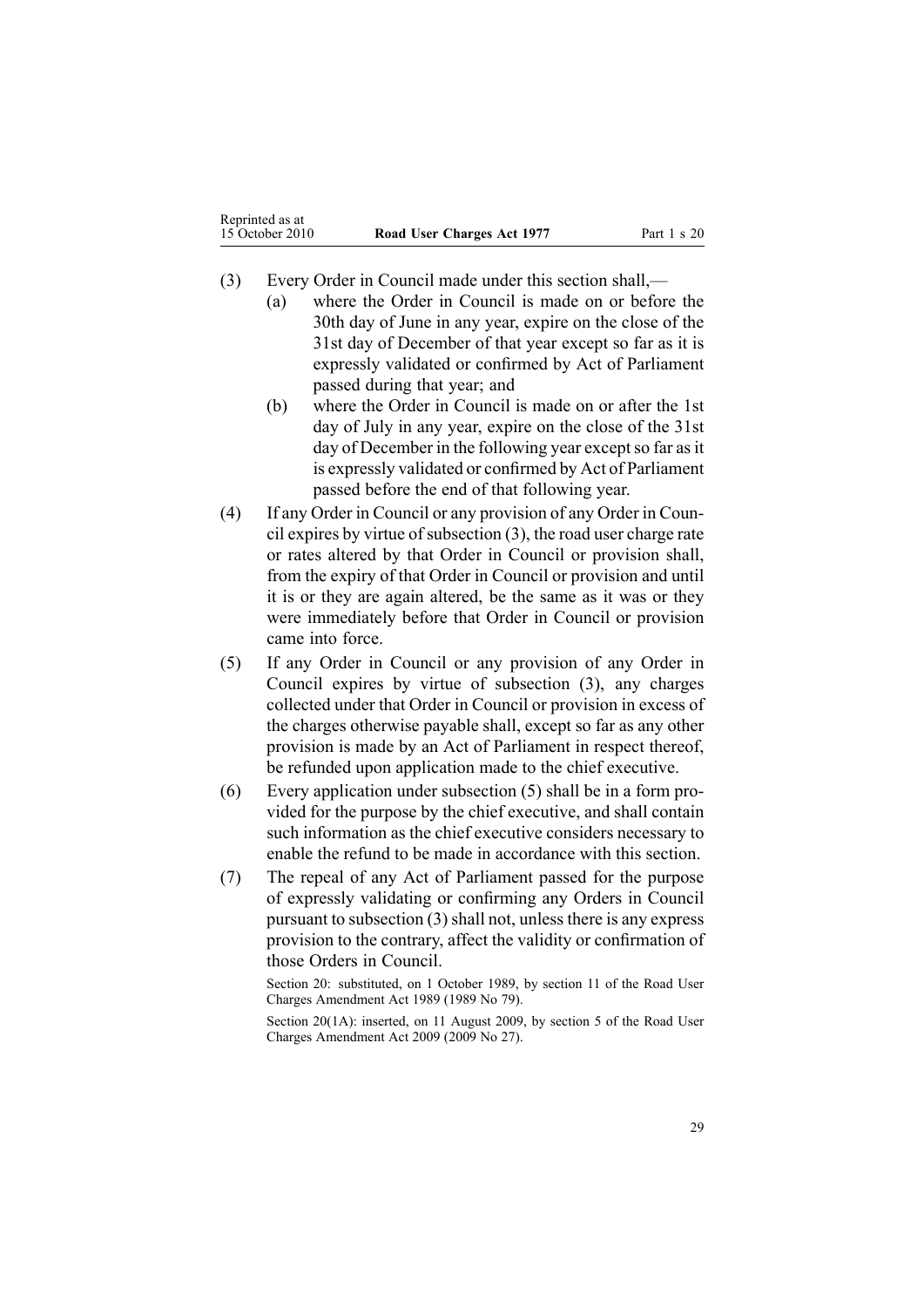(3) Every Order in Council made under this section shall,—

 (a) where the Order in Council is made on or before the 30th day of June in any year, expire on the close of the 31st day of December of that year except so far as it is expressly validated or confirmed by Act of Parliament passed during that year; and

 (b) where the Order in Council is made on or after the 1st day of July in any year, expire on the close of the 31st day of December in the following year except so far as it is expressly validated or confirmed by Act of Parliament passed before the end of that following year.

(4) If any Order in Council or any provision of any Order in Council expires by virtue of subsection (3), the road user charge rate or rates altered by that Order in Council or provision shall, from the expiry of that Order in Council or provision and until it is or they are again altered, be the same as it was or they were immediately before that Order in Council or provision came into force.

(5) If any Order in Council or any provision of any Order in Council expires by virtue of subsection (3), any charges collected under that Order in Council or provision in excess of the charges otherwise payable shall, except so far as any other provision is made by an Act of Parliament in respect thereof, be refunded upon application made to the chief executive.

(6) Every application under subsection (5) shall be in a form provided for the purpose by the chief executive, and shall contain such information as the chief executive considers necessary to enable the refund to be made in accordance with this section.

(7) The repeal of any Act of Parliament passed for the purpose of expressly validating or confirming any Orders in Council pursuant to subsection (3) shall not, unless there is any express provision to the contrary, affect the validity or confirmation of those Orders in Council.

Section 20: substituted, on 1 October 1989, by section 11 of the Road User Charges Amendment Act 1989 (1989 No 79).

Section 20(1A): inserted, on 11 August 2009, by section 5 of the Road User Charges Amendment Act 2009 (2009 No 27).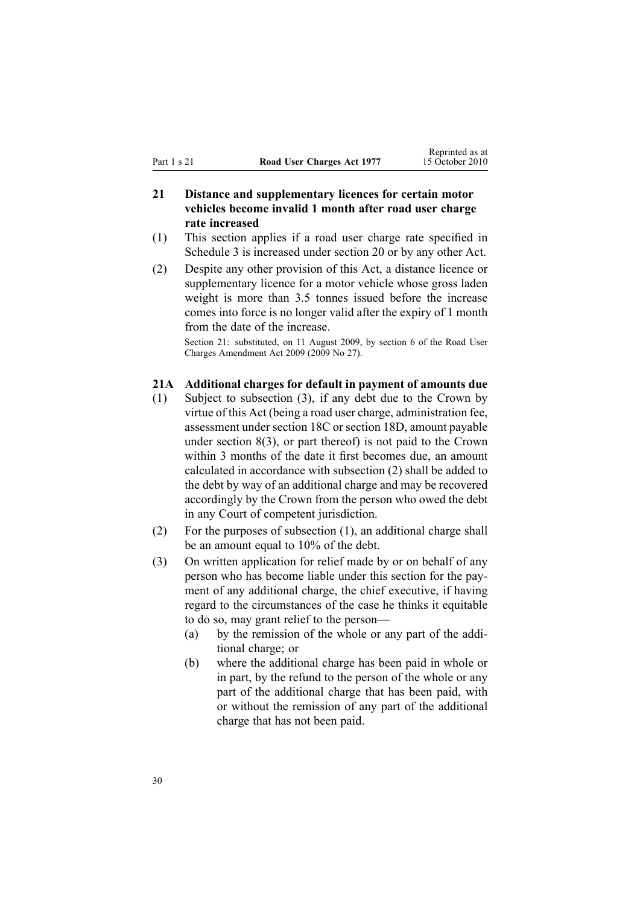## 21 Distance and supplementary licences for certain motor vehicles become invalid 1 month after road user charge rate increased

(1) This section applies if a road user charge rate specified in Schedule 3 is increased under section 20 or by any other Act.

(2) Despite any other provision of this Act, a distance licence or supplementary licence for a motor vehicle whose gross laden weight is more than 3.5 tonnes issued before the increase comes into force is no longer valid after the expiry of 1 month from the date of the increase.

Section 21: substituted, on 11 August 2009, by section 6 of the Road User Charges Amendment Act 2009 (2009 No 27).

## 21A Additional charges for default in payment of amounts due

(1) Subject to subsection (3), if any debt due to the Crown by virtue of this Act (being a road user charge, administration fee, assessment under section 18C or section 18D, amount payable under section 8(3), or part thereof) is not paid to the Crown within 3 months of the date it first becomes due, an amount calculated in accordance with subsection (2) shall be added to the debt by way of an additional charge and may be recovered accordingly by the Crown from the person who owed the debt in any Court of competent jurisdiction.

(2) For the purposes of subsection (1), an additional charge shall be an amount equal to 10% of the debt.

(3) On written application for relief made by or on behalf of any person who has become liable under this section for the payment of any additional charge, the chief executive, if having regard to the circumstances of the case he thinks it equitable to do so, may grant relief to the person—

  (a) by the remission of the whole or any part of the additional charge; or

  (b) where the additional charge has been paid in whole or in part, by the refund to the person of the whole or any part of the additional charge that has been paid, with or without the remission of any part of the additional charge that has not been paid.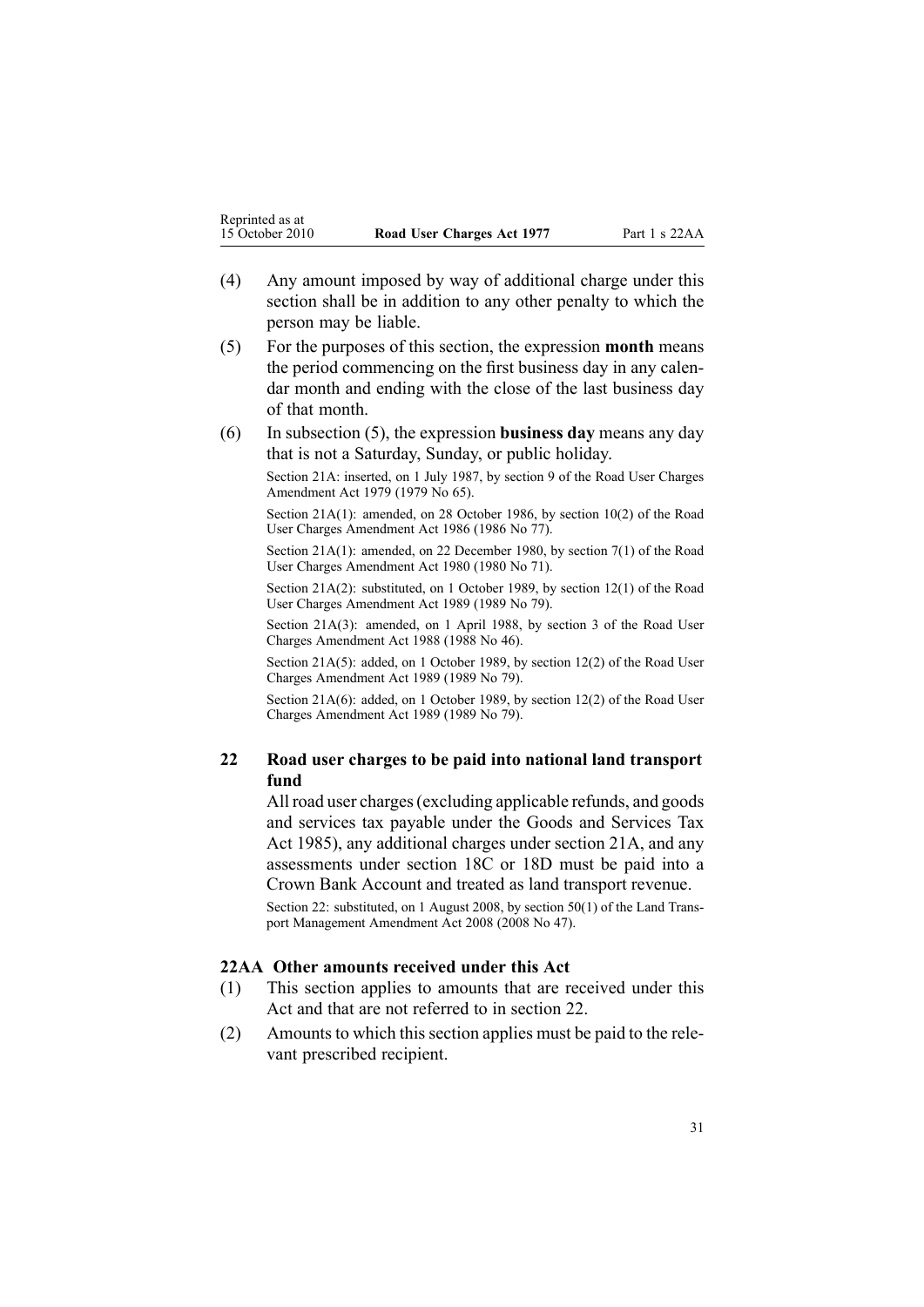(4) Any amount imposed by way of additional charge under this section shall be in addition to any other penalty to which the person may be liable.

(5) For the purposes of this section, the expression **month** means the period commencing on the first business day in any calendar month and ending with the close of the last business day of that month.

(6) In subsection (5), the expression **business day** means any day that is not a Saturday, Sunday, or public holiday.

Section 21A: inserted, on 1 July 1987, by section 9 of the Road User Charges Amendment Act 1979 (1979 No 65).

Section 21A(1): amended, on 28 October 1986, by section 10(2) of the Road User Charges Amendment Act 1986 (1986 No 77).

Section 21A(1): amended, on 22 December 1980, by section 7(1) of the Road User Charges Amendment Act 1980 (1980 No 71).

Section 21A(2): substituted, on 1 October 1989, by section 12(1) of the Road User Charges Amendment Act 1989 (1989 No 79).

Section 21A(3): amended, on 1 April 1988, by section 3 of the Road User Charges Amendment Act 1988 (1988 No 46).

Section 21A(5): added, on 1 October 1989, by section 12(2) of the Road User Charges Amendment Act 1989 (1989 No 79).

Section 21A(6): added, on 1 October 1989, by section 12(2) of the Road User Charges Amendment Act 1989 (1989 No 79).

### 22 Road user charges to be paid into national land transport fund

All road user charges (excluding applicable refunds, and goods and services tax payable under the Goods and Services Tax Act 1985), any additional charges under section 21A, and any assessments under section 18C or 18D must be paid into a Crown Bank Account and treated as land transport revenue.

Section 22: substituted, on 1 August 2008, by section 50(1) of the Land Transport Management Amendment Act 2008 (2008 No 47).

### 22AA Other amounts received under this Act

(1) This section applies to amounts that are received under this Act and that are not referred to in section 22.

(2) Amounts to which this section applies must be paid to the relevant prescribed recipient.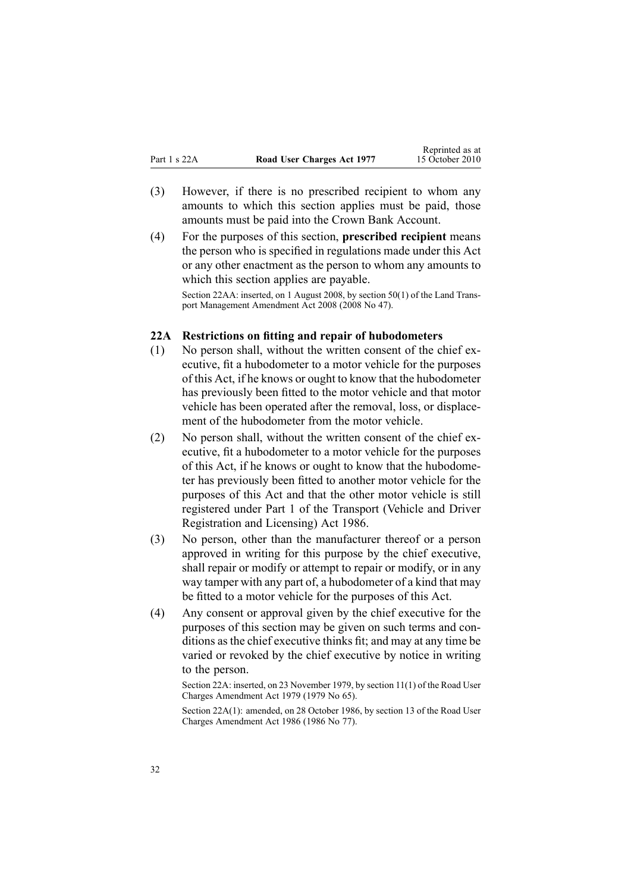(3) However, if there is no prescribed recipient to whom any amounts to which this section applies must be paid, those amounts must be paid into the Crown Bank Account.

(4) For the purposes of this section, **prescribed recipient** means the person who is specified in regulations made under this Act or any other enactment as the person to whom any amounts to which this section applies are payable.

Section 22AA: inserted, on 1 August 2008, by section 50(1) of the Land Transport Management Amendment Act 2008 (2008 No 47).

### 22A Restrictions on fitting and repair of hubodometers

(1) No person shall, without the written consent of the chief executive, fit a hubodometer to a motor vehicle for the purposes of this Act, if he knows or ought to know that the hubodometer has previously been fitted to the motor vehicle and that motor vehicle has been operated after the removal, loss, or displacement of the hubodometer from the motor vehicle.

(2) No person shall, without the written consent of the chief executive, fit a hubodometer to a motor vehicle for the purposes of this Act, if he knows or ought to know that the hubodometer has previously been fitted to another motor vehicle for the purposes of this Act and that the other motor vehicle is still registered under Part 1 of the Transport (Vehicle and Driver Registration and Licensing) Act 1986.

(3) No person, other than the manufacturer thereof or a person approved in writing for this purpose by the chief executive, shall repair or modify or attempt to repair or modify, or in any way tamper with any part of, a hubodometer of a kind that may be fitted to a motor vehicle for the purposes of this Act.

(4) Any consent or approval given by the chief executive for the purposes of this section may be given on such terms and conditions as the chief executive thinks fit; and may at any time be varied or revoked by the chief executive by notice in writing to the person.

Section 22A: inserted, on 23 November 1979, by section 11(1) of the Road User Charges Amendment Act 1979 (1979 No 65).

Section 22A(1): amended, on 28 October 1986, by section 13 of the Road User Charges Amendment Act 1986 (1986 No 77).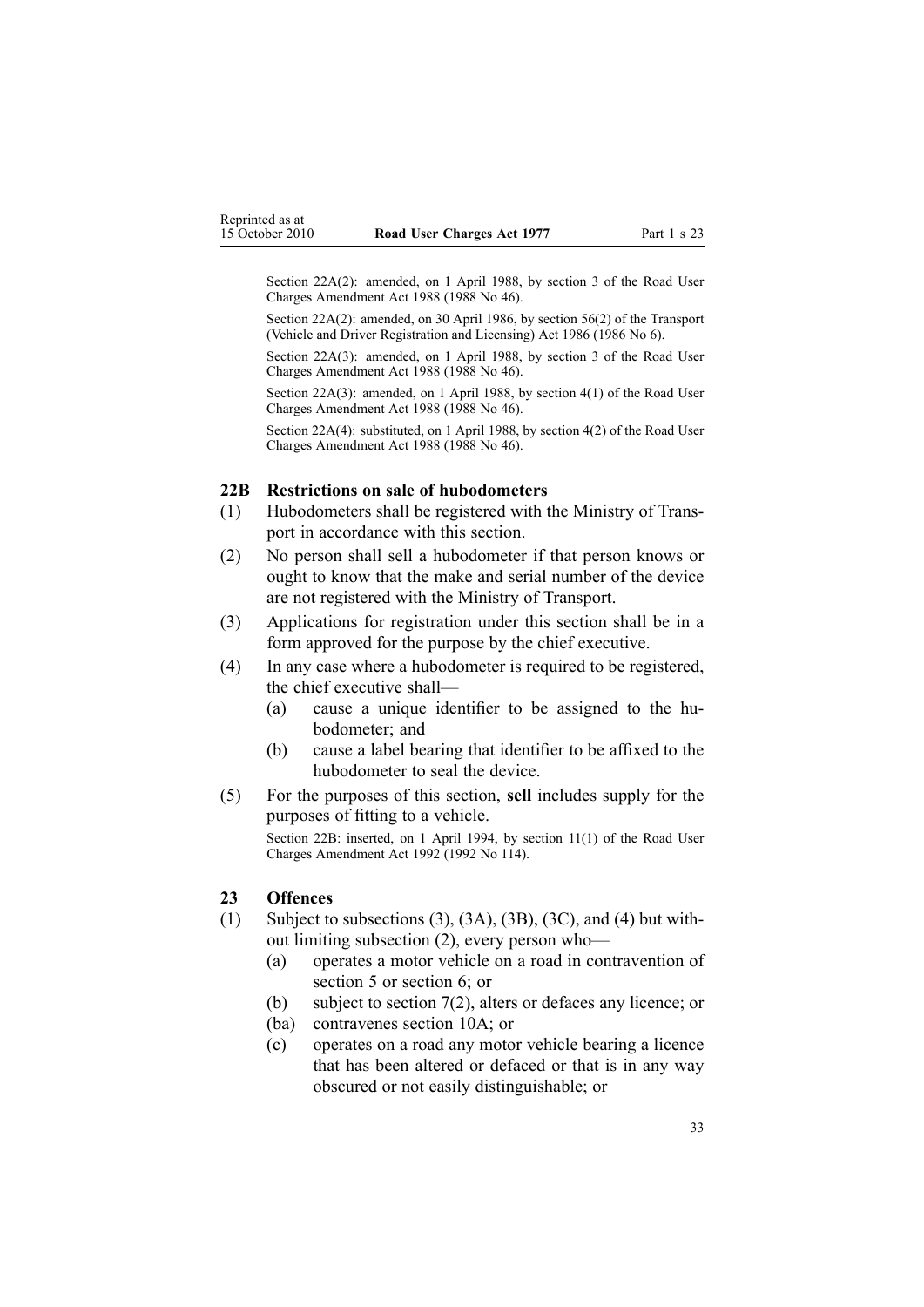Section 22A(2): amended, on 1 April 1988, by section 3 of the Road User Charges Amendment Act 1988 (1988 No 46).

Section 22A(2): amended, on 30 April 1986, by section 56(2) of the Transport (Vehicle and Driver Registration and Licensing) Act 1986 (1986 No 6).

Section 22A(3): amended, on 1 April 1988, by section 3 of the Road User Charges Amendment Act 1988 (1988 No 46).

Section 22A(3): amended, on 1 April 1988, by section 4(1) of the Road User Charges Amendment Act 1988 (1988 No 46).

Section 22A(4): substituted, on 1 April 1988, by section 4(2) of the Road User Charges Amendment Act 1988 (1988 No 46).

### 22B Restrictions on sale of hubodometers

(1) Hubodometers shall be registered with the Ministry of Transport in accordance with this section.

(2) No person shall sell a hubodometer if that person knows or ought to know that the make and serial number of the device are not registered with the Ministry of Transport.

(3) Applications for registration under this section shall be in a form approved for the purpose by the chief executive.

(4) In any case where a hubodometer is required to be registered, the chief executive shall—

- (a) cause a unique identifier to be assigned to the hubodometer; and
- (b) cause a label bearing that identifier to be affixed to the hubodometer to seal the device.

(5) For the purposes of this section, **sell** includes supply for the purposes of fitting to a vehicle.

Section 22B: inserted, on 1 April 1994, by section 11(1) of the Road User Charges Amendment Act 1992 (1992 No 114).

### 23 Offences

(1) Subject to subsections (3), (3A), (3B), (3C), and (4) but without limiting subsection (2), every person who—

- (a) operates a motor vehicle on a road in contravention of section 5 or section 6; or
- (b) subject to section 7(2), alters or defaces any licence; or
- (ba) contravenes section 10A; or
- (c) operates on a road any motor vehicle bearing a licence that has been altered or defaced or that is in any way obscured or not easily distinguishable; or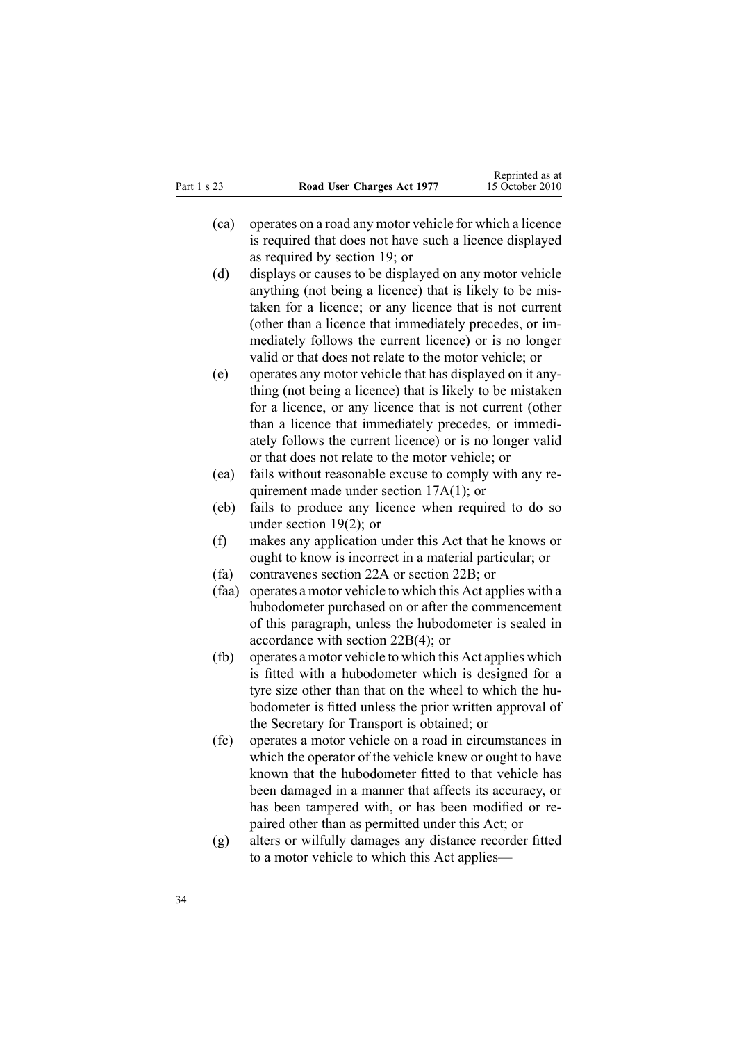(ca) operates on a road any motor vehicle for which a licence is required that does not have such a licence displayed as required by section 19; or

(d) displays or causes to be displayed on any motor vehicle anything (not being a licence) that is likely to be mistaken for a licence; or any licence that is not current (other than a licence that immediately precedes, or immediately follows the current licence) or is no longer valid or that does not relate to the motor vehicle; or

(e) operates any motor vehicle that has displayed on it anything (not being a licence) that is likely to be mistaken for a licence, or any licence that is not current (other than a licence that immediately precedes, or immediately follows the current licence) or is no longer valid or that does not relate to the motor vehicle; or

(ea) fails without reasonable excuse to comply with any requirement made under section 17A(1); or

(eb) fails to produce any licence when required to do so under section 19(2); or

(f) makes any application under this Act that he knows or ought to know is incorrect in a material particular; or

(fa) contravenes section 22A or section 22B; or

(faa) operates a motor vehicle to which this Act applies with a hubodometer purchased on or after the commencement of this paragraph, unless the hubodometer is sealed in accordance with section 22B(4); or

(fb) operates a motor vehicle to which this Act applies which is fitted with a hubodometer which is designed for a tyre size other than that on the wheel to which the hubodometer is fitted unless the prior written approval of the Secretary for Transport is obtained; or

(fc) operates a motor vehicle on a road in circumstances in which the operator of the vehicle knew or ought to have known that the hubodometer fitted to that vehicle has been damaged in a manner that affects its accuracy, or has been tampered with, or has been modified or repaired other than as permitted under this Act; or

(g) alters or wilfully damages any distance recorder fitted to a motor vehicle to which this Act applies—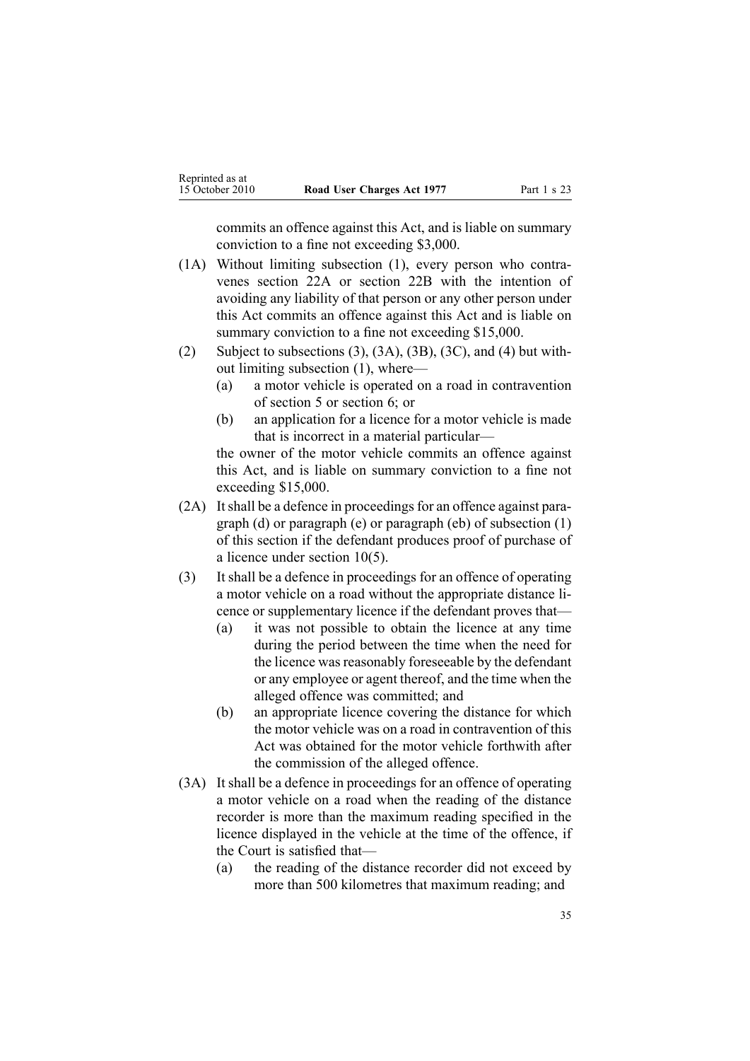commits an offence against this Act, and is liable on summary conviction to a fine not exceeding $3,000.

(1A) Without limiting subsection (1), every person who contravenes section 22A or section 22B with the intention of avoiding any liability of that person or any other person under this Act commits an offence against this Act and is liable on summary conviction to a fine not exceeding $15,000.

(2) Subject to subsections (3), (3A), (3B), (3C), and (4) but without limiting subsection (1), where—

   (a) a motor vehicle is operated on a road in contravention of section 5 or section 6; or

   (b) an application for a licence for a motor vehicle is made that is incorrect in a material particular—

   the owner of the motor vehicle commits an offence against this Act, and is liable on summary conviction to a fine not exceeding $15,000.

(2A) It shall be a defence in proceedings for an offence against paragraph (d) or paragraph (e) or paragraph (eb) of subsection (1) of this section if the defendant produces proof of purchase of a licence under section 10(5).

(3) It shall be a defence in proceedings for an offence of operating a motor vehicle on a road without the appropriate distance licence or supplementary licence if the defendant proves that—

   (a) it was not possible to obtain the licence at any time during the period between the time when the need for the licence was reasonably foreseeable by the defendant or any employee or agent thereof, and the time when the alleged offence was committed; and

   (b) an appropriate licence covering the distance for which the motor vehicle was on a road in contravention of this Act was obtained for the motor vehicle forthwith after the commission of the alleged offence.

(3A) It shall be a defence in proceedings for an offence of operating a motor vehicle on a road when the reading of the distance recorder is more than the maximum reading specified in the licence displayed in the vehicle at the time of the offence, if the Court is satisfied that—

   (a) the reading of the distance recorder did not exceed by more than 500 kilometres that maximum reading; and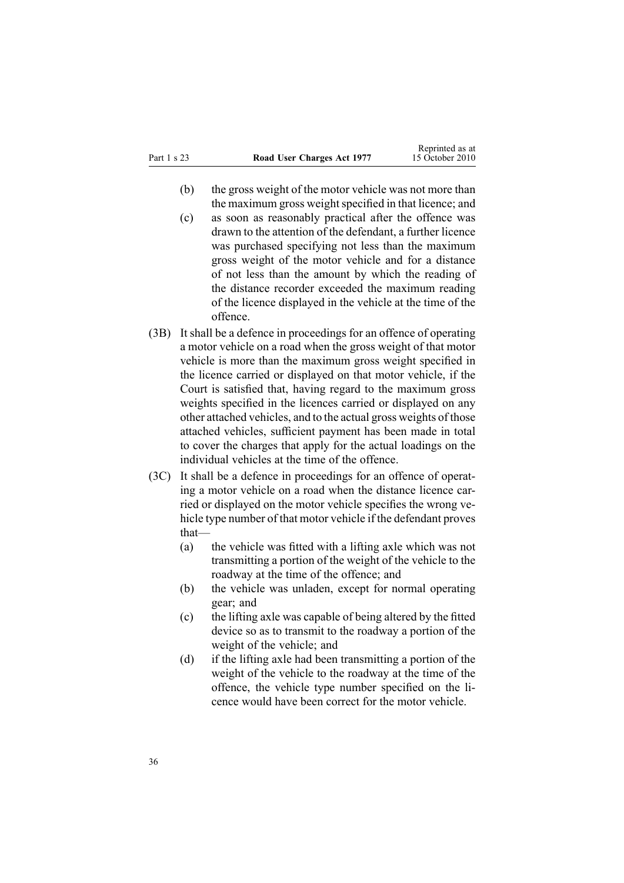(b) the gross weight of the motor vehicle was not more than the maximum gross weight specified in that licence; and

(c) as soon as reasonably practical after the offence was drawn to the attention of the defendant, a further licence was purchased specifying not less than the maximum gross weight of the motor vehicle and for a distance of not less than the amount by which the reading of the distance recorder exceeded the maximum reading of the licence displayed in the vehicle at the time of the offence.

(3B) It shall be a defence in proceedings for an offence of operating a motor vehicle on a road when the gross weight of that motor vehicle is more than the maximum gross weight specified in the licence carried or displayed on that motor vehicle, if the Court is satisfied that, having regard to the maximum gross weights specified in the licences carried or displayed on any other attached vehicles, and to the actual gross weights of those attached vehicles, sufficient payment has been made in total to cover the charges that apply for the actual loadings on the individual vehicles at the time of the offence.

(3C) It shall be a defence in proceedings for an offence of operating a motor vehicle on a road when the distance licence carried or displayed on the motor vehicle specifies the wrong vehicle type number of that motor vehicle if the defendant proves that—

(a) the vehicle was fitted with a lifting axle which was not transmitting a portion of the weight of the vehicle to the roadway at the time of the offence; and

(b) the vehicle was unladen, except for normal operating gear; and

(c) the lifting axle was capable of being altered by the fitted device so as to transmit to the roadway a portion of the weight of the vehicle; and

(d) if the lifting axle had been transmitting a portion of the weight of the vehicle to the roadway at the time of the offence, the vehicle type number specified on the licence would have been correct for the motor vehicle.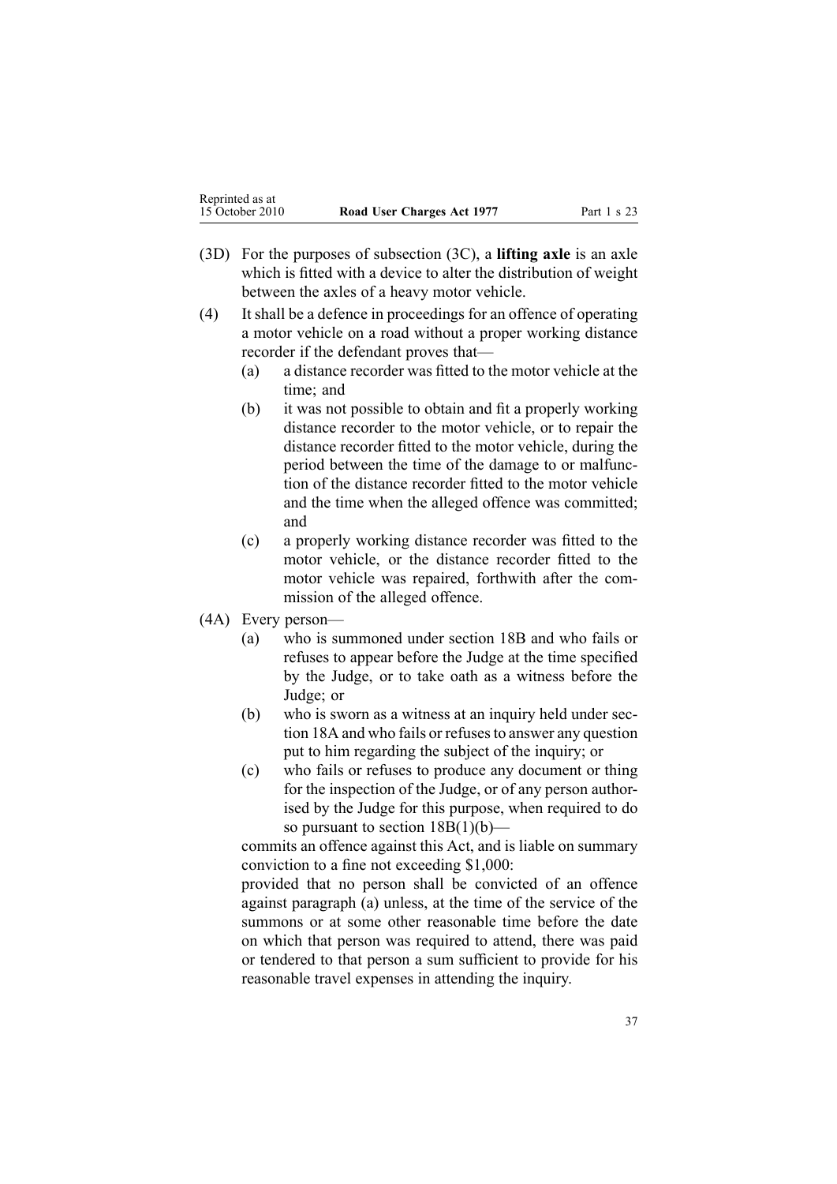(3D) For the purposes of subsection (3C), a **lifting axle** is an axle which is fitted with a device to alter the distribution of weight between the axles of a heavy motor vehicle.

(4) It shall be a defence in proceedings for an offence of operating a motor vehicle on a road without a proper working distance recorder if the defendant proves that—

 (a) a distance recorder was fitted to the motor vehicle at the time; and

 (b) it was not possible to obtain and fit a properly working distance recorder to the motor vehicle, or to repair the distance recorder fitted to the motor vehicle, during the period between the time of the damage to or malfunction of the distance recorder fitted to the motor vehicle and the time when the alleged offence was committed; and

 (c) a properly working distance recorder was fitted to the motor vehicle, or the distance recorder fitted to the motor vehicle was repaired, forthwith after the commission of the alleged offence.

(4A) Every person—

 (a) who is summoned under section 18B and who fails or refuses to appear before the Judge at the time specified by the Judge, or to take oath as a witness before the Judge; or

 (b) who is sworn as a witness at an inquiry held under section 18A and who fails or refuses to answer any question put to him regarding the subject of the inquiry; or

 (c) who fails or refuses to produce any document or thing for the inspection of the Judge, or of any person authorised by the Judge for this purpose, when required to do so pursuant to section 18B(1)(b)—

 commits an offence against this Act, and is liable on summary conviction to a fine not exceeding $1,000:

 provided that no person shall be convicted of an offence against paragraph (a) unless, at the time of the service of the summons or at some other reasonable time before the date on which that person was required to attend, there was paid or tendered to that person a sum sufficient to provide for his reasonable travel expenses in attending the inquiry.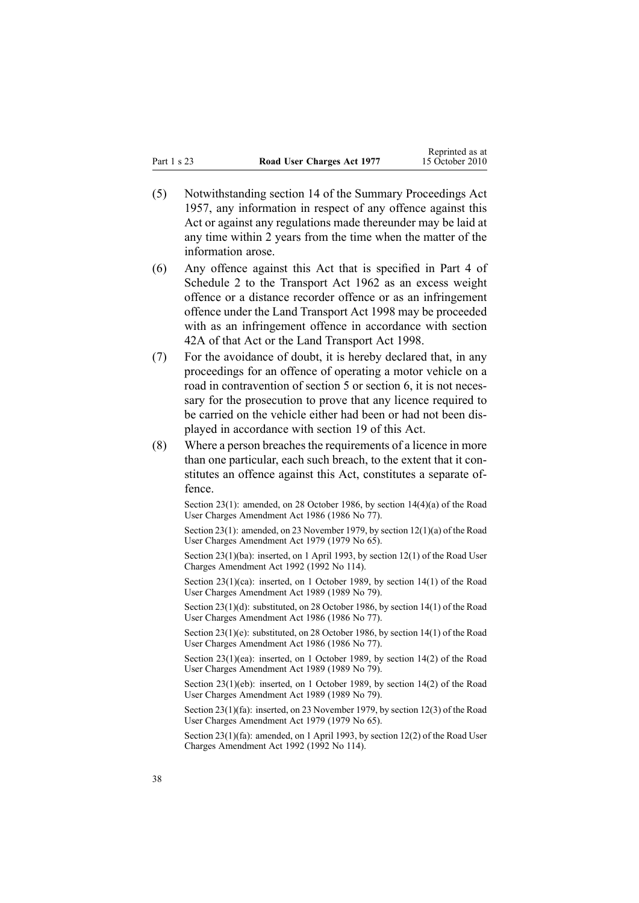(5) Notwithstanding section 14 of the Summary Proceedings Act 1957, any information in respect of any offence against this Act or against any regulations made thereunder may be laid at any time within 2 years from the time when the matter of the information arose.

(6) Any offence against this Act that is specified in Part 4 of Schedule 2 to the Transport Act 1962 as an excess weight offence or a distance recorder offence or as an infringement offence under the Land Transport Act 1998 may be proceeded with as an infringement offence in accordance with section 42A of that Act or the Land Transport Act 1998.

(7) For the avoidance of doubt, it is hereby declared that, in any proceedings for an offence of operating a motor vehicle on a road in contravention of section 5 or section 6, it is not necessary for the prosecution to prove that any licence required to be carried on the vehicle either had been or had not been displayed in accordance with section 19 of this Act.

(8) Where a person breaches the requirements of a licence in more than one particular, each such breach, to the extent that it constitutes an offence against this Act, constitutes a separate offence.

Section 23(1): amended, on 28 October 1986, by section 14(4)(a) of the Road User Charges Amendment Act 1986 (1986 No 77).

Section 23(1): amended, on 23 November 1979, by section 12(1)(a) of the Road User Charges Amendment Act 1979 (1979 No 65).

Section 23(1)(ba): inserted, on 1 April 1993, by section 12(1) of the Road User Charges Amendment Act 1992 (1992 No 114).

Section 23(1)(ca): inserted, on 1 October 1989, by section 14(1) of the Road User Charges Amendment Act 1989 (1989 No 79).

Section 23(1)(d): substituted, on 28 October 1986, by section 14(1) of the Road User Charges Amendment Act 1986 (1986 No 77).

Section 23(1)(e): substituted, on 28 October 1986, by section 14(1) of the Road User Charges Amendment Act 1986 (1986 No 77).

Section 23(1)(ea): inserted, on 1 October 1989, by section 14(2) of the Road User Charges Amendment Act 1989 (1989 No 79).

Section 23(1)(eb): inserted, on 1 October 1989, by section 14(2) of the Road User Charges Amendment Act 1989 (1989 No 79).

Section 23(1)(fa): inserted, on 23 November 1979, by section 12(3) of the Road User Charges Amendment Act 1979 (1979 No 65).

Section 23(1)(fa): amended, on 1 April 1993, by section 12(2) of the Road User Charges Amendment Act 1992 (1992 No 114).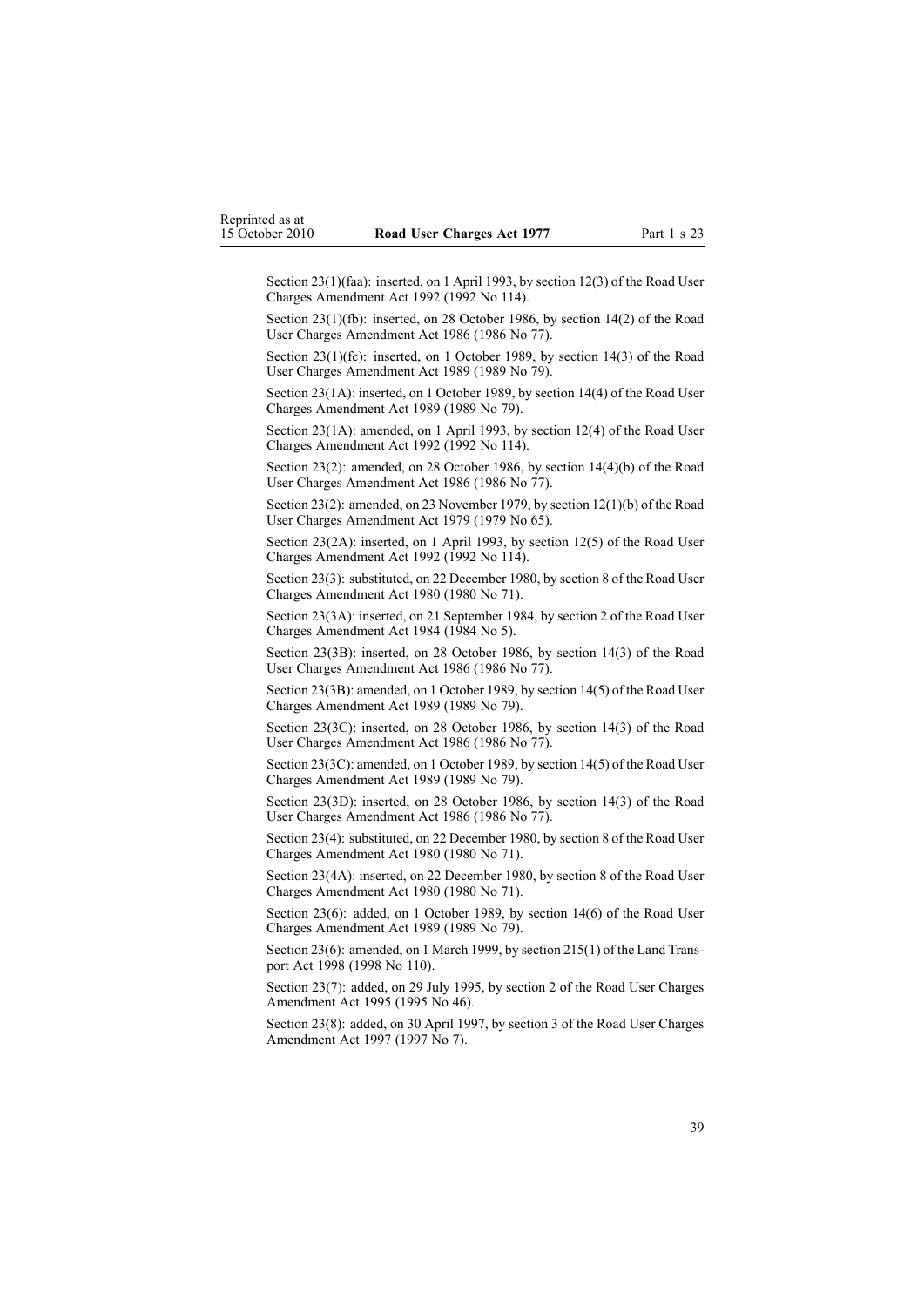Section 23(1)(faa): inserted, on 1 April 1993, by section 12(3) of the Road User Charges Amendment Act 1992 (1992 No 114).

Section 23(1)(fb): inserted, on 28 October 1986, by section 14(2) of the Road User Charges Amendment Act 1986 (1986 No 77).

Section 23(1)(fc): inserted, on 1 October 1989, by section 14(3) of the Road User Charges Amendment Act 1989 (1989 No 79).

Section 23(1A): inserted, on 1 October 1989, by section 14(4) of the Road User Charges Amendment Act 1989 (1989 No 79).

Section 23(1A): amended, on 1 April 1993, by section 12(4) of the Road User Charges Amendment Act 1992 (1992 No 114).

Section 23(2): amended, on 28 October 1986, by section 14(4)(b) of the Road User Charges Amendment Act 1986 (1986 No 77).

Section 23(2): amended, on 23 November 1979, by section 12(1)(b) of the Road User Charges Amendment Act 1979 (1979 No 65).

Section 23(2A): inserted, on 1 April 1993, by section 12(5) of the Road User Charges Amendment Act 1992 (1992 No 114).

Section 23(3): substituted, on 22 December 1980, by section 8 of the Road User Charges Amendment Act 1980 (1980 No 71).

Section 23(3A): inserted, on 21 September 1984, by section 2 of the Road User Charges Amendment Act 1984 (1984 No 5).

Section 23(3B): inserted, on 28 October 1986, by section 14(3) of the Road User Charges Amendment Act 1986 (1986 No 77).

Section 23(3B): amended, on 1 October 1989, by section 14(5) of the Road User Charges Amendment Act 1989 (1989 No 79).

Section 23(3C): inserted, on 28 October 1986, by section 14(3) of the Road User Charges Amendment Act 1986 (1986 No 77).

Section 23(3C): amended, on 1 October 1989, by section 14(5) of the Road User Charges Amendment Act 1989 (1989 No 79).

Section 23(3D): inserted, on 28 October 1986, by section 14(3) of the Road User Charges Amendment Act 1986 (1986 No 77).

Section 23(4): substituted, on 22 December 1980, by section 8 of the Road User Charges Amendment Act 1980 (1980 No 71).

Section 23(4A): inserted, on 22 December 1980, by section 8 of the Road User Charges Amendment Act 1980 (1980 No 71).

Section 23(6): added, on 1 October 1989, by section 14(6) of the Road User Charges Amendment Act 1989 (1989 No 79).

Section 23(6): amended, on 1 March 1999, by section 215(1) of the Land Transport Act 1998 (1998 No 110).

Section 23(7): added, on 29 July 1995, by section 2 of the Road User Charges Amendment Act 1995 (1995 No 46).

Section 23(8): added, on 30 April 1997, by section 3 of the Road User Charges Amendment Act 1997 (1997 No 7).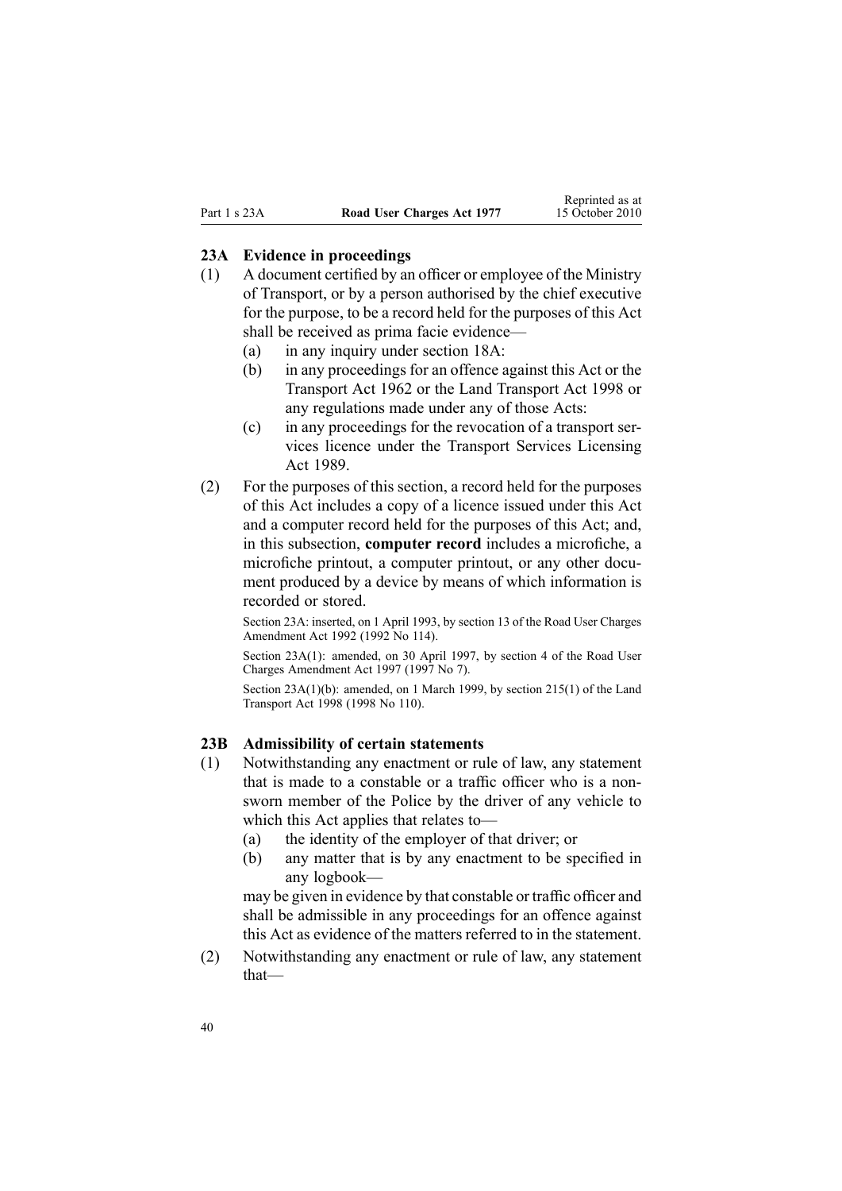### 23A Evidence in proceedings

(1) A document certified by an officer or employee of the Ministry of Transport, or by a person authorised by the chief executive for the purpose, to be a record held for the purposes of this Act shall be received as prima facie evidence—

- (a) in any inquiry under section 18A:
- (b) in any proceedings for an offence against this Act or the Transport Act 1962 or the Land Transport Act 1998 or any regulations made under any of those Acts:
- (c) in any proceedings for the revocation of a transport services licence under the Transport Services Licensing Act 1989.

(2) For the purposes of this section, a record held for the purposes of this Act includes a copy of a licence issued under this Act and a computer record held for the purposes of this Act; and, in this subsection, **computer record** includes a microfiche, a microfiche printout, a computer printout, or any other document produced by a device by means of which information is recorded or stored.

Section 23A: inserted, on 1 April 1993, by section 13 of the Road User Charges Amendment Act 1992 (1992 No 114).

Section 23A(1): amended, on 30 April 1997, by section 4 of the Road User Charges Amendment Act 1997 (1997 No 7).

Section 23A(1)(b): amended, on 1 March 1999, by section 215(1) of the Land Transport Act 1998 (1998 No 110).

### 23B Admissibility of certain statements

(1) Notwithstanding any enactment or rule of law, any statement that is made to a constable or a traffic officer who is a non-sworn member of the Police by the driver of any vehicle to which this Act applies that relates to—

- (a) the identity of the employer of that driver; or
- (b) any matter that is by any enactment to be specified in any logbook—

may be given in evidence by that constable or traffic officer and shall be admissible in any proceedings for an offence against this Act as evidence of the matters referred to in the statement.

(2) Notwithstanding any enactment or rule of law, any statement that—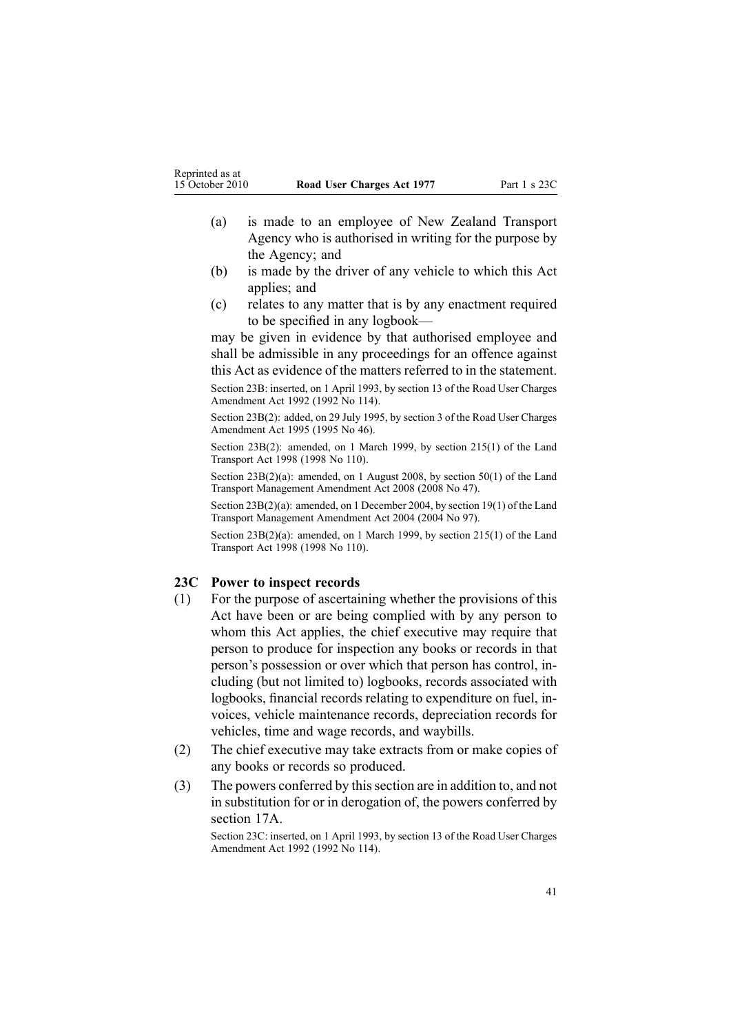(a) is made to an employee of New Zealand Transport Agency who is authorised in writing for the purpose by the Agency; and

(b) is made by the driver of any vehicle to which this Act applies; and

(c) relates to any matter that is by any enactment required to be specified in any logbook—

may be given in evidence by that authorised employee and shall be admissible in any proceedings for an offence against this Act as evidence of the matters referred to in the statement.

Section 23B: inserted, on 1 April 1993, by section 13 of the Road User Charges Amendment Act 1992 (1992 No 114).

Section 23B(2): added, on 29 July 1995, by section 3 of the Road User Charges Amendment Act 1995 (1995 No 46).

Section 23B(2): amended, on 1 March 1999, by section 215(1) of the Land Transport Act 1998 (1998 No 110).

Section 23B(2)(a): amended, on 1 August 2008, by section 50(1) of the Land Transport Management Amendment Act 2008 (2008 No 47).

Section 23B(2)(a): amended, on 1 December 2004, by section 19(1) of the Land Transport Management Amendment Act 2004 (2004 No 97).

Section 23B(2)(a): amended, on 1 March 1999, by section 215(1) of the Land Transport Act 1998 (1998 No 110).

### 23C Power to inspect records

(1) For the purpose of ascertaining whether the provisions of this Act have been or are being complied with by any person to whom this Act applies, the chief executive may require that person to produce for inspection any books or records in that person's possession or over which that person has control, including (but not limited to) logbooks, records associated with logbooks, financial records relating to expenditure on fuel, invoices, vehicle maintenance records, depreciation records for vehicles, time and wage records, and waybills.

(2) The chief executive may take extracts from or make copies of any books or records so produced.

(3) The powers conferred by this section are in addition to, and not in substitution for or in derogation of, the powers conferred by section 17A.

Section 23C: inserted, on 1 April 1993, by section 13 of the Road User Charges Amendment Act 1992 (1992 No 114).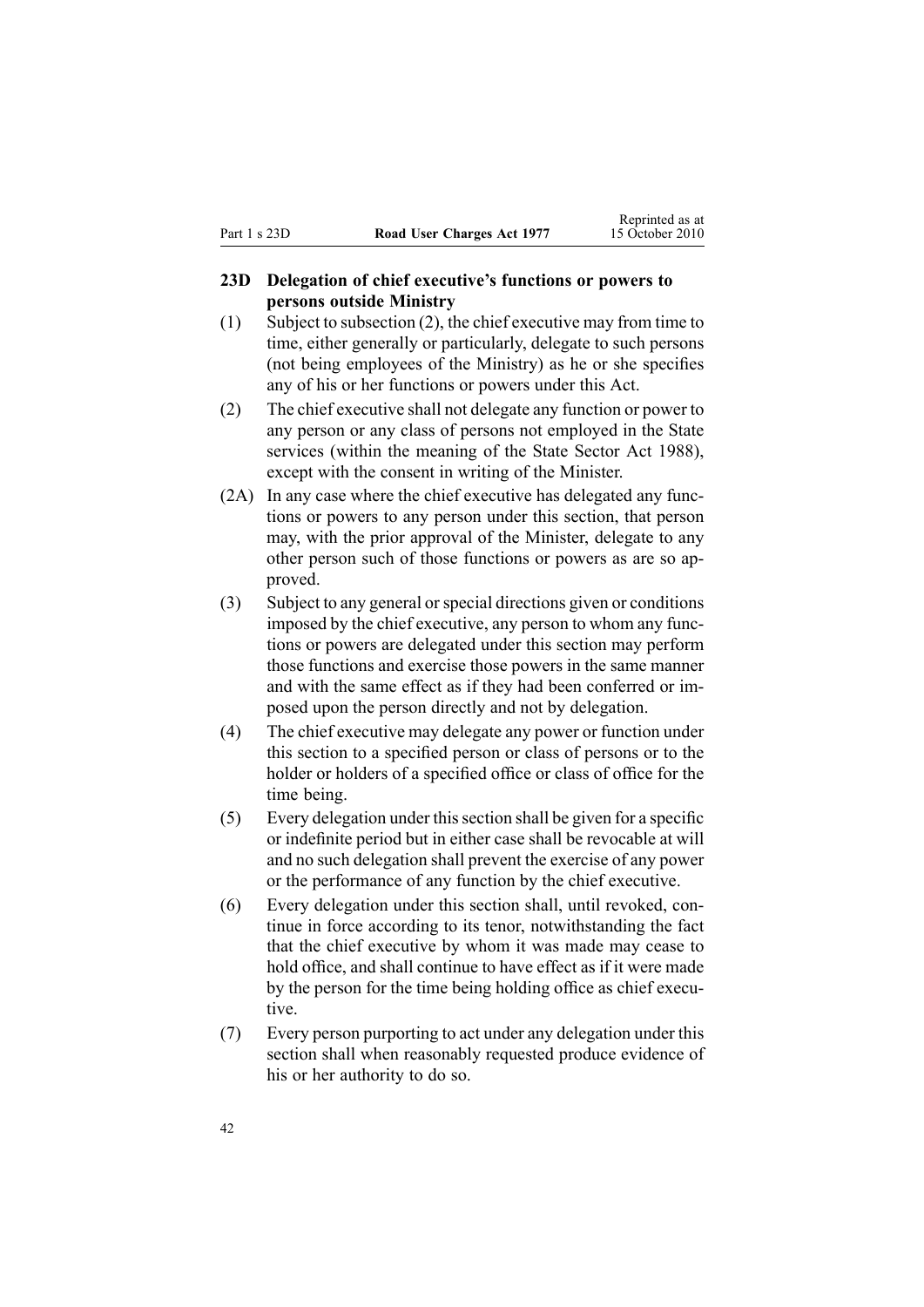## 23D Delegation of chief executive's functions or powers to persons outside Ministry

(1) Subject to subsection (2), the chief executive may from time to time, either generally or particularly, delegate to such persons (not being employees of the Ministry) as he or she specifies any of his or her functions or powers under this Act.

(2) The chief executive shall not delegate any function or power to any person or any class of persons not employed in the State services (within the meaning of the State Sector Act 1988), except with the consent in writing of the Minister.

(2A) In any case where the chief executive has delegated any functions or powers to any person under this section, that person may, with the prior approval of the Minister, delegate to any other person such of those functions or powers as are so approved.

(3) Subject to any general or special directions given or conditions imposed by the chief executive, any person to whom any functions or powers are delegated under this section may perform those functions and exercise those powers in the same manner and with the same effect as if they had been conferred or imposed upon the person directly and not by delegation.

(4) The chief executive may delegate any power or function under this section to a specified person or class of persons or to the holder or holders of a specified office or class of office for the time being.

(5) Every delegation under this section shall be given for a specific or indefinite period but in either case shall be revocable at will and no such delegation shall prevent the exercise of any power or the performance of any function by the chief executive.

(6) Every delegation under this section shall, until revoked, continue in force according to its tenor, notwithstanding the fact that the chief executive by whom it was made may cease to hold office, and shall continue to have effect as if it were made by the person for the time being holding office as chief executive.

(7) Every person purporting to act under any delegation under this section shall when reasonably requested produce evidence of his or her authority to do so.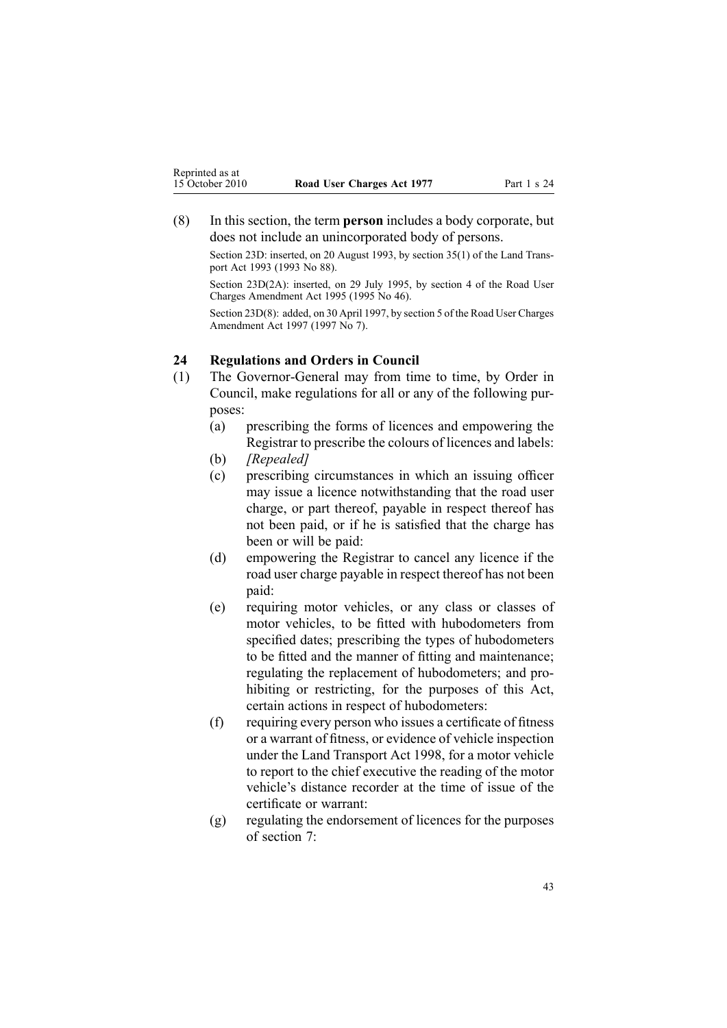(8) In this section, the term **person** includes a body corporate, but does not include an unincorporated body of persons.

Section 23D: inserted, on 20 August 1993, by section 35(1) of the Land Transport Act 1993 (1993 No 88).

Section 23D(2A): inserted, on 29 July 1995, by section 4 of the Road User Charges Amendment Act 1995 (1995 No 46).

Section 23D(8): added, on 30 April 1997, by section 5 of the Road User Charges Amendment Act 1997 (1997 No 7).

### 24 Regulations and Orders in Council

(1) The Governor-General may from time to time, by Order in Council, make regulations for all or any of the following purposes:

(a) prescribing the forms of licences and empowering the Registrar to prescribe the colours of licences and labels:

(b) *[Repealed]*

(c) prescribing circumstances in which an issuing officer may issue a licence notwithstanding that the road user charge, or part thereof, payable in respect thereof has not been paid, or if he is satisfied that the charge has been or will be paid:

(d) empowering the Registrar to cancel any licence if the road user charge payable in respect thereof has not been paid:

(e) requiring motor vehicles, or any class or classes of motor vehicles, to be fitted with hubodometers from specified dates; prescribing the types of hubodometers to be fitted and the manner of fitting and maintenance; regulating the replacement of hubodometers; and prohibiting or restricting, for the purposes of this Act, certain actions in respect of hubodometers:

(f) requiring every person who issues a certificate of fitness or a warrant of fitness, or evidence of vehicle inspection under the Land Transport Act 1998, for a motor vehicle to report to the chief executive the reading of the motor vehicle's distance recorder at the time of issue of the certificate or warrant:

(g) regulating the endorsement of licences for the purposes of section 7: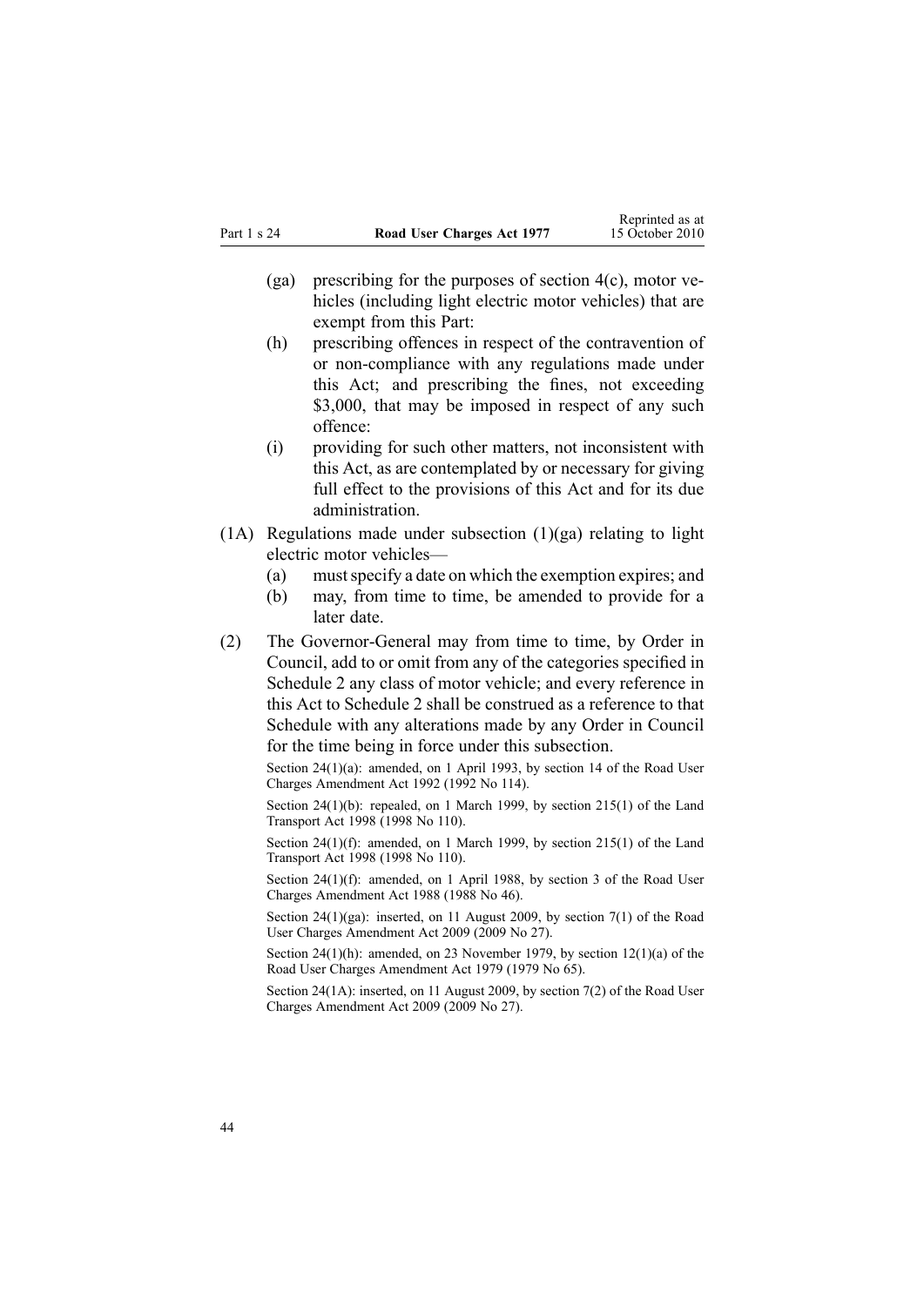(ga) prescribing for the purposes of section 4(c), motor vehicles (including light electric motor vehicles) that are exempt from this Part:

(h) prescribing offences in respect of the contravention of or non-compliance with any regulations made under this Act; and prescribing the fines, not exceeding $3,000, that may be imposed in respect of any such offence:

(i) providing for such other matters, not inconsistent with this Act, as are contemplated by or necessary for giving full effect to the provisions of this Act and for its due administration.

(1A) Regulations made under subsection (1)(ga) relating to light electric motor vehicles—

(a) must specify a date on which the exemption expires; and

(b) may, from time to time, be amended to provide for a later date.

(2) The Governor-General may from time to time, by Order in Council, add to or omit from any of the categories specified in Schedule 2 any class of motor vehicle; and every reference in this Act to Schedule 2 shall be construed as a reference to that Schedule with any alterations made by any Order in Council for the time being in force under this subsection.

Section 24(1)(a): amended, on 1 April 1993, by section 14 of the Road User Charges Amendment Act 1992 (1992 No 114).

Section 24(1)(b): repealed, on 1 March 1999, by section 215(1) of the Land Transport Act 1998 (1998 No 110).

Section 24(1)(f): amended, on 1 March 1999, by section 215(1) of the Land Transport Act 1998 (1998 No 110).

Section 24(1)(f): amended, on 1 April 1988, by section 3 of the Road User Charges Amendment Act 1988 (1988 No 46).

Section 24(1)(ga): inserted, on 11 August 2009, by section 7(1) of the Road User Charges Amendment Act 2009 (2009 No 27).

Section 24(1)(h): amended, on 23 November 1979, by section 12(1)(a) of the Road User Charges Amendment Act 1979 (1979 No 65).

Section 24(1A): inserted, on 11 August 2009, by section 7(2) of the Road User Charges Amendment Act 2009 (2009 No 27).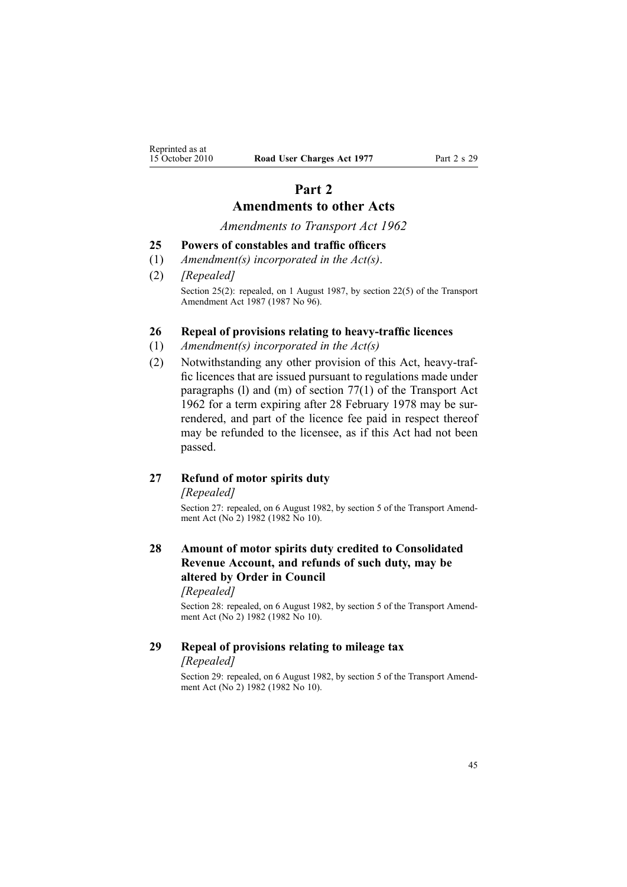# Part 2
## Amendments to other Acts

*Amendments to Transport Act 1962*

### 25 Powers of constables and traffic officers

(1) *Amendment(s) incorporated in the Act(s)*.

(2) *[Repealed]*

Section 25(2): repealed, on 1 August 1987, by section 22(5) of the Transport Amendment Act 1987 (1987 No 96).

### 26 Repeal of provisions relating to heavy-traffic licences

(1) *Amendment(s) incorporated in the Act(s)*

(2) Notwithstanding any other provision of this Act, heavy-traffic licences that are issued pursuant to regulations made under paragraphs (l) and (m) of section 77(1) of the Transport Act 1962 for a term expiring after 28 February 1978 may be surrendered, and part of the licence fee paid in respect thereof may be refunded to the licensee, as if this Act had not been passed.

### 27 Refund of motor spirits duty

*[Repealed]*

Section 27: repealed, on 6 August 1982, by section 5 of the Transport Amendment Act (No 2) 1982 (1982 No 10).

### 28 Amount of motor spirits duty credited to Consolidated Revenue Account, and refunds of such duty, may be altered by Order in Council

*[Repealed]*

Section 28: repealed, on 6 August 1982, by section 5 of the Transport Amendment Act (No 2) 1982 (1982 No 10).

### 29 Repeal of provisions relating to mileage tax

*[Repealed]*

Section 29: repealed, on 6 August 1982, by section 5 of the Transport Amendment Act (No 2) 1982 (1982 No 10).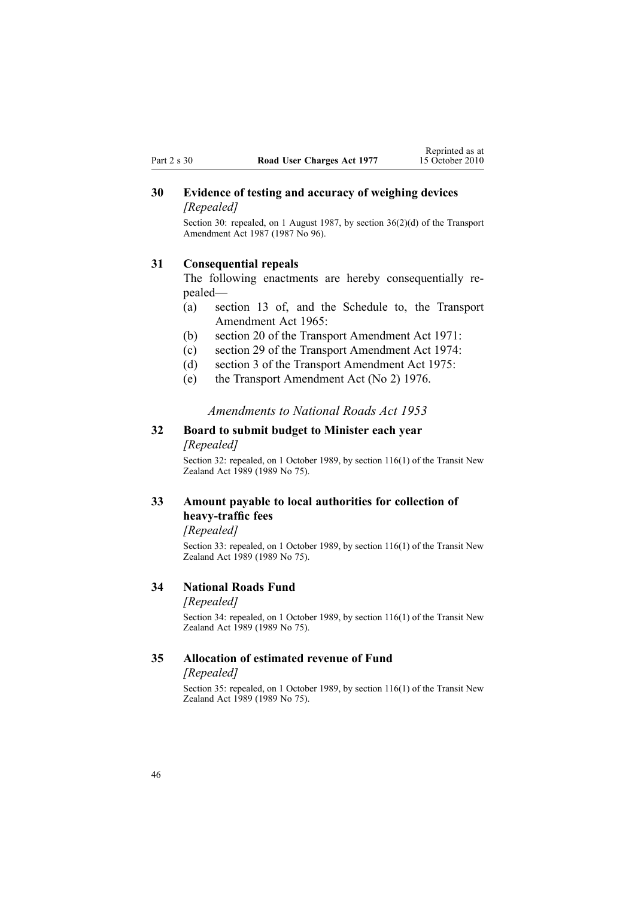### 30 Evidence of testing and accuracy of weighing devices

*[Repealed]*

Section 30: repealed, on 1 August 1987, by section 36(2)(d) of the Transport Amendment Act 1987 (1987 No 96).

### 31 Consequential repeals

The following enactments are hereby consequentially repealed—

(a) section 13 of, and the Schedule to, the Transport Amendment Act 1965:

(b) section 20 of the Transport Amendment Act 1971:

(c) section 29 of the Transport Amendment Act 1974:

(d) section 3 of the Transport Amendment Act 1975:

(e) the Transport Amendment Act (No 2) 1976.

*Amendments to National Roads Act 1953*

### 32 Board to submit budget to Minister each year

*[Repealed]*

Section 32: repealed, on 1 October 1989, by section 116(1) of the Transit New Zealand Act 1989 (1989 No 75).

### 33 Amount payable to local authorities for collection of heavy-traffic fees

*[Repealed]*

Section 33: repealed, on 1 October 1989, by section 116(1) of the Transit New Zealand Act 1989 (1989 No 75).

### 34 National Roads Fund

*[Repealed]*

Section 34: repealed, on 1 October 1989, by section 116(1) of the Transit New Zealand Act 1989 (1989 No 75).

### 35 Allocation of estimated revenue of Fund

*[Repealed]*

Section 35: repealed, on 1 October 1989, by section 116(1) of the Transit New Zealand Act 1989 (1989 No 75).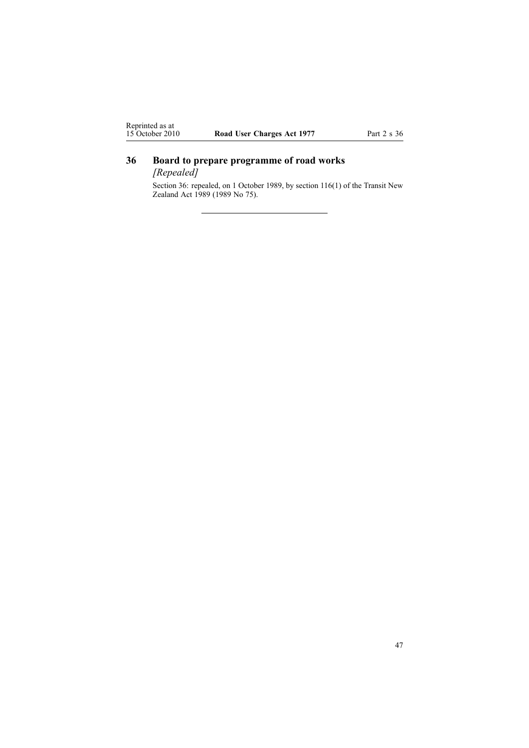## 36 Board to prepare programme of road works

*[Repealed]*

Section 36: repealed, on 1 October 1989, by section 116(1) of the Transit New Zealand Act 1989 (1989 No 75).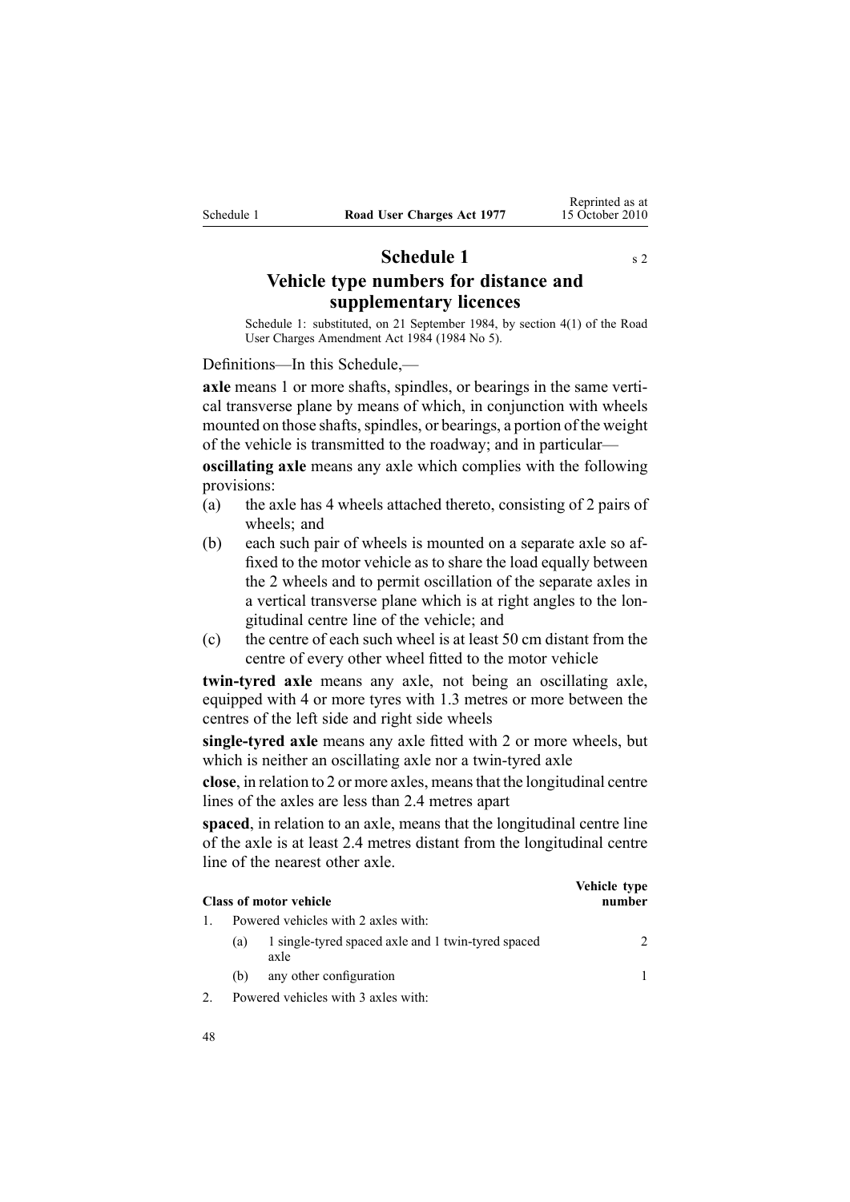# Schedule 1

s 2

## Vehicle type numbers for distance and supplementary licences

Schedule 1: substituted, on 21 September 1984, by section 4(1) of the Road User Charges Amendment Act 1984 (1984 No 5).

Definitions—In this Schedule,—

**axle** means 1 or more shafts, spindles, or bearings in the same vertical transverse plane by means of which, in conjunction with wheels mounted on those shafts, spindles, or bearings, a portion of the weight of the vehicle is transmitted to the roadway; and in particular—

**oscillating axle** means any axle which complies with the following provisions:

(a) the axle has 4 wheels attached thereto, consisting of 2 pairs of wheels; and

(b) each such pair of wheels is mounted on a separate axle so affixed to the motor vehicle as to share the load equally between the 2 wheels and to permit oscillation of the separate axles in a vertical transverse plane which is at right angles to the longitudinal centre line of the vehicle; and

(c) the centre of each such wheel is at least 50 cm distant from the centre of every other wheel fitted to the motor vehicle

**twin-tyred axle** means any axle, not being an oscillating axle, equipped with 4 or more tyres with 1.3 metres or more between the centres of the left side and right side wheels

**single-tyred axle** means any axle fitted with 2 or more wheels, but which is neither an oscillating axle nor a twin-tyred axle

**close**, in relation to 2 or more axles, means that the longitudinal centre lines of the axles are less than 2.4 metres apart

**spaced**, in relation to an axle, means that the longitudinal centre line of the axle is at least 2.4 metres distant from the longitudinal centre line of the nearest other axle.

| Class of motor vehicle | | Vehicle type number |
|---|---|---|
| 1. | Powered vehicles with 2 axles with: | |
| | (a) 1 single-tyred spaced axle and 1 twin-tyred spaced axle | 2 |
| | (b) any other configuration | 1 |
| 2. | Powered vehicles with 3 axles with: | |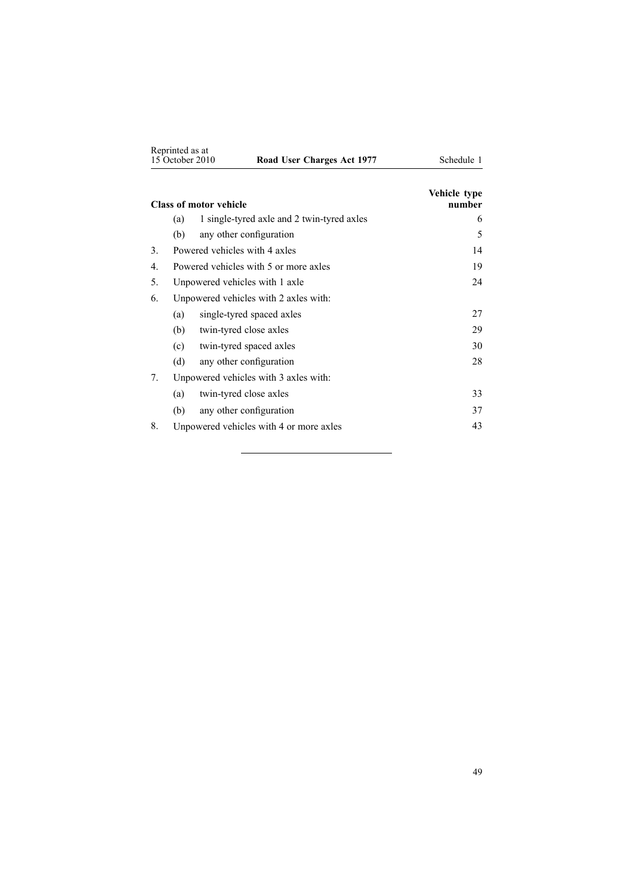| Class of motor vehicle | Vehicle type number |
|---|---|
| (a) 1 single-tyred axle and 2 twin-tyred axles | 6 |
| (b) any other configuration | 5 |
| 3. Powered vehicles with 4 axles | 14 |
| 4. Powered vehicles with 5 or more axles | 19 |
| 5. Unpowered vehicles with 1 axle | 24 |
| 6. Unpowered vehicles with 2 axles with: | |
| (a) single-tyred spaced axles | 27 |
| (b) twin-tyred close axles | 29 |
| (c) twin-tyred spaced axles | 30 |
| (d) any other configuration | 28 |
| 7. Unpowered vehicles with 3 axles with: | |
| (a) twin-tyred close axles | 33 |
| (b) any other configuration | 37 |
| 8. Unpowered vehicles with 4 or more axles | 43 |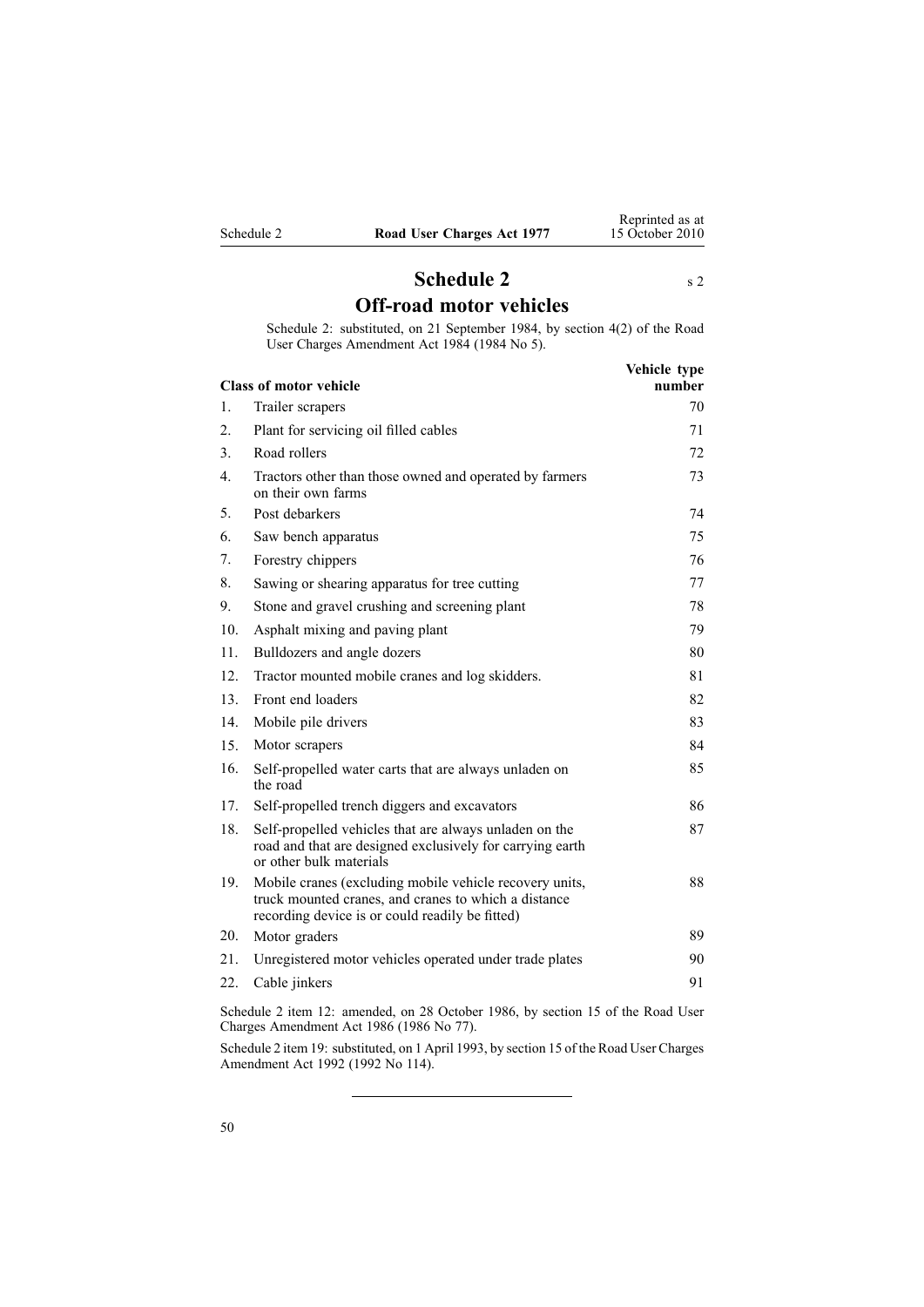# Schedule 2

s 2

## Off-road motor vehicles

Schedule 2: substituted, on 21 September 1984, by section 4(2) of the Road User Charges Amendment Act 1984 (1984 No 5).

| | Class of motor vehicle | Vehicle type number |
|---|---|---|
| 1. | Trailer scrapers | 70 |
| 2. | Plant for servicing oil filled cables | 71 |
| 3. | Road rollers | 72 |
| 4. | Tractors other than those owned and operated by farmers on their own farms | 73 |
| 5. | Post debarkers | 74 |
| 6. | Saw bench apparatus | 75 |
| 7. | Forestry chippers | 76 |
| 8. | Sawing or shearing apparatus for tree cutting | 77 |
| 9. | Stone and gravel crushing and screening plant | 78 |
| 10. | Asphalt mixing and paving plant | 79 |
| 11. | Bulldozers and angle dozers | 80 |
| 12. | Tractor mounted mobile cranes and log skidders. | 81 |
| 13. | Front end loaders | 82 |
| 14. | Mobile pile drivers | 83 |
| 15. | Motor scrapers | 84 |
| 16. | Self-propelled water carts that are always unladen on the road | 85 |
| 17. | Self-propelled trench diggers and excavators | 86 |
| 18. | Self-propelled vehicles that are always unladen on the road and that are designed exclusively for carrying earth or other bulk materials | 87 |
| 19. | Mobile cranes (excluding mobile vehicle recovery units, truck mounted cranes, and cranes to which a distance recording device is or could readily be fitted) | 88 |
| 20. | Motor graders | 89 |
| 21. | Unregistered motor vehicles operated under trade plates | 90 |
| 22. | Cable jinkers | 91 |

Schedule 2 item 12: amended, on 28 October 1986, by section 15 of the Road User Charges Amendment Act 1986 (1986 No 77).

Schedule 2 item 19: substituted, on 1 April 1993, by section 15 of the Road User Charges Amendment Act 1992 (1992 No 114).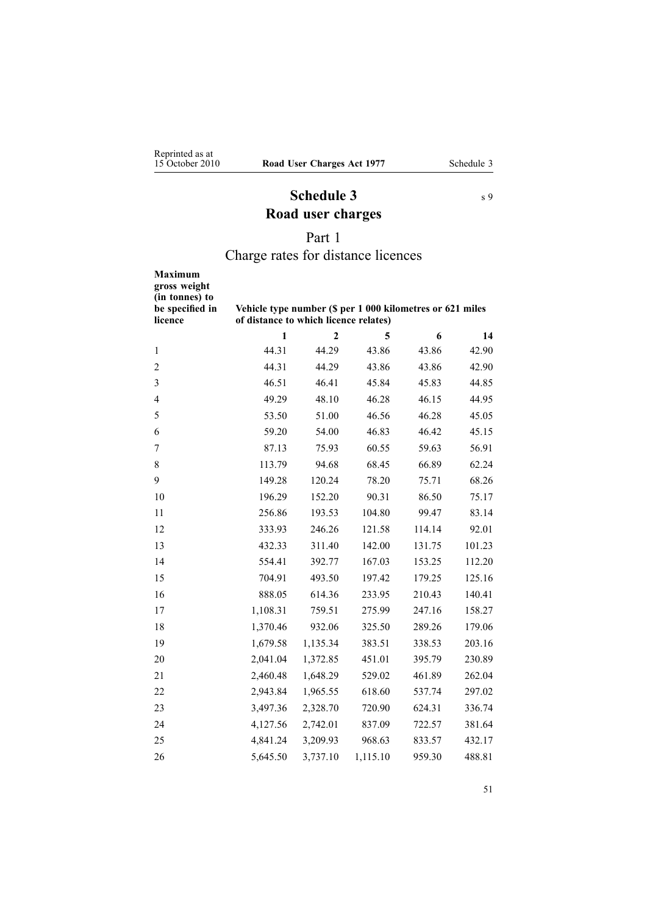# Schedule 3
s 9

# Road user charges

## Part 1
## Charge rates for distance licences

| Maximum gross weight (in tonnes) to be specified in licence | Vehicle type number ($ per 1 000 kilometres or 621 miles of distance to which licence relates) | | | | |
|---|---|---|---|---|---|
| | 1 | 2 | 5 | 6 | 14 |
| 1 | 44.31 | 44.29 | 43.86 | 43.86 | 42.90 |
| 2 | 44.31 | 44.29 | 43.86 | 43.86 | 42.90 |
| 3 | 46.51 | 46.41 | 45.84 | 45.83 | 44.85 |
| 4 | 49.29 | 48.10 | 46.28 | 46.15 | 44.95 |
| 5 | 53.50 | 51.00 | 46.56 | 46.28 | 45.05 |
| 6 | 59.20 | 54.00 | 46.83 | 46.42 | 45.15 |
| 7 | 87.13 | 75.93 | 60.55 | 59.63 | 56.91 |
| 8 | 113.79 | 94.68 | 68.45 | 66.89 | 62.24 |
| 9 | 149.28 | 120.24 | 78.20 | 75.71 | 68.26 |
| 10 | 196.29 | 152.20 | 90.31 | 86.50 | 75.17 |
| 11 | 256.86 | 193.53 | 104.80 | 99.47 | 83.14 |
| 12 | 333.93 | 246.26 | 121.58 | 114.14 | 92.01 |
| 13 | 432.33 | 311.40 | 142.00 | 131.75 | 101.23 |
| 14 | 554.41 | 392.77 | 167.03 | 153.25 | 112.20 |
| 15 | 704.91 | 493.50 | 197.42 | 179.25 | 125.16 |
| 16 | 888.05 | 614.36 | 233.95 | 210.43 | 140.41 |
| 17 | 1,108.31 | 759.51 | 275.99 | 247.16 | 158.27 |
| 18 | 1,370.46 | 932.06 | 325.50 | 289.26 | 179.06 |
| 19 | 1,679.58 | 1,135.34 | 383.51 | 338.53 | 203.16 |
| 20 | 2,041.04 | 1,372.85 | 451.01 | 395.79 | 230.89 |
| 21 | 2,460.48 | 1,648.29 | 529.02 | 461.89 | 262.04 |
| 22 | 2,943.84 | 1,965.55 | 618.60 | 537.74 | 297.02 |
| 23 | 3,497.36 | 2,328.70 | 720.90 | 624.31 | 336.74 |
| 24 | 4,127.56 | 2,742.01 | 837.09 | 722.57 | 381.64 |
| 25 | 4,841.24 | 3,209.93 | 968.63 | 833.57 | 432.17 |
| 26 | 5,645.50 | 3,737.10 | 1,115.10 | 959.30 | 488.81 |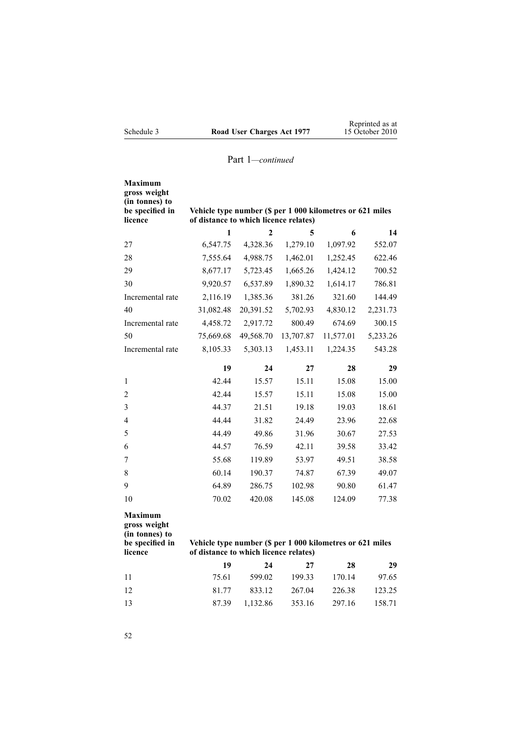## Part 1—*continued*

| Maximum gross weight (in tonnes) to be specified in licence | Vehicle type number ($ per 1 000 kilometres or 621 miles of distance to which licence relates) | | | | |
|---|---|---|---|---|---|
| | **1** | **2** | **5** | **6** | **14** |
| 27 | 6,547.75 | 4,328.36 | 1,279.10 | 1,097.92 | 552.07 |
| 28 | 7,555.64 | 4,988.75 | 1,462.01 | 1,252.45 | 622.46 |
| 29 | 8,677.17 | 5,723.45 | 1,665.26 | 1,424.12 | 700.52 |
| 30 | 9,920.57 | 6,537.89 | 1,890.32 | 1,614.17 | 786.81 |
| Incremental rate | 2,116.19 | 1,385.36 | 381.26 | 321.60 | 144.49 |
| 40 | 31,082.48 | 20,391.52 | 5,702.93 | 4,830.12 | 2,231.73 |
| Incremental rate | 4,458.72 | 2,917.72 | 800.49 | 674.69 | 300.15 |
| 50 | 75,669.68 | 49,568.70 | 13,707.87 | 11,577.01 | 5,233.26 |
| Incremental rate | 8,105.33 | 5,303.13 | 1,453.11 | 1,224.35 | 543.28 |
| | **19** | **24** | **27** | **28** | **29** |
| 1 | 42.44 | 15.57 | 15.11 | 15.08 | 15.00 |
| 2 | 42.44 | 15.57 | 15.11 | 15.08 | 15.00 |
| 3 | 44.37 | 21.51 | 19.18 | 19.03 | 18.61 |
| 4 | 44.44 | 31.82 | 24.49 | 23.96 | 22.68 |
| 5 | 44.49 | 49.86 | 31.96 | 30.67 | 27.53 |
| 6 | 44.57 | 76.59 | 42.11 | 39.58 | 33.42 |
| 7 | 55.68 | 119.89 | 53.97 | 49.51 | 38.58 |
| 8 | 60.14 | 190.37 | 74.87 | 67.39 | 49.07 |
| 9 | 64.89 | 286.75 | 102.98 | 90.80 | 61.47 |
| 10 | 70.02 | 420.08 | 145.08 | 124.09 | 77.38 |

| Maximum gross weight (in tonnes) to be specified in licence | Vehicle type number ($ per 1 000 kilometres or 621 miles of distance to which licence relates) | | | | |
|---|---|---|---|---|---|
| | **19** | **24** | **27** | **28** | **29** |
| 11 | 75.61 | 599.02 | 199.33 | 170.14 | 97.65 |
| 12 | 81.77 | 833.12 | 267.04 | 226.38 | 123.25 |
| 13 | 87.39 | 1,132.86 | 353.16 | 297.16 | 158.71 |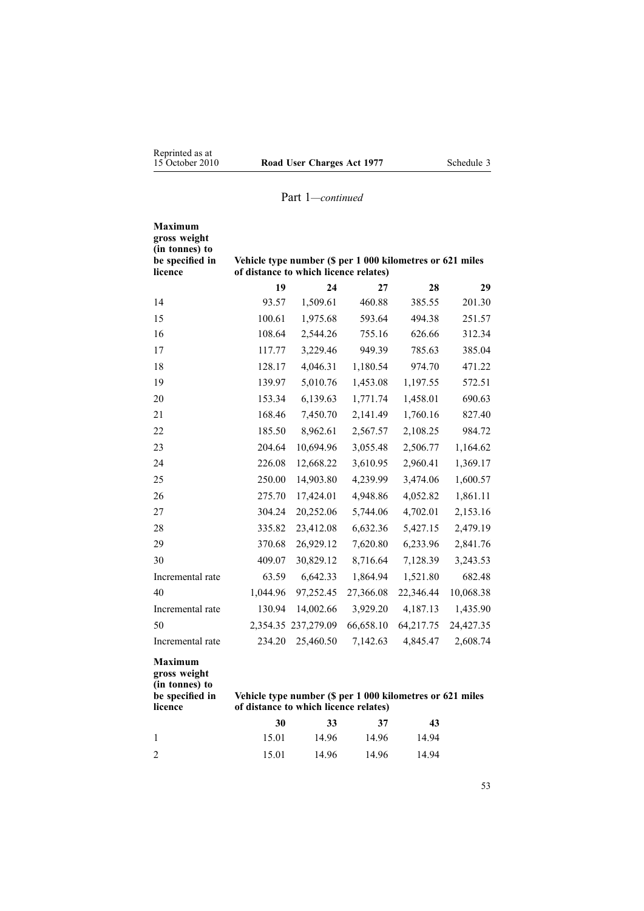## Part 1—*continued*

| Maximum gross weight (in tonnes) to be specified in licence | Vehicle type number ($ per 1 000 kilometres or 621 miles of distance to which licence relates) | | | | |
|---|---|---|---|---|---|
| | **19** | **24** | **27** | **28** | **29** |
| 14 | 93.57 | 1,509.61 | 460.88 | 385.55 | 201.30 |
| 15 | 100.61 | 1,975.68 | 593.64 | 494.38 | 251.57 |
| 16 | 108.64 | 2,544.26 | 755.16 | 626.66 | 312.34 |
| 17 | 117.77 | 3,229.46 | 949.39 | 785.63 | 385.04 |
| 18 | 128.17 | 4,046.31 | 1,180.54 | 974.70 | 471.22 |
| 19 | 139.97 | 5,010.76 | 1,453.08 | 1,197.55 | 572.51 |
| 20 | 153.34 | 6,139.63 | 1,771.74 | 1,458.01 | 690.63 |
| 21 | 168.46 | 7,450.70 | 2,141.49 | 1,760.16 | 827.40 |
| 22 | 185.50 | 8,962.61 | 2,567.57 | 2,108.25 | 984.72 |
| 23 | 204.64 | 10,694.96 | 3,055.48 | 2,506.77 | 1,164.62 |
| 24 | 226.08 | 12,668.22 | 3,610.95 | 2,960.41 | 1,369.17 |
| 25 | 250.00 | 14,903.80 | 4,239.99 | 3,474.06 | 1,600.57 |
| 26 | 275.70 | 17,424.01 | 4,948.86 | 4,052.82 | 1,861.11 |
| 27 | 304.24 | 20,252.06 | 5,744.06 | 4,702.01 | 2,153.16 |
| 28 | 335.82 | 23,412.08 | 6,632.36 | 5,427.15 | 2,479.19 |
| 29 | 370.68 | 26,929.12 | 7,620.80 | 6,233.96 | 2,841.76 |
| 30 | 409.07 | 30,829.12 | 8,716.64 | 7,128.39 | 3,243.53 |
| Incremental rate | 63.59 | 6,642.33 | 1,864.94 | 1,521.80 | 682.48 |
| 40 | 1,044.96 | 97,252.45 | 27,366.08 | 22,346.44 | 10,068.38 |
| Incremental rate | 130.94 | 14,002.66 | 3,929.20 | 4,187.13 | 1,435.90 |
| 50 | 2,354.35 | 237,279.09 | 66,658.10 | 64,217.75 | 24,427.35 |
| Incremental rate | 234.20 | 25,460.50 | 7,142.63 | 4,845.47 | 2,608.74 |

| Maximum gross weight (in tonnes) to be specified in licence | Vehicle type number ($ per 1 000 kilometres or 621 miles of distance to which licence relates) | | | |
|---|---|---|---|---|
| | **30** | **33** | **37** | **43** |
| 1 | 15.01 | 14.96 | 14.96 | 14.94 |
| 2 | 15.01 | 14.96 | 14.96 | 14.94 |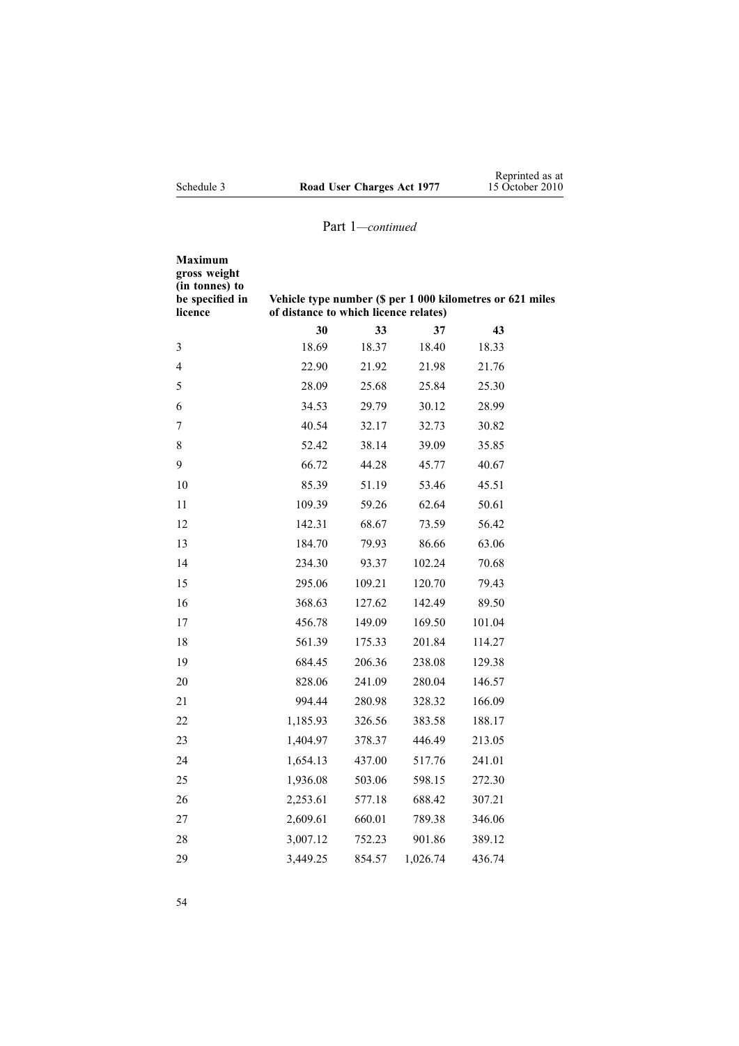## Part 1—*continued*

| **Maximum gross weight (in tonnes) to be specified in licence** | **Vehicle type number ($ per 1 000 kilometres or 621 miles of distance to which licence relates)** | | | |
|---|---|---|---|---|
| | **30** | **33** | **37** | **43** |
| 3 | 18.69 | 18.37 | 18.40 | 18.33 |
| 4 | 22.90 | 21.92 | 21.98 | 21.76 |
| 5 | 28.09 | 25.68 | 25.84 | 25.30 |
| 6 | 34.53 | 29.79 | 30.12 | 28.99 |
| 7 | 40.54 | 32.17 | 32.73 | 30.82 |
| 8 | 52.42 | 38.14 | 39.09 | 35.85 |
| 9 | 66.72 | 44.28 | 45.77 | 40.67 |
| 10 | 85.39 | 51.19 | 53.46 | 45.51 |
| 11 | 109.39 | 59.26 | 62.64 | 50.61 |
| 12 | 142.31 | 68.67 | 73.59 | 56.42 |
| 13 | 184.70 | 79.93 | 86.66 | 63.06 |
| 14 | 234.30 | 93.37 | 102.24 | 70.68 |
| 15 | 295.06 | 109.21 | 120.70 | 79.43 |
| 16 | 368.63 | 127.62 | 142.49 | 89.50 |
| 17 | 456.78 | 149.09 | 169.50 | 101.04 |
| 18 | 561.39 | 175.33 | 201.84 | 114.27 |
| 19 | 684.45 | 206.36 | 238.08 | 129.38 |
| 20 | 828.06 | 241.09 | 280.04 | 146.57 |
| 21 | 994.44 | 280.98 | 328.32 | 166.09 |
| 22 | 1,185.93 | 326.56 | 383.58 | 188.17 |
| 23 | 1,404.97 | 378.37 | 446.49 | 213.05 |
| 24 | 1,654.13 | 437.00 | 517.76 | 241.01 |
| 25 | 1,936.08 | 503.06 | 598.15 | 272.30 |
| 26 | 2,253.61 | 577.18 | 688.42 | 307.21 |
| 27 | 2,609.61 | 660.01 | 789.38 | 346.06 |
| 28 | 3,007.12 | 752.23 | 901.86 | 389.12 |
| 29 | 3,449.25 | 854.57 | 1,026.74 | 436.74 |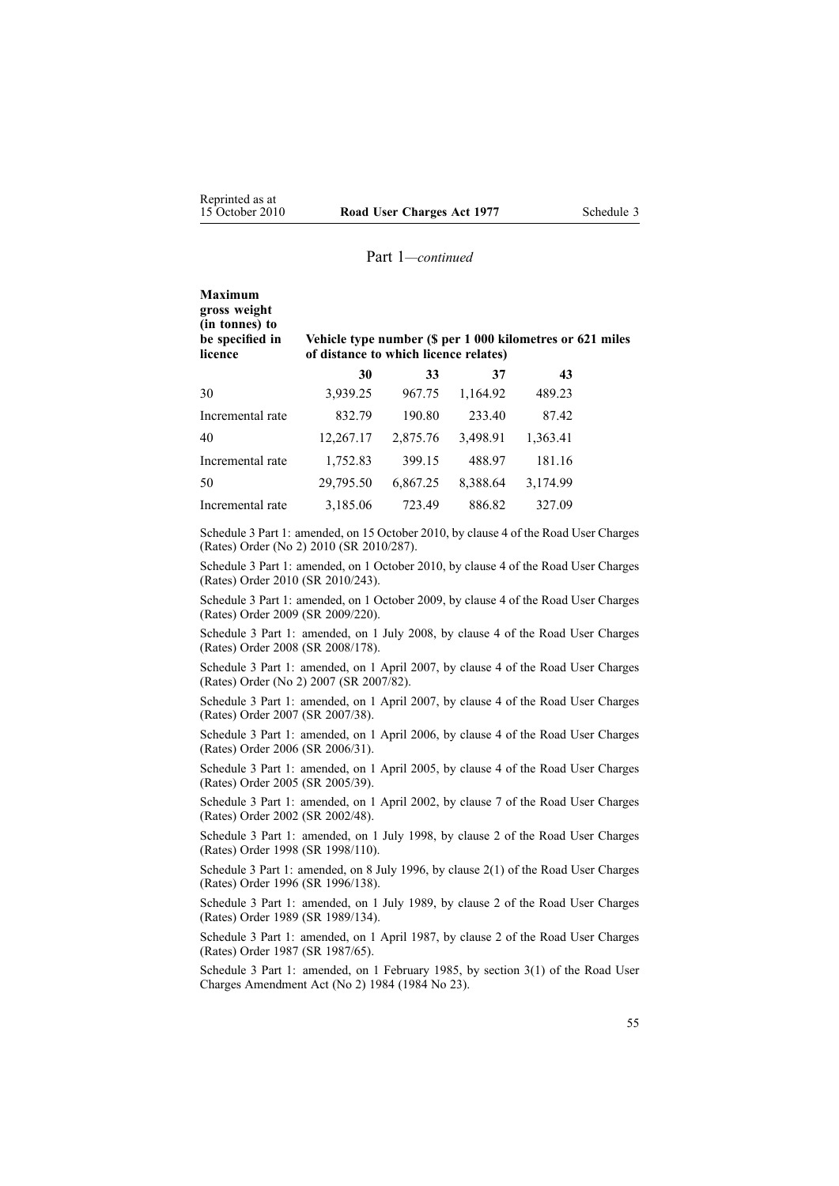Part 1—*continued*

| **Maximum gross weight (in tonnes) to be specified in licence** | **Vehicle type number ($ per 1 000 kilometres or 621 miles of distance to which licence relates)** | | | |
|---|---|---|---|---|
| | **30** | **33** | **37** | **43** |
| 30 | 3,939.25 | 967.75 | 1,164.92 | 489.23 |
| Incremental rate | 832.79 | 190.80 | 233.40 | 87.42 |
| 40 | 12,267.17 | 2,875.76 | 3,498.91 | 1,363.41 |
| Incremental rate | 1,752.83 | 399.15 | 488.97 | 181.16 |
| 50 | 29,795.50 | 6,867.25 | 8,388.64 | 3,174.99 |
| Incremental rate | 3,185.06 | 723.49 | 886.82 | 327.09 |

Schedule 3 Part 1: amended, on 15 October 2010, by clause 4 of the Road User Charges (Rates) Order (No 2) 2010 (SR 2010/287).

Schedule 3 Part 1: amended, on 1 October 2010, by clause 4 of the Road User Charges (Rates) Order 2010 (SR 2010/243).

Schedule 3 Part 1: amended, on 1 October 2009, by clause 4 of the Road User Charges (Rates) Order 2009 (SR 2009/220).

Schedule 3 Part 1: amended, on 1 July 2008, by clause 4 of the Road User Charges (Rates) Order 2008 (SR 2008/178).

Schedule 3 Part 1: amended, on 1 April 2007, by clause 4 of the Road User Charges (Rates) Order (No 2) 2007 (SR 2007/82).

Schedule 3 Part 1: amended, on 1 April 2007, by clause 4 of the Road User Charges (Rates) Order 2007 (SR 2007/38).

Schedule 3 Part 1: amended, on 1 April 2006, by clause 4 of the Road User Charges (Rates) Order 2006 (SR 2006/31).

Schedule 3 Part 1: amended, on 1 April 2005, by clause 4 of the Road User Charges (Rates) Order 2005 (SR 2005/39).

Schedule 3 Part 1: amended, on 1 April 2002, by clause 7 of the Road User Charges (Rates) Order 2002 (SR 2002/48).

Schedule 3 Part 1: amended, on 1 July 1998, by clause 2 of the Road User Charges (Rates) Order 1998 (SR 1998/110).

Schedule 3 Part 1: amended, on 8 July 1996, by clause 2(1) of the Road User Charges (Rates) Order 1996 (SR 1996/138).

Schedule 3 Part 1: amended, on 1 July 1989, by clause 2 of the Road User Charges (Rates) Order 1989 (SR 1989/134).

Schedule 3 Part 1: amended, on 1 April 1987, by clause 2 of the Road User Charges (Rates) Order 1987 (SR 1987/65).

Schedule 3 Part 1: amended, on 1 February 1985, by section 3(1) of the Road User Charges Amendment Act (No 2) 1984 (1984 No 23).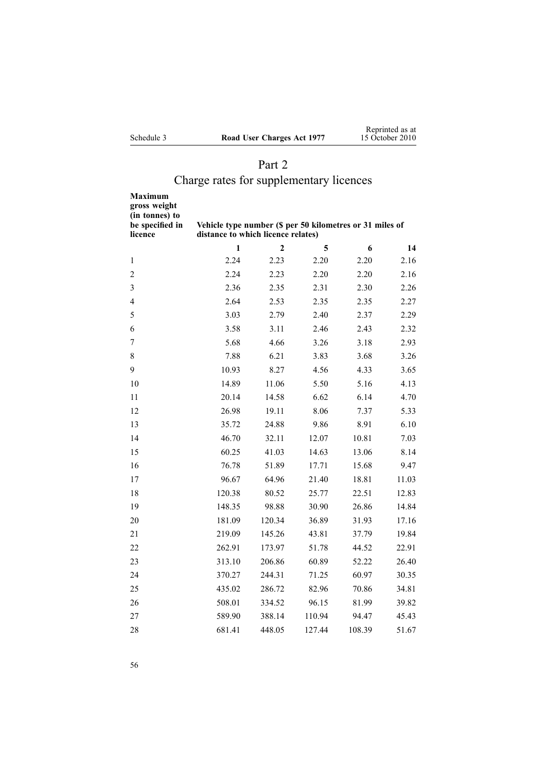## Part 2
## Charge rates for supplementary licences

| Maximum gross weight (in tonnes) to be specified in licence | Vehicle type number ($ per 50 kilometres or 31 miles of distance to which licence relates) | | | | |
|---|---|---|---|---|---|
| | **1** | **2** | **5** | **6** | **14** |
| 1 | 2.24 | 2.23 | 2.20 | 2.20 | 2.16 |
| 2 | 2.24 | 2.23 | 2.20 | 2.20 | 2.16 |
| 3 | 2.36 | 2.35 | 2.31 | 2.30 | 2.26 |
| 4 | 2.64 | 2.53 | 2.35 | 2.35 | 2.27 |
| 5 | 3.03 | 2.79 | 2.40 | 2.37 | 2.29 |
| 6 | 3.58 | 3.11 | 2.46 | 2.43 | 2.32 |
| 7 | 5.68 | 4.66 | 3.26 | 3.18 | 2.93 |
| 8 | 7.88 | 6.21 | 3.83 | 3.68 | 3.26 |
| 9 | 10.93 | 8.27 | 4.56 | 4.33 | 3.65 |
| 10 | 14.89 | 11.06 | 5.50 | 5.16 | 4.13 |
| 11 | 20.14 | 14.58 | 6.62 | 6.14 | 4.70 |
| 12 | 26.98 | 19.11 | 8.06 | 7.37 | 5.33 |
| 13 | 35.72 | 24.88 | 9.86 | 8.91 | 6.10 |
| 14 | 46.70 | 32.11 | 12.07 | 10.81 | 7.03 |
| 15 | 60.25 | 41.03 | 14.63 | 13.06 | 8.14 |
| 16 | 76.78 | 51.89 | 17.71 | 15.68 | 9.47 |
| 17 | 96.67 | 64.96 | 21.40 | 18.81 | 11.03 |
| 18 | 120.38 | 80.52 | 25.77 | 22.51 | 12.83 |
| 19 | 148.35 | 98.88 | 30.90 | 26.86 | 14.84 |
| 20 | 181.09 | 120.34 | 36.89 | 31.93 | 17.16 |
| 21 | 219.09 | 145.26 | 43.81 | 37.79 | 19.84 |
| 22 | 262.91 | 173.97 | 51.78 | 44.52 | 22.91 |
| 23 | 313.10 | 206.86 | 60.89 | 52.22 | 26.40 |
| 24 | 370.27 | 244.31 | 71.25 | 60.97 | 30.35 |
| 25 | 435.02 | 286.72 | 82.96 | 70.86 | 34.81 |
| 26 | 508.01 | 334.52 | 96.15 | 81.99 | 39.82 |
| 27 | 589.90 | 388.14 | 110.94 | 94.47 | 45.43 |
| 28 | 681.41 | 448.05 | 127.44 | 108.39 | 51.67 |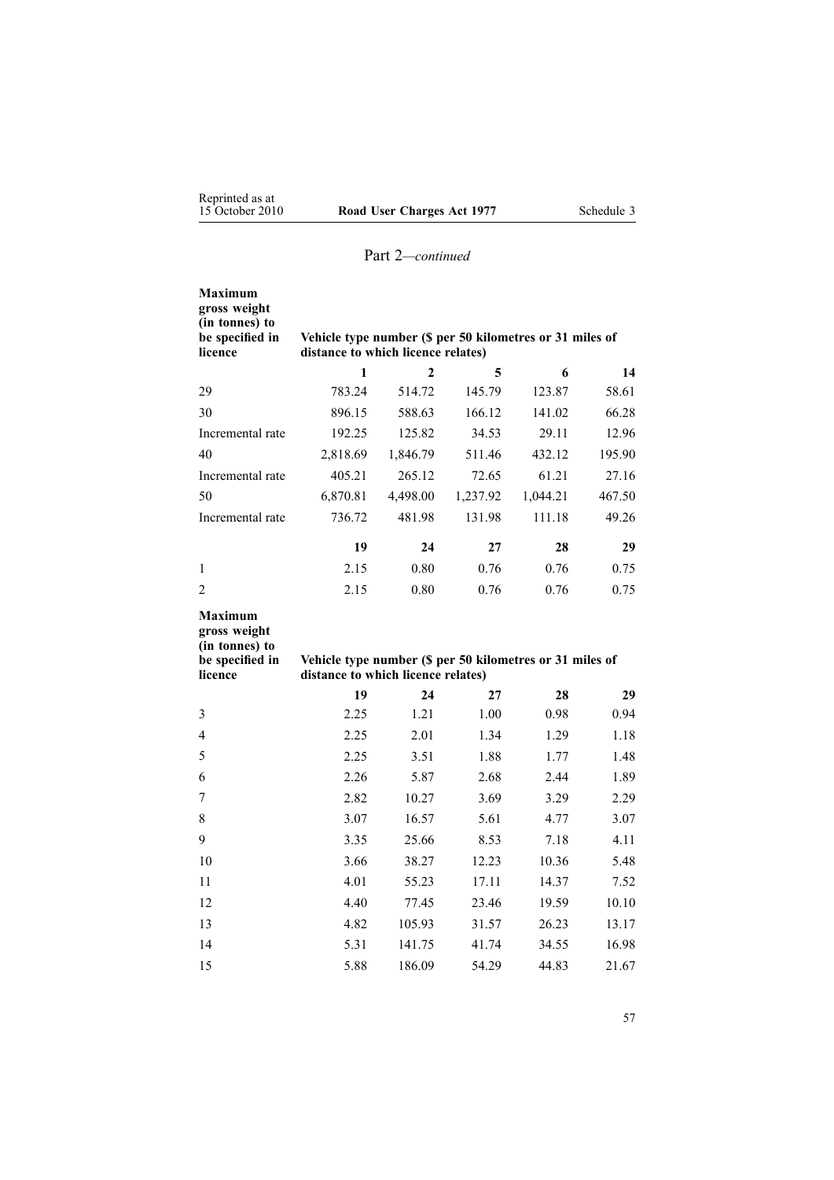## Part 2—*continued*

| Maximum gross weight (in tonnes) to be specified in licence | Vehicle type number ($ per 50 kilometres or 31 miles of distance to which licence relates) | | | | |
|---|---|---|---|---|---|
| | **1** | **2** | **5** | **6** | **14** |
| 29 | 783.24 | 514.72 | 145.79 | 123.87 | 58.61 |
| 30 | 896.15 | 588.63 | 166.12 | 141.02 | 66.28 |
| Incremental rate | 192.25 | 125.82 | 34.53 | 29.11 | 12.96 |
| 40 | 2,818.69 | 1,846.79 | 511.46 | 432.12 | 195.90 |
| Incremental rate | 405.21 | 265.12 | 72.65 | 61.21 | 27.16 |
| 50 | 6,870.81 | 4,498.00 | 1,237.92 | 1,044.21 | 467.50 |
| Incremental rate | 736.72 | 481.98 | 131.98 | 111.18 | 49.26 |
| | **19** | **24** | **27** | **28** | **29** |
| 1 | 2.15 | 0.80 | 0.76 | 0.76 | 0.75 |
| 2 | 2.15 | 0.80 | 0.76 | 0.76 | 0.75 |

| Maximum gross weight (in tonnes) to be specified in licence | Vehicle type number ($ per 50 kilometres or 31 miles of distance to which licence relates) | | | | |
|---|---|---|---|---|---|
| | **19** | **24** | **27** | **28** | **29** |
| 3 | 2.25 | 1.21 | 1.00 | 0.98 | 0.94 |
| 4 | 2.25 | 2.01 | 1.34 | 1.29 | 1.18 |
| 5 | 2.25 | 3.51 | 1.88 | 1.77 | 1.48 |
| 6 | 2.26 | 5.87 | 2.68 | 2.44 | 1.89 |
| 7 | 2.82 | 10.27 | 3.69 | 3.29 | 2.29 |
| 8 | 3.07 | 16.57 | 5.61 | 4.77 | 3.07 |
| 9 | 3.35 | 25.66 | 8.53 | 7.18 | 4.11 |
| 10 | 3.66 | 38.27 | 12.23 | 10.36 | 5.48 |
| 11 | 4.01 | 55.23 | 17.11 | 14.37 | 7.52 |
| 12 | 4.40 | 77.45 | 23.46 | 19.59 | 10.10 |
| 13 | 4.82 | 105.93 | 31.57 | 26.23 | 13.17 |
| 14 | 5.31 | 141.75 | 41.74 | 34.55 | 16.98 |
| 15 | 5.88 | 186.09 | 54.29 | 44.83 | 21.67 |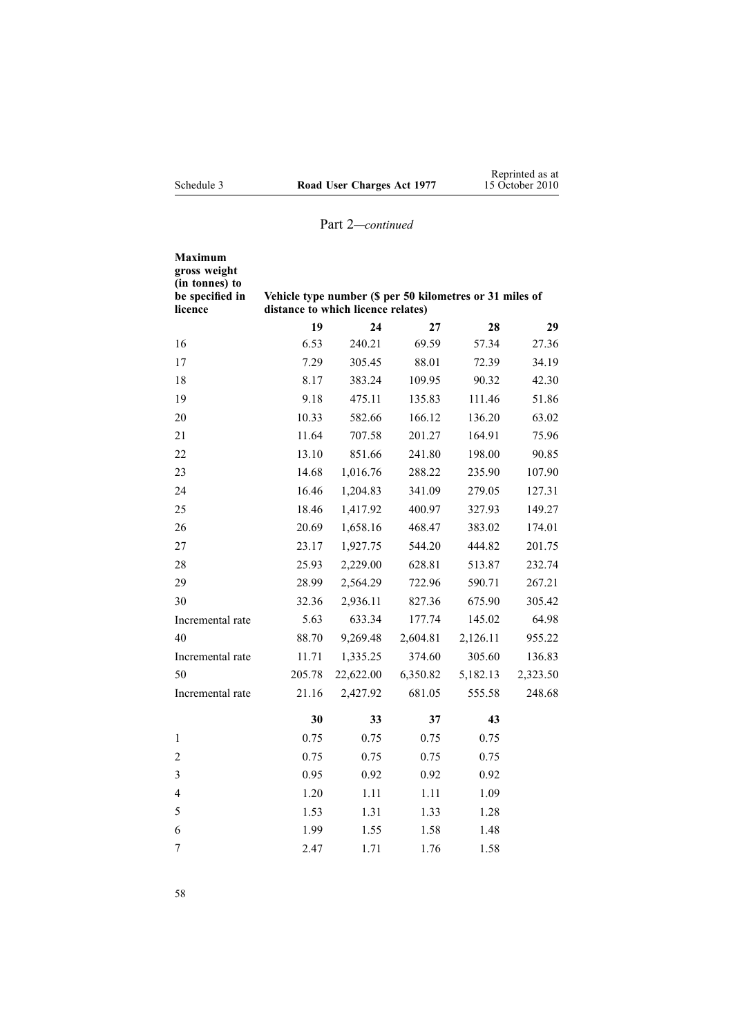Part 2—*continued*

| Maximum gross weight (in tonnes) to be specified in licence | Vehicle type number ($ per 50 kilometres or 31 miles of distance to which licence relates) | | | | |
|---|---|---|---|---|---|
| | **19** | **24** | **27** | **28** | **29** |
| 16 | 6.53 | 240.21 | 69.59 | 57.34 | 27.36 |
| 17 | 7.29 | 305.45 | 88.01 | 72.39 | 34.19 |
| 18 | 8.17 | 383.24 | 109.95 | 90.32 | 42.30 |
| 19 | 9.18 | 475.11 | 135.83 | 111.46 | 51.86 |
| 20 | 10.33 | 582.66 | 166.12 | 136.20 | 63.02 |
| 21 | 11.64 | 707.58 | 201.27 | 164.91 | 75.96 |
| 22 | 13.10 | 851.66 | 241.80 | 198.00 | 90.85 |
| 23 | 14.68 | 1,016.76 | 288.22 | 235.90 | 107.90 |
| 24 | 16.46 | 1,204.83 | 341.09 | 279.05 | 127.31 |
| 25 | 18.46 | 1,417.92 | 400.97 | 327.93 | 149.27 |
| 26 | 20.69 | 1,658.16 | 468.47 | 383.02 | 174.01 |
| 27 | 23.17 | 1,927.75 | 544.20 | 444.82 | 201.75 |
| 28 | 25.93 | 2,229.00 | 628.81 | 513.87 | 232.74 |
| 29 | 28.99 | 2,564.29 | 722.96 | 590.71 | 267.21 |
| 30 | 32.36 | 2,936.11 | 827.36 | 675.90 | 305.42 |
| Incremental rate | 5.63 | 633.34 | 177.74 | 145.02 | 64.98 |
| 40 | 88.70 | 9,269.48 | 2,604.81 | 2,126.11 | 955.22 |
| Incremental rate | 11.71 | 1,335.25 | 374.60 | 305.60 | 136.83 |
| 50 | 205.78 | 22,622.00 | 6,350.82 | 5,182.13 | 2,323.50 |
| Incremental rate | 21.16 | 2,427.92 | 681.05 | 555.58 | 248.68 |
| | **30** | **33** | **37** | **43** | |
| 1 | 0.75 | 0.75 | 0.75 | 0.75 | |
| 2 | 0.75 | 0.75 | 0.75 | 0.75 | |
| 3 | 0.95 | 0.92 | 0.92 | 0.92 | |
| 4 | 1.20 | 1.11 | 1.11 | 1.09 | |
| 5 | 1.53 | 1.31 | 1.33 | 1.28 | |
| 6 | 1.99 | 1.55 | 1.58 | 1.48 | |
| 7 | 2.47 | 1.71 | 1.76 | 1.58 | |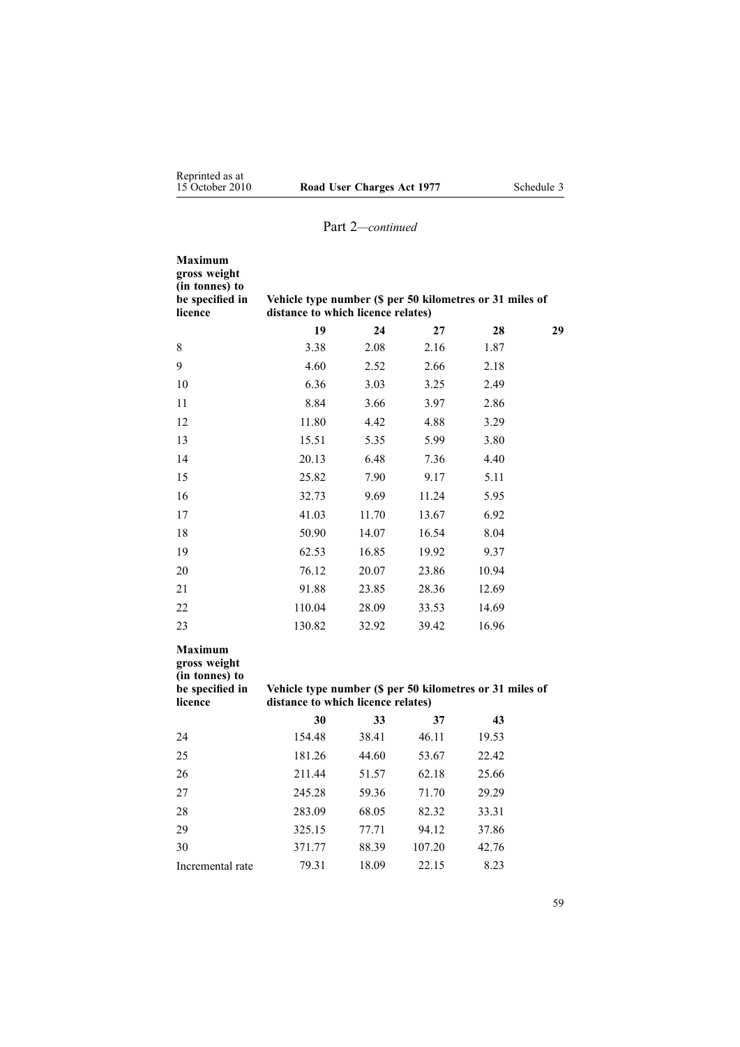## Part 2—*continued*

| Maximum gross weight (in tonnes) to be specified in licence | Vehicle type number ($ per 50 kilometres or 31 miles of distance to which licence relates) | | | | |
|---|---|---|---|---|---|
| | **19** | **24** | **27** | **28** | **29** |
| 8 | 3.38 | 2.08 | 2.16 | 1.87 | |
| 9 | 4.60 | 2.52 | 2.66 | 2.18 | |
| 10 | 6.36 | 3.03 | 3.25 | 2.49 | |
| 11 | 8.84 | 3.66 | 3.97 | 2.86 | |
| 12 | 11.80 | 4.42 | 4.88 | 3.29 | |
| 13 | 15.51 | 5.35 | 5.99 | 3.80 | |
| 14 | 20.13 | 6.48 | 7.36 | 4.40 | |
| 15 | 25.82 | 7.90 | 9.17 | 5.11 | |
| 16 | 32.73 | 9.69 | 11.24 | 5.95 | |
| 17 | 41.03 | 11.70 | 13.67 | 6.92 | |
| 18 | 50.90 | 14.07 | 16.54 | 8.04 | |
| 19 | 62.53 | 16.85 | 19.92 | 9.37 | |
| 20 | 76.12 | 20.07 | 23.86 | 10.94 | |
| 21 | 91.88 | 23.85 | 28.36 | 12.69 | |
| 22 | 110.04 | 28.09 | 33.53 | 14.69 | |
| 23 | 130.82 | 32.92 | 39.42 | 16.96 | |

| Maximum gross weight (in tonnes) to be specified in licence | Vehicle type number ($ per 50 kilometres or 31 miles of distance to which licence relates) | | | |
|---|---|---|---|---|
| | **30** | **33** | **37** | **43** |
| 24 | 154.48 | 38.41 | 46.11 | 19.53 |
| 25 | 181.26 | 44.60 | 53.67 | 22.42 |
| 26 | 211.44 | 51.57 | 62.18 | 25.66 |
| 27 | 245.28 | 59.36 | 71.70 | 29.29 |
| 28 | 283.09 | 68.05 | 82.32 | 33.31 |
| 29 | 325.15 | 77.71 | 94.12 | 37.86 |
| 30 | 371.77 | 88.39 | 107.20 | 42.76 |
| Incremental rate | 79.31 | 18.09 | 22.15 | 8.23 |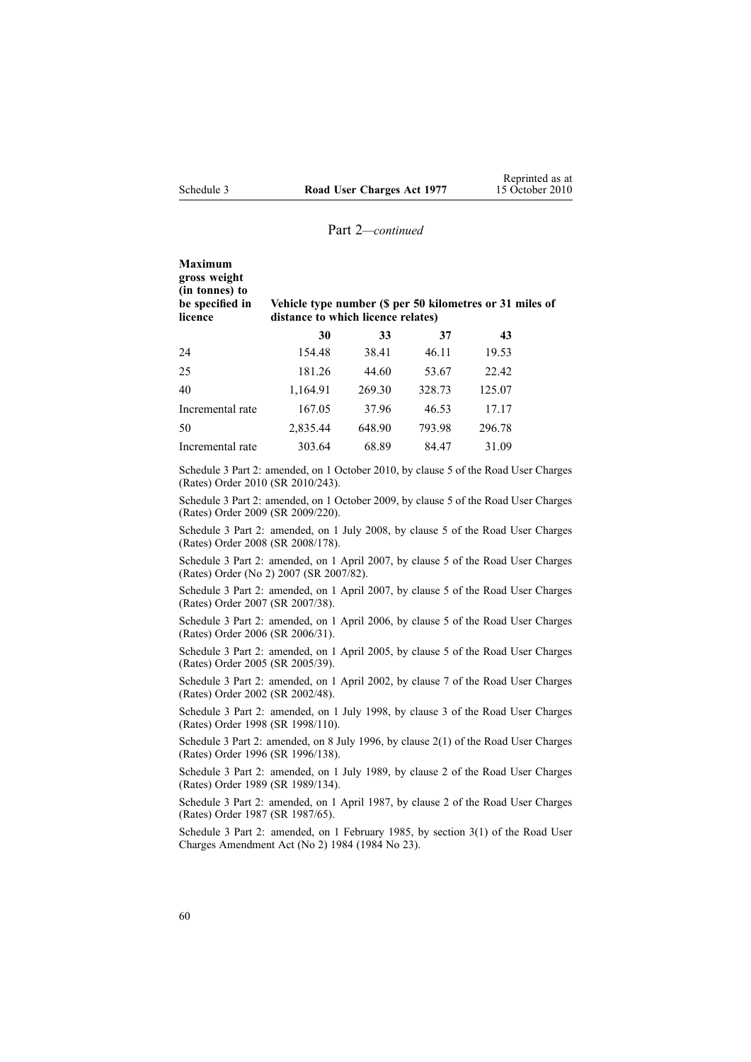## Part 2—*continued*

| **Maximum gross weight (in tonnes) to be specified in licence** | **Vehicle type number ($ per 50 kilometres or 31 miles of distance to which licence relates)** | | | |
|---|---|---|---|---|
| | **30** | **33** | **37** | **43** |
| 24 | 154.48 | 38.41 | 46.11 | 19.53 |
| 25 | 181.26 | 44.60 | 53.67 | 22.42 |
| 40 | 1,164.91 | 269.30 | 328.73 | 125.07 |
| Incremental rate | 167.05 | 37.96 | 46.53 | 17.17 |
| 50 | 2,835.44 | 648.90 | 793.98 | 296.78 |
| Incremental rate | 303.64 | 68.89 | 84.47 | 31.09 |

Schedule 3 Part 2: amended, on 1 October 2010, by clause 5 of the Road User Charges (Rates) Order 2010 (SR 2010/243).

Schedule 3 Part 2: amended, on 1 October 2009, by clause 5 of the Road User Charges (Rates) Order 2009 (SR 2009/220).

Schedule 3 Part 2: amended, on 1 July 2008, by clause 5 of the Road User Charges (Rates) Order 2008 (SR 2008/178).

Schedule 3 Part 2: amended, on 1 April 2007, by clause 5 of the Road User Charges (Rates) Order (No 2) 2007 (SR 2007/82).

Schedule 3 Part 2: amended, on 1 April 2007, by clause 5 of the Road User Charges (Rates) Order 2007 (SR 2007/38).

Schedule 3 Part 2: amended, on 1 April 2006, by clause 5 of the Road User Charges (Rates) Order 2006 (SR 2006/31).

Schedule 3 Part 2: amended, on 1 April 2005, by clause 5 of the Road User Charges (Rates) Order 2005 (SR 2005/39).

Schedule 3 Part 2: amended, on 1 April 2002, by clause 7 of the Road User Charges (Rates) Order 2002 (SR 2002/48).

Schedule 3 Part 2: amended, on 1 July 1998, by clause 3 of the Road User Charges (Rates) Order 1998 (SR 1998/110).

Schedule 3 Part 2: amended, on 8 July 1996, by clause 2(1) of the Road User Charges (Rates) Order 1996 (SR 1996/138).

Schedule 3 Part 2: amended, on 1 July 1989, by clause 2 of the Road User Charges (Rates) Order 1989 (SR 1989/134).

Schedule 3 Part 2: amended, on 1 April 1987, by clause 2 of the Road User Charges (Rates) Order 1987 (SR 1987/65).

Schedule 3 Part 2: amended, on 1 February 1985, by section 3(1) of the Road User Charges Amendment Act (No 2) 1984 (1984 No 23).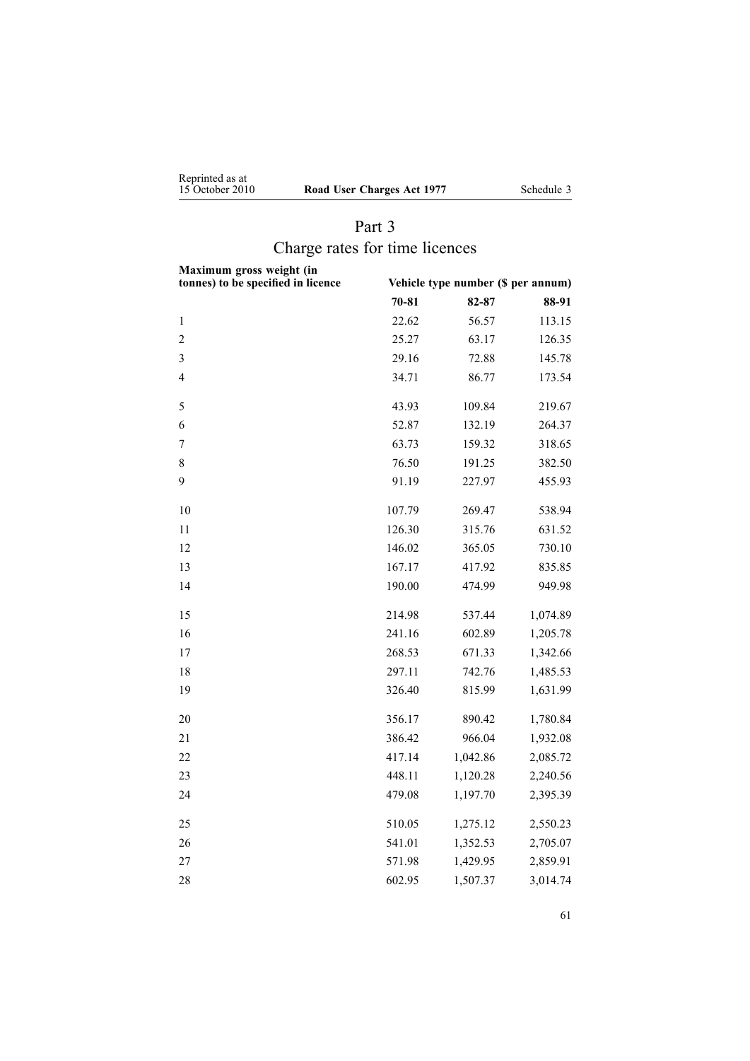## Part 3

## Charge rates for time licences

| Maximum gross weight (in tonnes) to be specified in licence | Vehicle type number ($ per annum) | | |
|---|---|---|---|
| | 70-81 | 82-87 | 88-91 |
| 1 | 22.62 | 56.57 | 113.15 |
| 2 | 25.27 | 63.17 | 126.35 |
| 3 | 29.16 | 72.88 | 145.78 |
| 4 | 34.71 | 86.77 | 173.54 |
| 5 | 43.93 | 109.84 | 219.67 |
| 6 | 52.87 | 132.19 | 264.37 |
| 7 | 63.73 | 159.32 | 318.65 |
| 8 | 76.50 | 191.25 | 382.50 |
| 9 | 91.19 | 227.97 | 455.93 |
| 10 | 107.79 | 269.47 | 538.94 |
| 11 | 126.30 | 315.76 | 631.52 |
| 12 | 146.02 | 365.05 | 730.10 |
| 13 | 167.17 | 417.92 | 835.85 |
| 14 | 190.00 | 474.99 | 949.98 |
| 15 | 214.98 | 537.44 | 1,074.89 |
| 16 | 241.16 | 602.89 | 1,205.78 |
| 17 | 268.53 | 671.33 | 1,342.66 |
| 18 | 297.11 | 742.76 | 1,485.53 |
| 19 | 326.40 | 815.99 | 1,631.99 |
| 20 | 356.17 | 890.42 | 1,780.84 |
| 21 | 386.42 | 966.04 | 1,932.08 |
| 22 | 417.14 | 1,042.86 | 2,085.72 |
| 23 | 448.11 | 1,120.28 | 2,240.56 |
| 24 | 479.08 | 1,197.70 | 2,395.39 |
| 25 | 510.05 | 1,275.12 | 2,550.23 |
| 26 | 541.01 | 1,352.53 | 2,705.07 |
| 27 | 571.98 | 1,429.95 | 2,859.91 |
| 28 | 602.95 | 1,507.37 | 3,014.74 |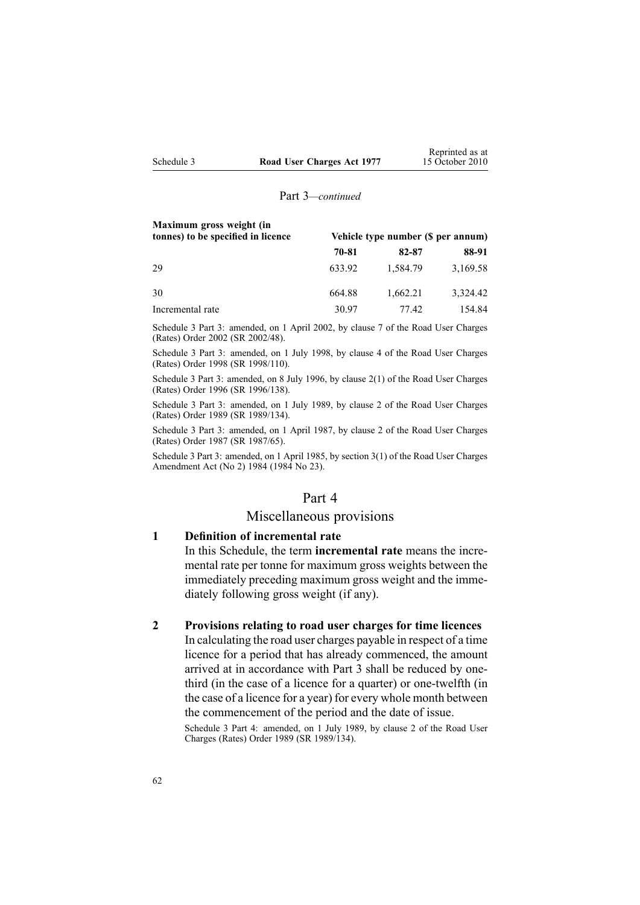Part 3—*continued*

| Maximum gross weight (in tonnes) to be specified in licence | Vehicle type number ($ per annum) | | |
|---|---|---|---|
| | **70-81** | **82-87** | **88-91** |
| 29 | 633.92 | 1,584.79 | 3,169.58 |
| 30 | 664.88 | 1,662.21 | 3,324.42 |
| Incremental rate | 30.97 | 77.42 | 154.84 |

Schedule 3 Part 3: amended, on 1 April 2002, by clause 7 of the Road User Charges (Rates) Order 2002 (SR 2002/48).

Schedule 3 Part 3: amended, on 1 July 1998, by clause 4 of the Road User Charges (Rates) Order 1998 (SR 1998/110).

Schedule 3 Part 3: amended, on 8 July 1996, by clause 2(1) of the Road User Charges (Rates) Order 1996 (SR 1996/138).

Schedule 3 Part 3: amended, on 1 July 1989, by clause 2 of the Road User Charges (Rates) Order 1989 (SR 1989/134).

Schedule 3 Part 3: amended, on 1 April 1987, by clause 2 of the Road User Charges (Rates) Order 1987 (SR 1987/65).

Schedule 3 Part 3: amended, on 1 April 1985, by section 3(1) of the Road User Charges Amendment Act (No 2) 1984 (1984 No 23).

## Part 4
## Miscellaneous provisions

### 1 Definition of incremental rate

In this Schedule, the term **incremental rate** means the incremental rate per tonne for maximum gross weights between the immediately preceding maximum gross weight and the immediately following gross weight (if any).

### 2 Provisions relating to road user charges for time licences

In calculating the road user charges payable in respect of a time licence for a period that has already commenced, the amount arrived at in accordance with Part 3 shall be reduced by one-third (in the case of a licence for a quarter) or one-twelfth (in the case of a licence for a year) for every whole month between the commencement of the period and the date of issue.

Schedule 3 Part 4: amended, on 1 July 1989, by clause 2 of the Road User Charges (Rates) Order 1989 (SR 1989/134).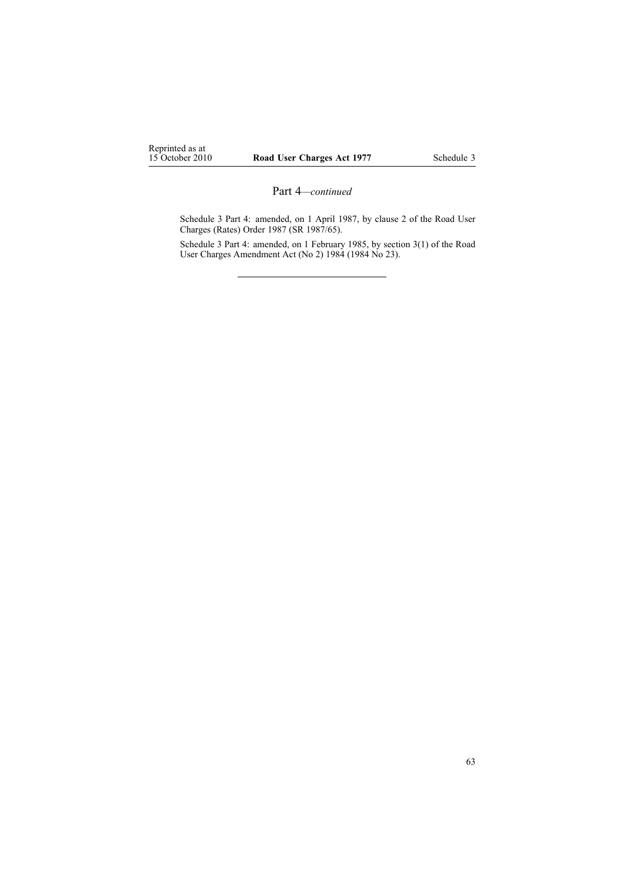## Part 4—*continued*

Schedule 3 Part 4: amended, on 1 April 1987, by clause 2 of the Road User Charges (Rates) Order 1987 (SR 1987/65).

Schedule 3 Part 4: amended, on 1 February 1985, by section 3(1) of the Road User Charges Amendment Act (No 2) 1984 (1984 No 23).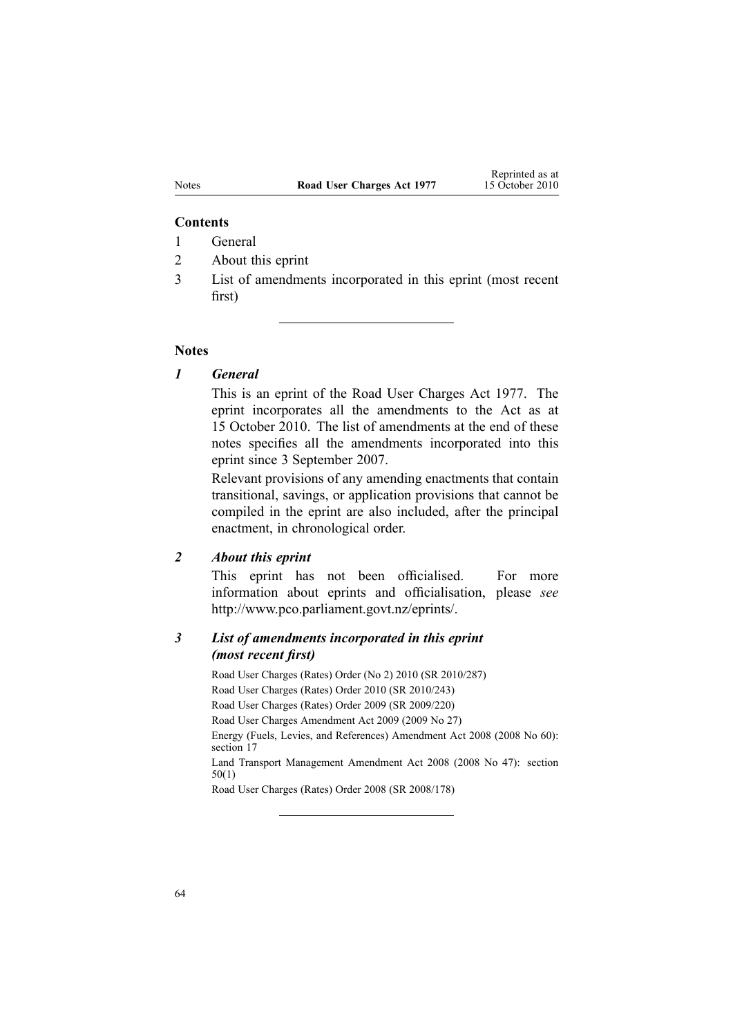**Contents**

1 General

2 About this eprint

3 List of amendments incorporated in this eprint (most recent first)

---

**Notes**

***1 General***

This is an eprint of the Road User Charges Act 1977. The eprint incorporates all the amendments to the Act as at 15 October 2010. The list of amendments at the end of these notes specifies all the amendments incorporated into this eprint since 3 September 2007.

Relevant provisions of any amending enactments that contain transitional, savings, or application provisions that cannot be compiled in the eprint are also included, after the principal enactment, in chronological order.

***2 About this eprint***

This eprint has not been officialised. For more information about eprints and officialisation, please *see* http://www.pco.parliament.govt.nz/eprints/.

***3 List of amendments incorporated in this eprint (most recent first)***

Road User Charges (Rates) Order (No 2) 2010 (SR 2010/287)

Road User Charges (Rates) Order 2010 (SR 2010/243)

Road User Charges (Rates) Order 2009 (SR 2009/220)

Road User Charges Amendment Act 2009 (2009 No 27)

Energy (Fuels, Levies, and References) Amendment Act 2008 (2008 No 60): section 17

Land Transport Management Amendment Act 2008 (2008 No 47): section 50(1)

Road User Charges (Rates) Order 2008 (SR 2008/178)

---